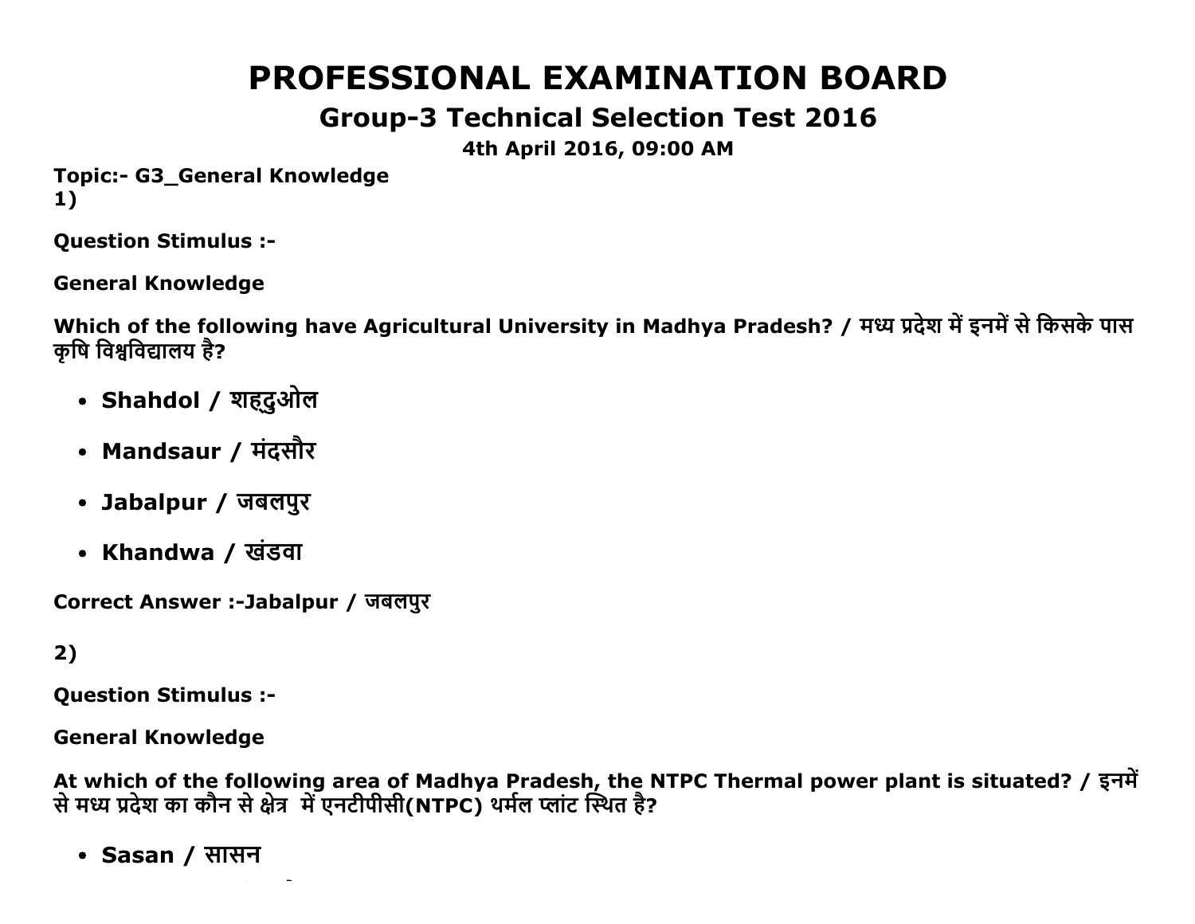# PROFESSIONAL EXAMINATION BOARD

## Group-3 Technical Selection Test 2016

**4th April 2016, 09:00 AM**

**Topic:- G3_General Knowledge**

**1)**

**Question Stimulus :-**

**General Knowledge**

**Which of the following have Agricultural University in Madhya Pradesh? / मध्य प्रदेश में इनमें से किसके पास कृषि विश्वविद्यालय है?**

- **Shahdol / शहदुओल**
- **Mandsaur / मंदसौर**
- **Jabalpur / जबलपुर**
- **Khandwa / खंडवा**

**Correct Answer :-Jabalpur / जबलपुर**

**2)**

**Question Stimulus :-**

**General Knowledge**

**At which of the following area of Madhya Pradesh, the NTPC Thermal power plant is situated? / इनमें से मध्य प्रदेश का कौन से क्षेत्र में एनटीपीसी(NTPC) थर्मल प्लांट स्थित है?**

- **Sasan / सासन**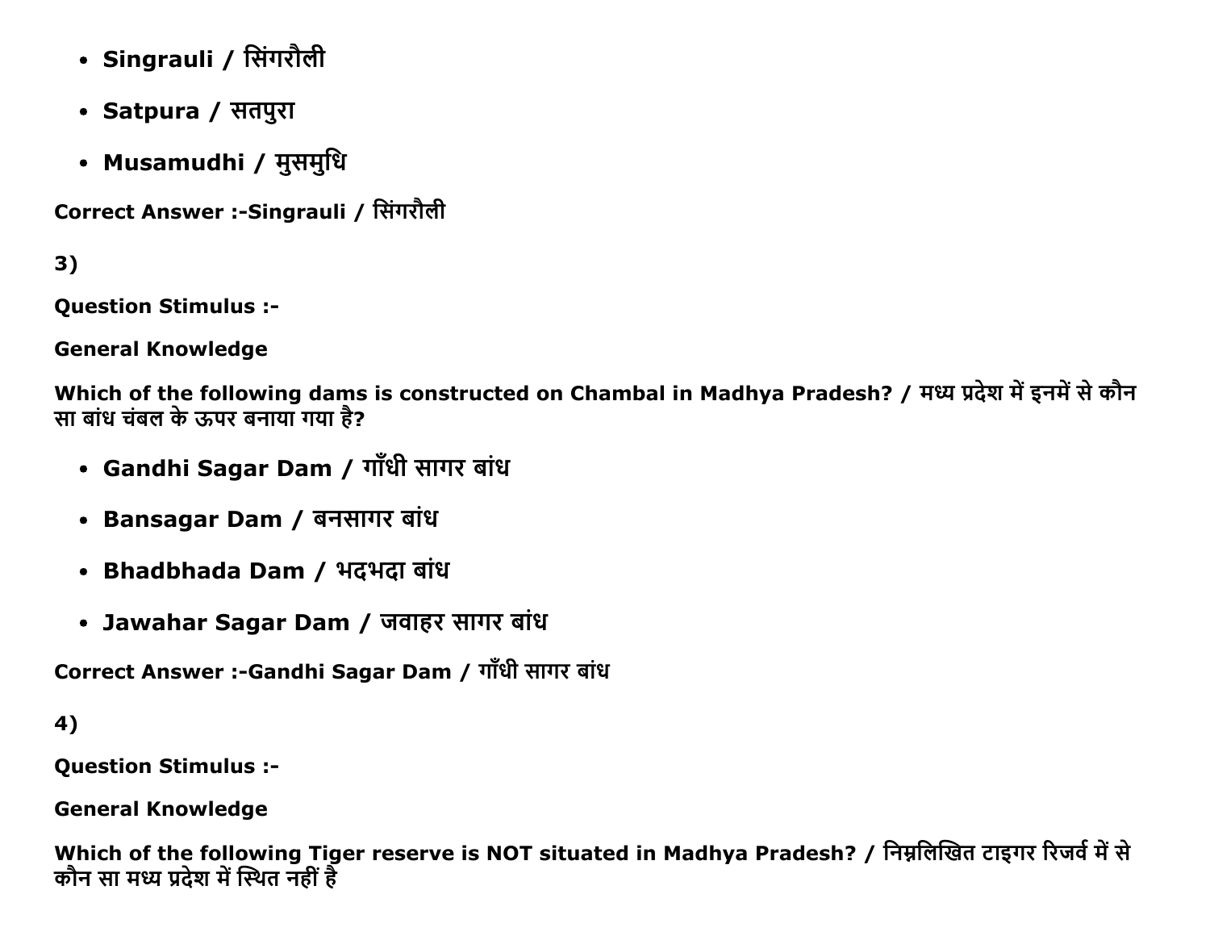- **Singrauli / सिंगरौली**
- **Satpura / सतपुरा**
- **Musamudhi / मुसमुधि**

**Correct Answer :-Singrauli / सिंगरौली**

**3)**

**Question Stimulus :-**

**General Knowledge**

**Which of the following dams is constructed on Chambal in Madhya Pradesh? / मध्य प्रदेश में इनमें से कौन सा बांध चंबल के ऊपर बनाया गया है?**

- **Gandhi Sagar Dam / गाँधी सागर बांध**
- **Bansagar Dam / बनसागर बांध**
- **Bhadbhada Dam / भदभदा बांध**
- **Jawahar Sagar Dam / जवाहर सागर बांध**

**Correct Answer :-Gandhi Sagar Dam / गाँधी सागर बांध**

**4)**

**Question Stimulus :-**

**General Knowledge**

**Which of the following Tiger reserve is NOT situated in Madhya Pradesh? / निम्नलिखित टाइगर रिजर्व में से कौन सा मध्य प्रदेश में स्थित नहीं है**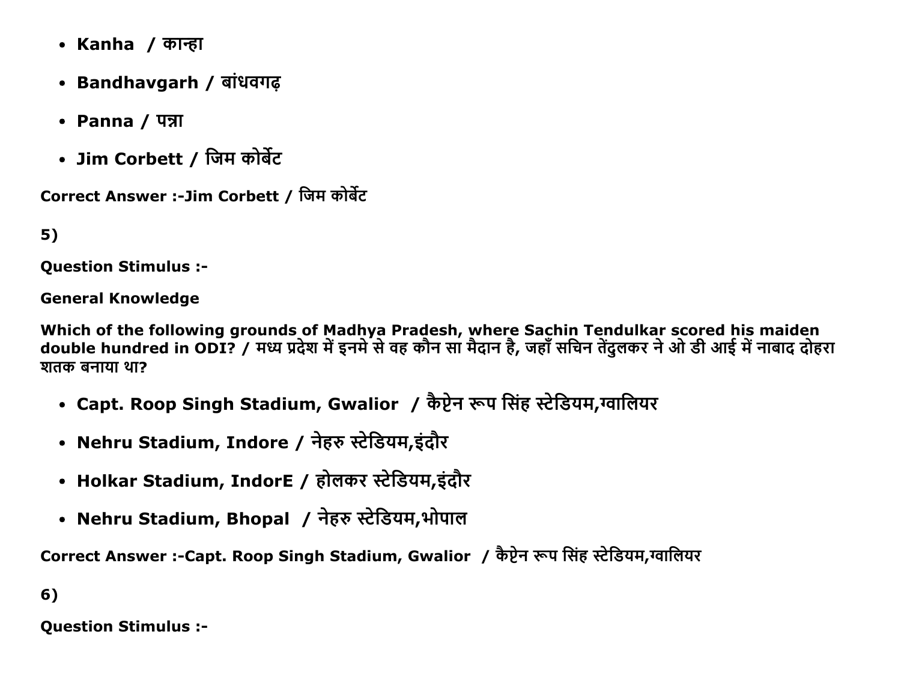- Kanha / कान्हा
- Bandhavgarh / बांधवगढ़
- Panna / पन्ना
- Jim Corbett / जिम कोर्बेट

Correct Answer :-Jim Corbett / जिम कोर्बेट

5)

Question Stimulus :-

General Knowledge

Which of the following grounds of Madhya Pradesh, where Sachin Tendulkar scored his maiden double hundred in ODI? / मध्य प्रदेश में इनमे से वह कौन सा मैदान है, जहाँ सचिन तेंदुलकर ने ओ डी आई में नाबाद दोहरा शतक बनाया था?

- Capt. Roop Singh Stadium, Gwalior / कैप्टेन रूप सिंह स्टेडियम,ग्वालियर
- Nehru Stadium, Indore / नेहरु स्टेडियम,इंदौर
- Holkar Stadium, IndorE / होलकर स्टेडियम,इंदौर
- Nehru Stadium, Bhopal / नेहरु स्टेडियम,भोपाल

Correct Answer :-Capt. Roop Singh Stadium, Gwalior / कैप्टेन रूप सिंह स्टेडियम,ग्वालियर

6)

Question Stimulus :-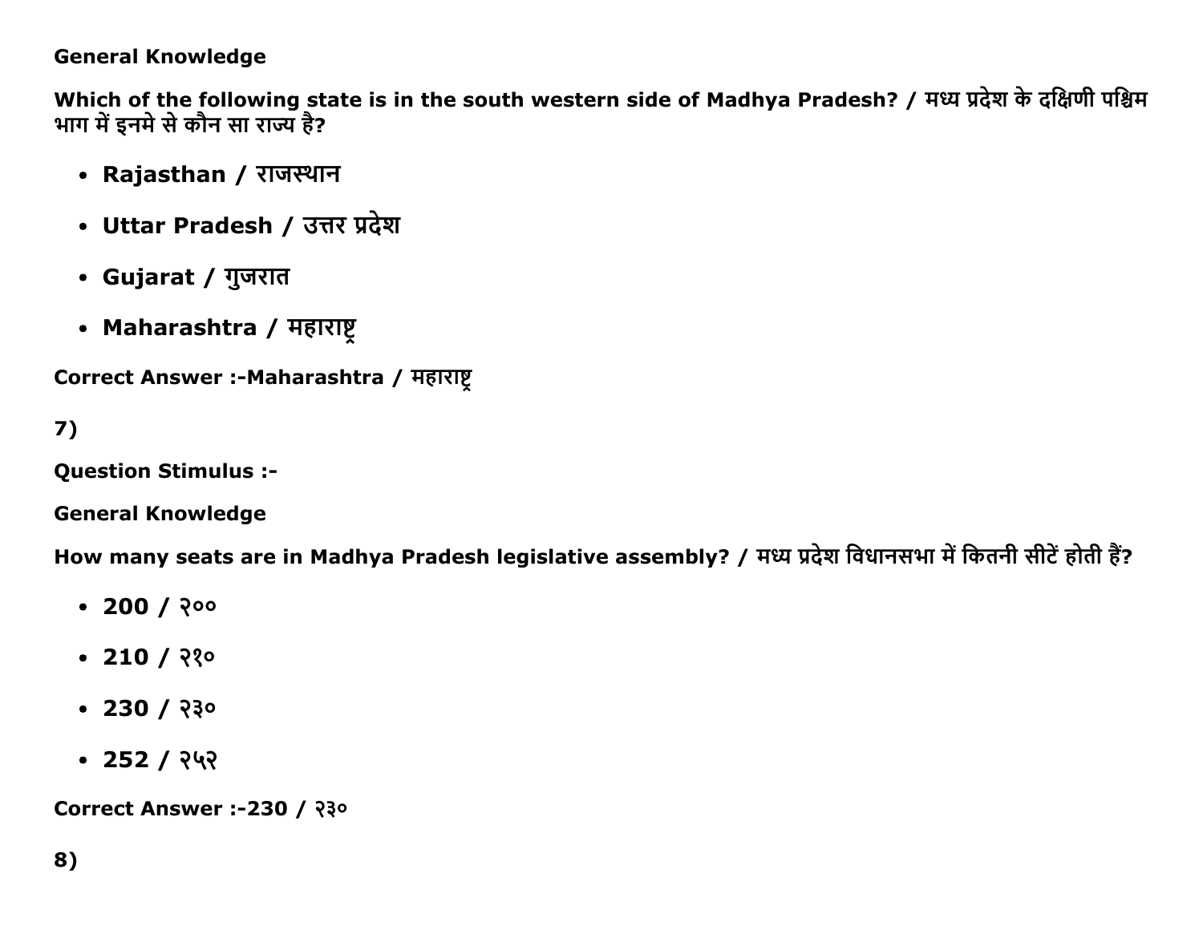**General Knowledge**

**Which of the following state is in the south western side of Madhya Pradesh? / मध्य प्रदेश के दक्षिणी पश्चिम भाग में इनमे से कौन सा राज्य है?**

- **Rajasthan / राजस्थान**
- **Uttar Pradesh / उत्तर प्रदेश**
- **Gujarat / गुजरात**
- **Maharashtra / महाराष्ट्र**

**Correct Answer :-Maharashtra / महाराष्ट्र**

**7)**

**Question Stimulus :-**

**General Knowledge**

**How many seats are in Madhya Pradesh legislative assembly? / मध्य प्रदेश विधानसभा में कितनी सीटें होती हैं?**

- **200 / २००**
- **210 / २१०**
- **230 / २३०**
- **252 / २५२**

**Correct Answer :-230 / २३०**

**8)**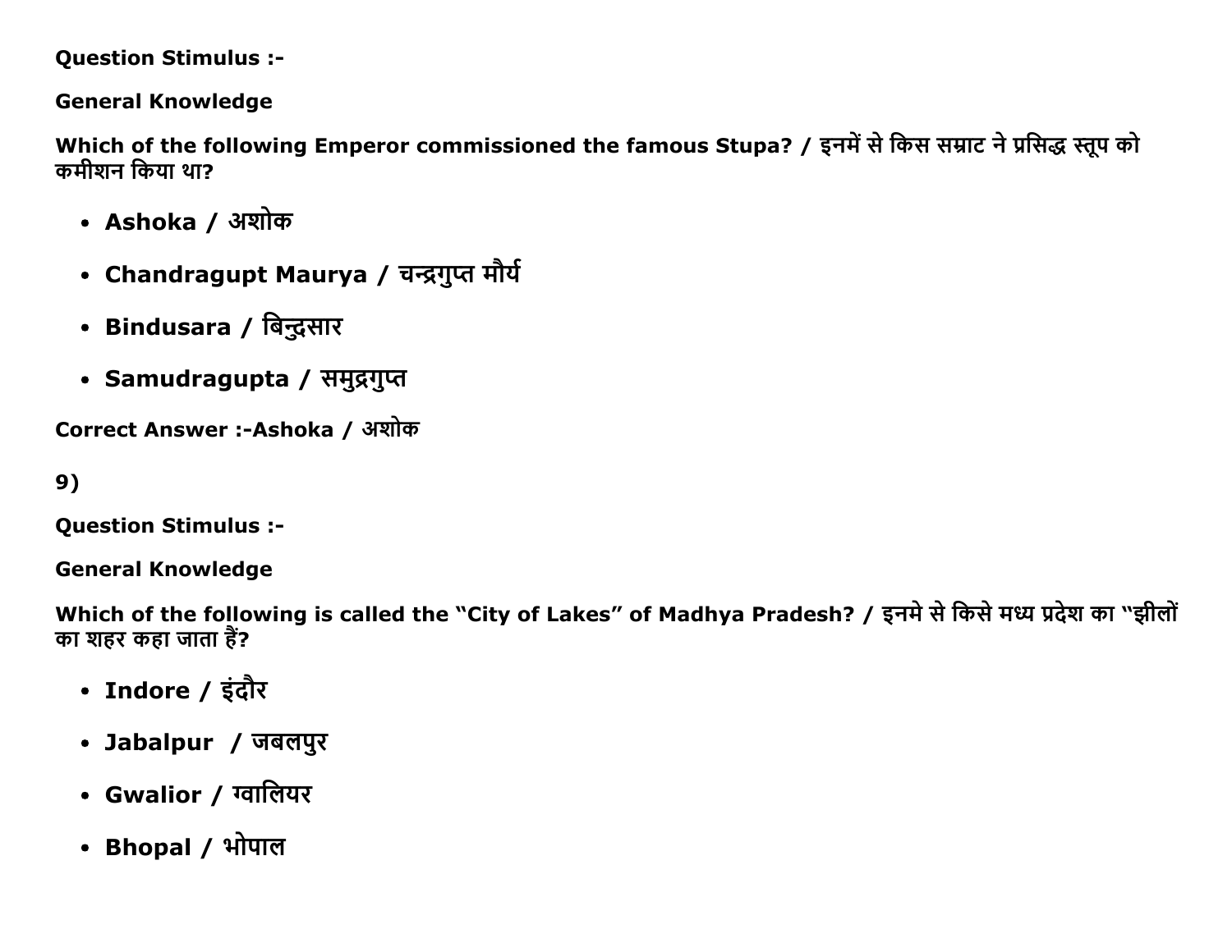**Question Stimulus :-**

**General Knowledge**

**Which of the following Emperor commissioned the famous Stupa? / इनमें से किस सम्राट ने प्रसिद्ध स्तूप को कमीशन किया था?**

- **Ashoka / अशोक**
- **Chandragupt Maurya / चन्द्रगुप्त मौर्य**
- **Bindusara / बिन्दुसार**
- **Samudragupta / समुद्रगुप्त**

**Correct Answer :-Ashoka / अशोक**

**9)**

**Question Stimulus :-**

**General Knowledge**

**Which of the following is called the "City of Lakes" of Madhya Pradesh? / इनमे से किसे मध्य प्रदेश का "झीलों का शहर कहा जाता हैं?**

- **Indore / इंदौर**
- **Jabalpur / जबलपुर**
- **Gwalior / ग्वालियर**
- **Bhopal / भोपाल**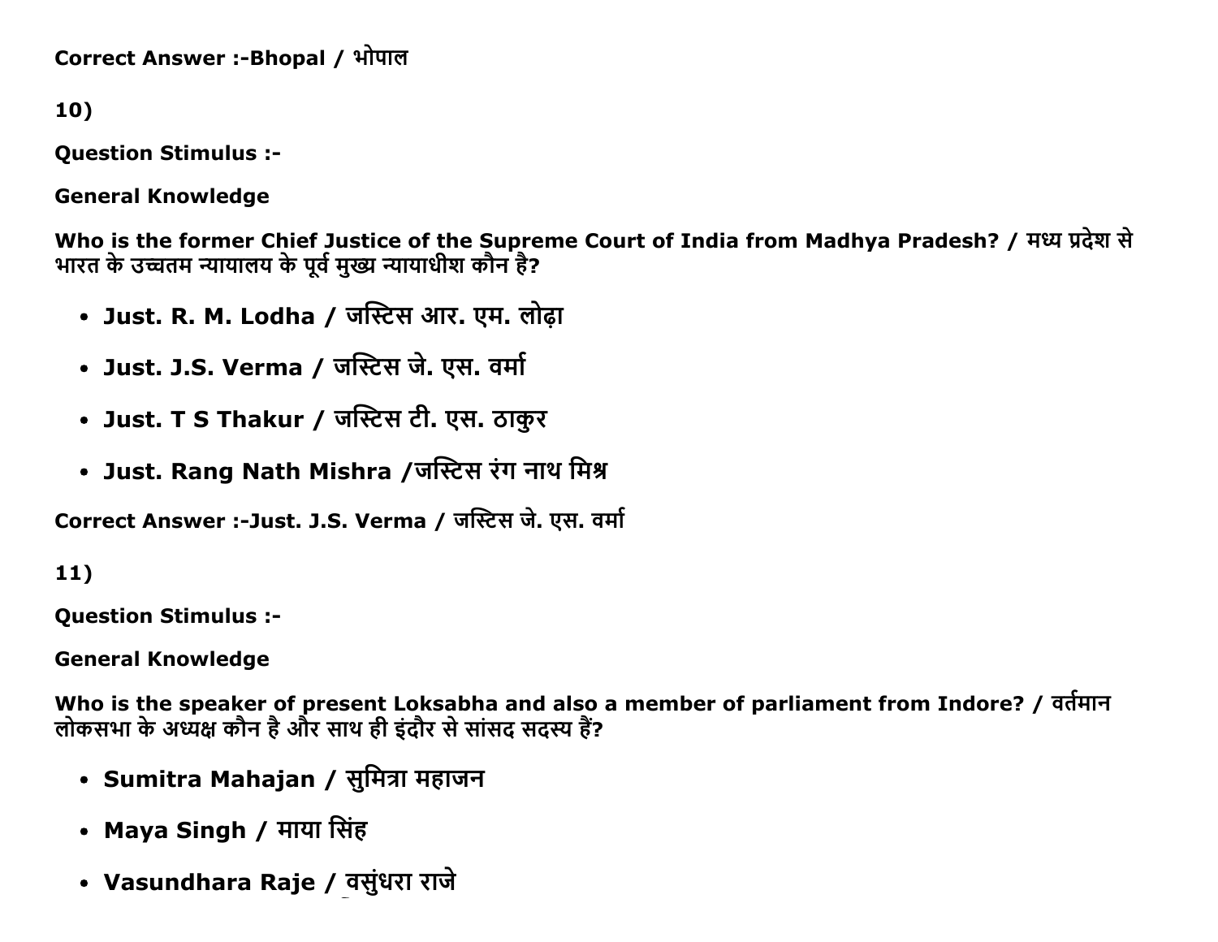**Correct Answer :-Bhopal / भोपाल**

**10)**

**Question Stimulus :-**

**General Knowledge**

**Who is the former Chief Justice of the Supreme Court of India from Madhya Pradesh? / मध्य प्रदेश से भारत के उच्चतम न्यायालय के पूर्व मुख्य न्यायाधीश कौन है?**

- **Just. R. M. Lodha / जस्टिस आर. एम. लोढ़ा**
- **Just. J.S. Verma / जस्टिस जे. एस. वर्मा**
- **Just. T S Thakur / जस्टिस टी. एस. ठाकुर**
- **Just. Rang Nath Mishra /जस्टिस रंग नाथ मिश्र**

**Correct Answer :-Just. J.S. Verma / जस्टिस जे. एस. वर्मा**

**11)**

**Question Stimulus :-**

**General Knowledge**

**Who is the speaker of present Loksabha and also a member of parliament from Indore? / वर्तमान लोकसभा के अध्यक्ष कौन है और साथ ही इंदौर से सांसद सदस्य हैं?**

- **Sumitra Mahajan / सुमित्रा महाजन**
- **Maya Singh / माया सिंह**
- **Vasundhara Raje / वसुंधरा राजे**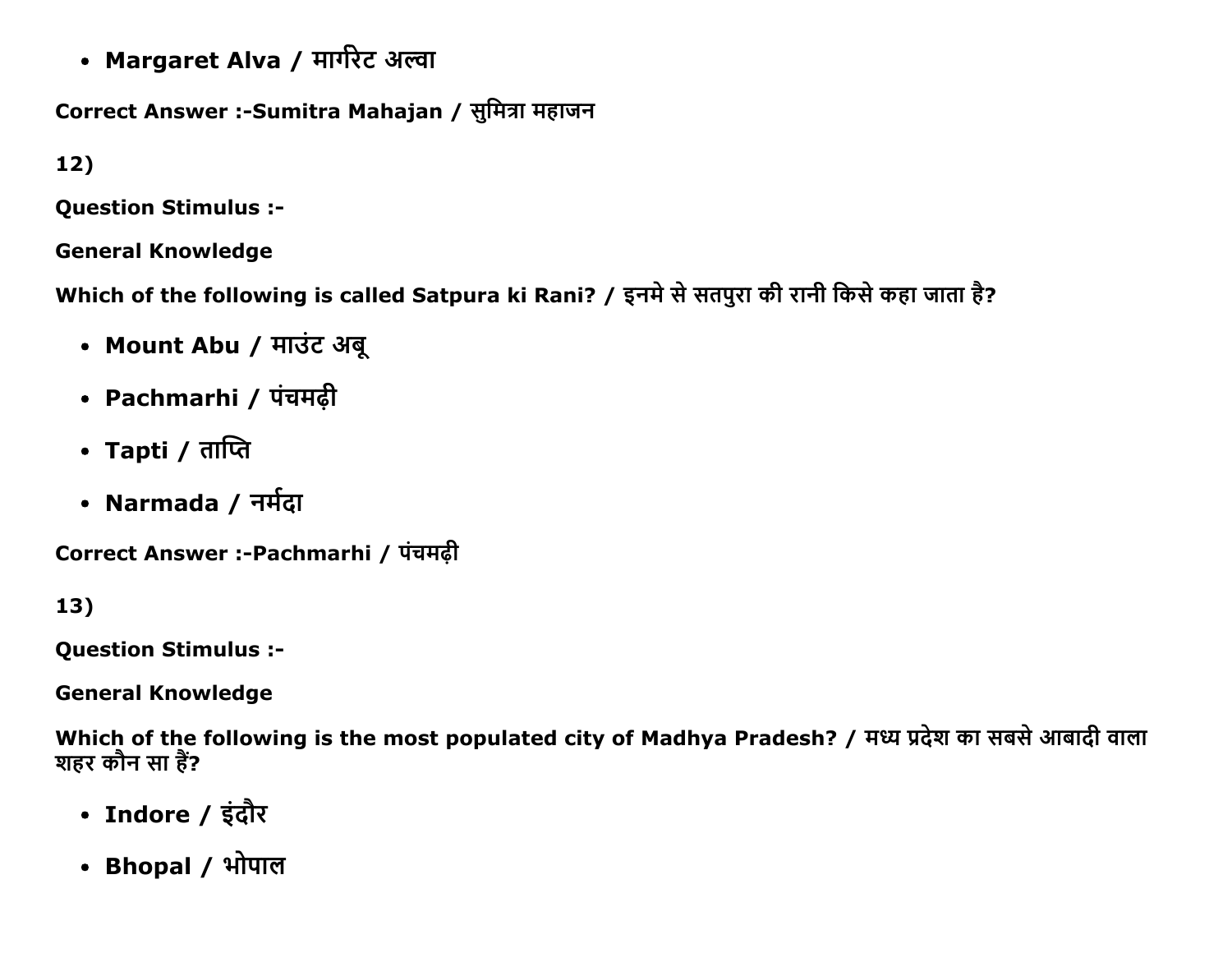- **Margaret Alva / मार्गरेट अल्वा**

**Correct Answer :-Sumitra Mahajan / सुमित्रा महाजन**

**12)**

**Question Stimulus :-**

**General Knowledge**

**Which of the following is called Satpura ki Rani? / इनमे से सतपुरा की रानी किसे कहा जाता है?**

- **Mount Abu / माउंट अबू**
- **Pachmarhi / पंचमढ़ी**
- **Tapti / ताप्ति**
- **Narmada / नर्मदा**

**Correct Answer :-Pachmarhi / पंचमढ़ी**

**13)**

**Question Stimulus :-**

**General Knowledge**

**Which of the following is the most populated city of Madhya Pradesh? / मध्य प्रदेश का सबसे आबादी वाला शहर कौन सा हैं?**

- **Indore / इंदौर**
- **Bhopal / भोपाल**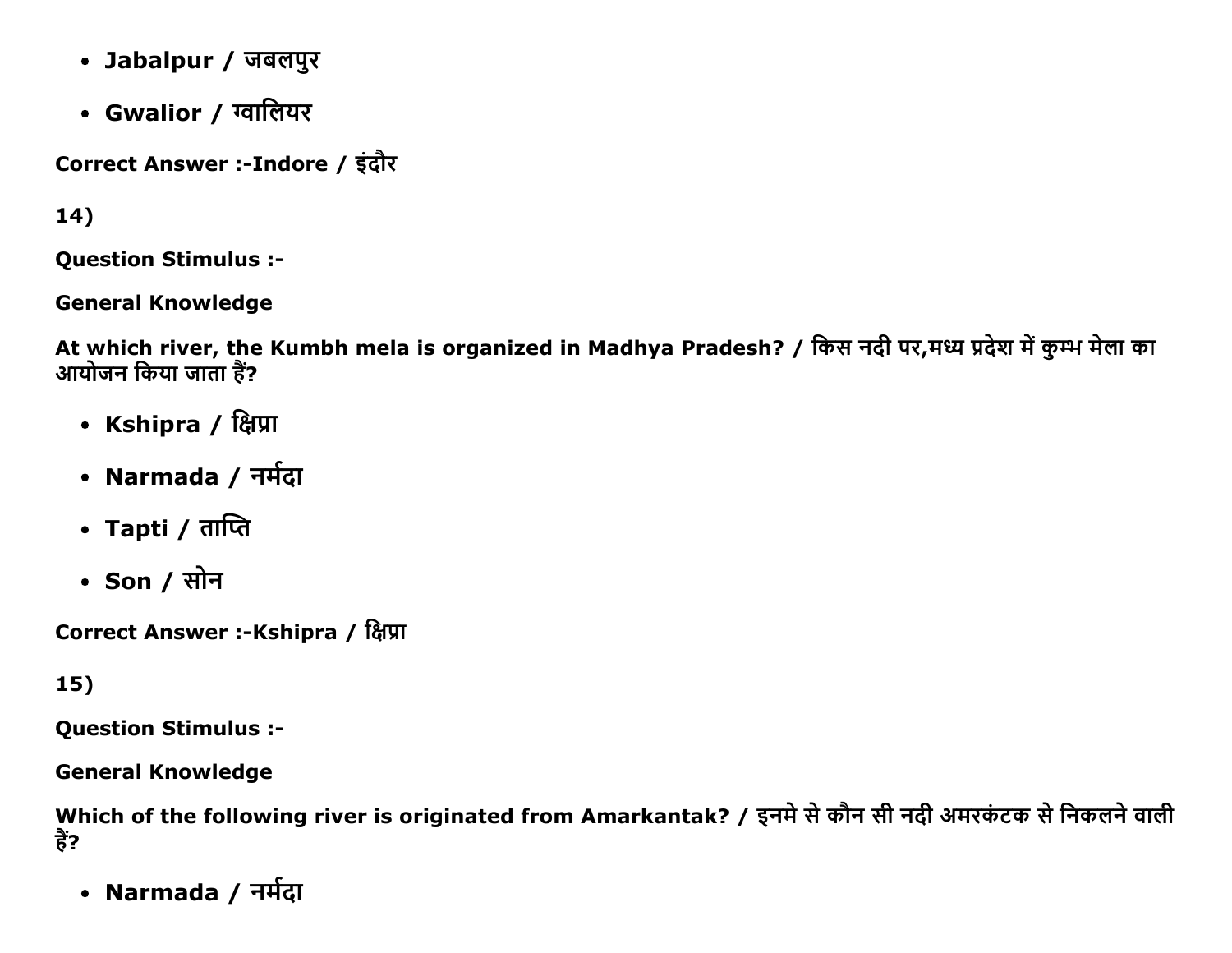- **Jabalpur / जबलपुर**
- **Gwalior / ग्वालियर**

**Correct Answer :-Indore / इंदौर**

**14)**

**Question Stimulus :-**

**General Knowledge**

**At which river, the Kumbh mela is organized in Madhya Pradesh? / किस नदी पर,मध्य प्रदेश में कुम्भ मेला का आयोजन किया जाता हैं?**

- **Kshipra / क्षिप्रा**
- **Narmada / नर्मदा**
- **Tapti / ताप्ति**
- **Son / सोन**

**Correct Answer :-Kshipra / क्षिप्रा**

**15)**

**Question Stimulus :-**

**General Knowledge**

**Which of the following river is originated from Amarkantak? / इनमे से कौन सी नदी अमरकंटक से निकलने वाली हैं?**

- **Narmada / नर्मदा**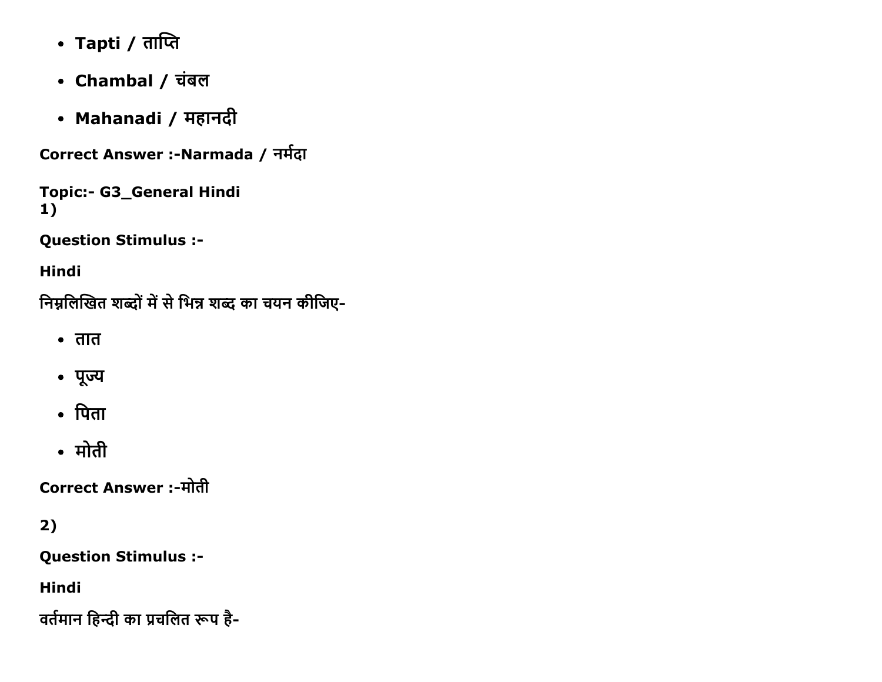- **Tapti / ताप्ति**
- **Chambal / चंबल**
- **Mahanadi / महानदी**

**Correct Answer :-Narmada / नर्मदा**

**Topic:- G3_General Hindi**
**1)**

**Question Stimulus :-**

**Hindi**

**निम्नलिखित शब्दों में से भिन्न शब्द का चयन कीजिए-**

- **तात**
- **पूज्य**
- **पिता**
- **मोती**

**Correct Answer :-मोती**

**2)**

**Question Stimulus :-**

**Hindi**

**वर्तमान हिन्दी का प्रचलित रूप है-**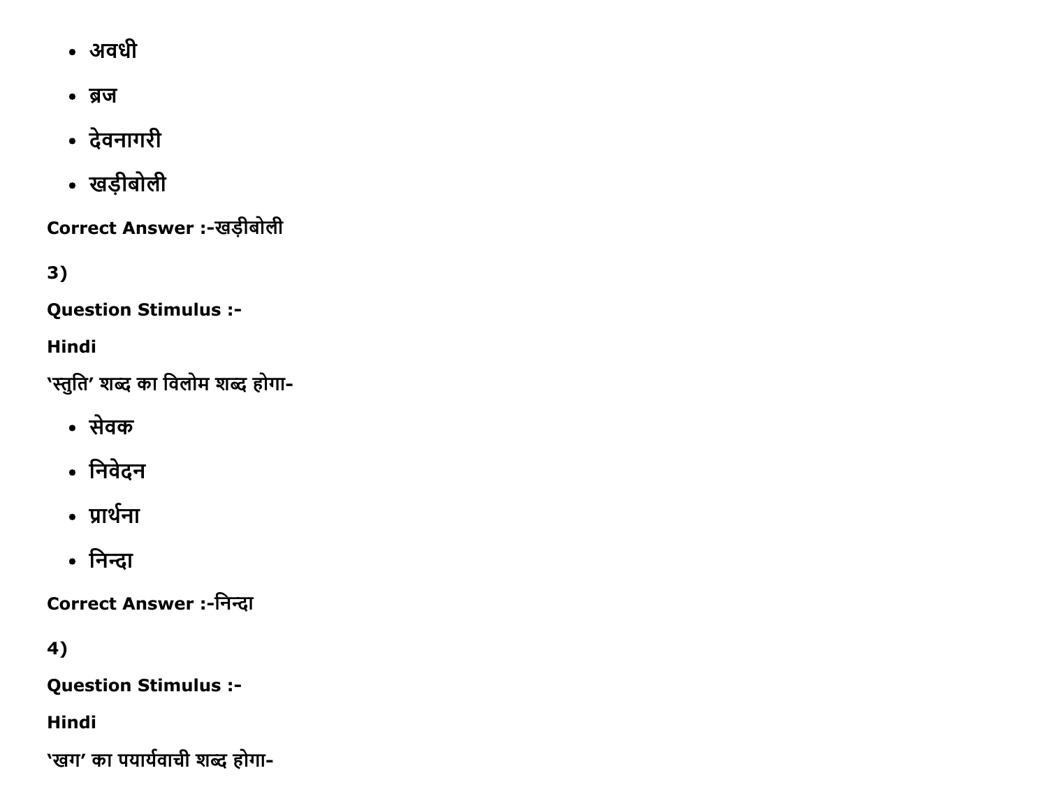- अवधी
- ब्रज
- देवनागरी
- खड़ीबोली

**Correct Answer :-**खड़ीबोली

**3)**

**Question Stimulus :-**

**Hindi**

'स्तुति' शब्द का विलोम शब्द होगा-

- सेवक
- निवेदन
- प्रार्थना
- निन्दा

**Correct Answer :-**निन्दा

**4)**

**Question Stimulus :-**

**Hindi**

'खग' का पयार्यवाची शब्द होगा-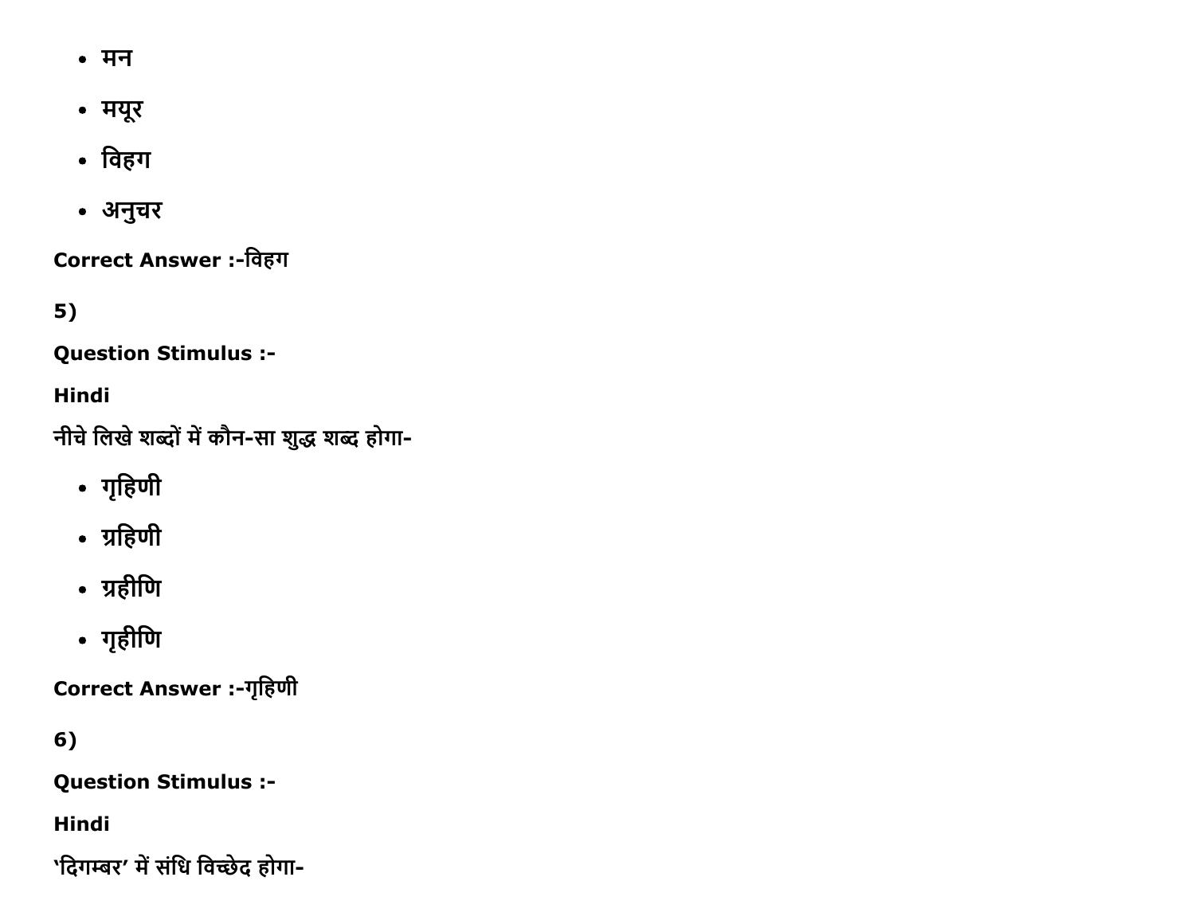- मन
- मयूर
- विहग
- अनुचर

Correct Answer :-विहग

5)

Question Stimulus :-

Hindi

नीचे लिखे शब्दों में कौन-सा शुद्ध शब्द होगा-

- गृहिणी
- ग्रहिणी
- ग्रहीणि
- गृहीणि

Correct Answer :-गृहिणी

6)

Question Stimulus :-

Hindi

'दिगम्बर' में संधि विच्छेद होगा-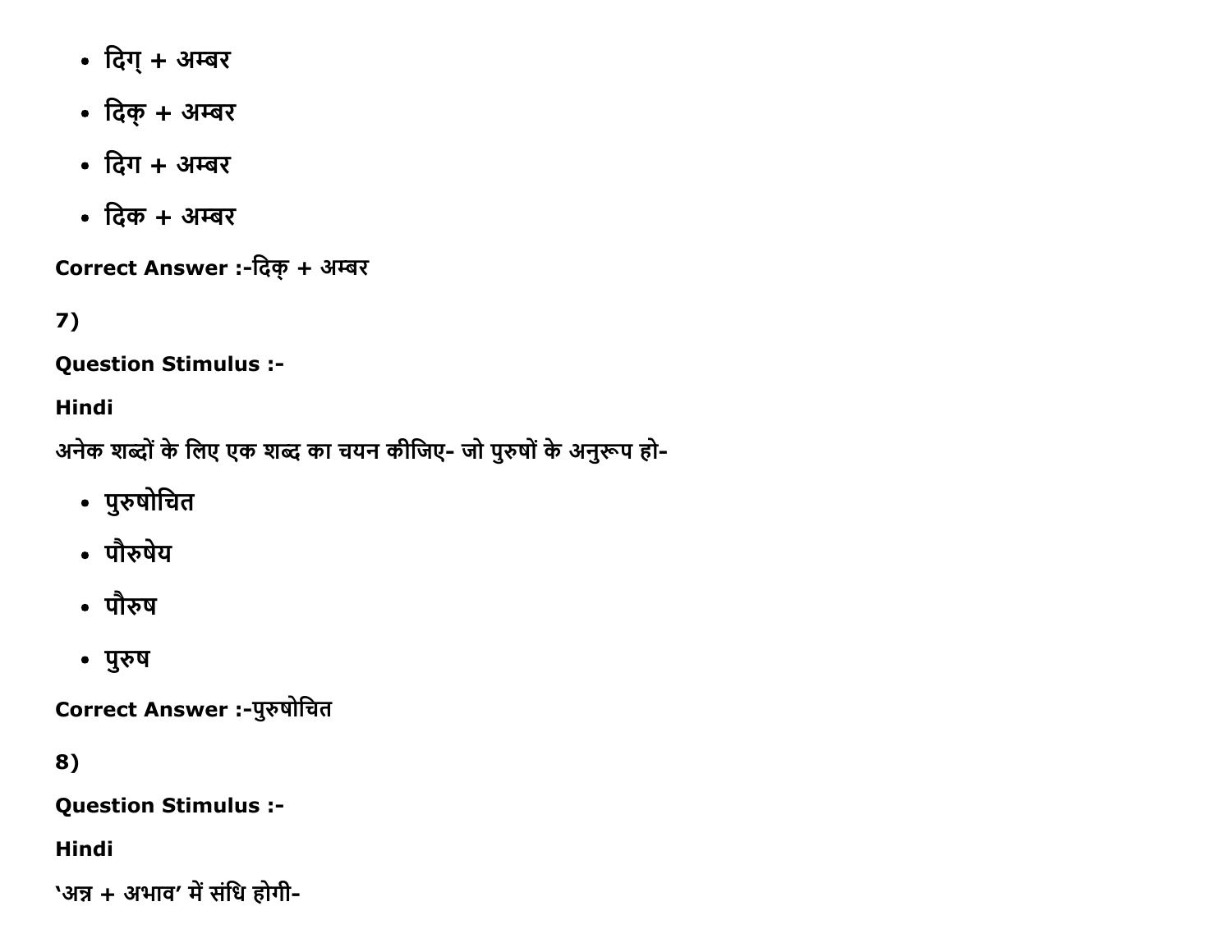- दिग् + अम्बर
- दिक् + अम्बर
- दिग + अम्बर
- दिक + अम्बर

**Correct Answer :-**दिक् + अम्बर

**7)**

**Question Stimulus :-**

**Hindi**

अनेक शब्दों के लिए एक शब्द का चयन कीजिए- जो पुरुषों के अनुरूप हो-

- पुरुषोचित
- पौरुषेय
- पौरुष
- पुरुष

**Correct Answer :-**पुरुषोचित

**8)**

**Question Stimulus :-**

**Hindi**

'अन्न + अभाव' में संधि होगी-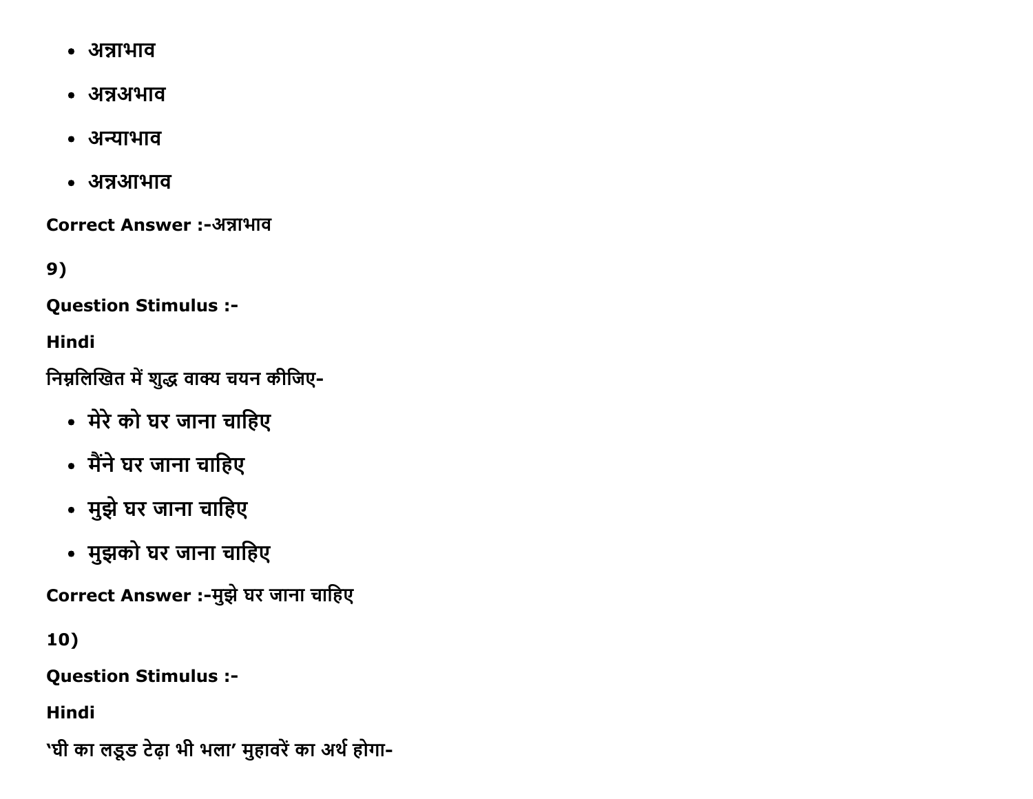- अन्नाभाव
- अन्नअभाव
- अन्याभाव
- अन्नआभाव

**Correct Answer :-**अन्नाभाव

**9)**

**Question Stimulus :-**

**Hindi**

निम्नलिखित में शुद्ध वाक्य चयन कीजिए-

- मेरे को घर जाना चाहिए
- मैंने घर जाना चाहिए
- मुझे घर जाना चाहिए
- मुझको घर जाना चाहिए

**Correct Answer :-**मुझे घर जाना चाहिए

**10)**

**Question Stimulus :-**

**Hindi**

'घी का लड्डू टेढ़ा भी भला' मुहावरें का अर्थ होगा-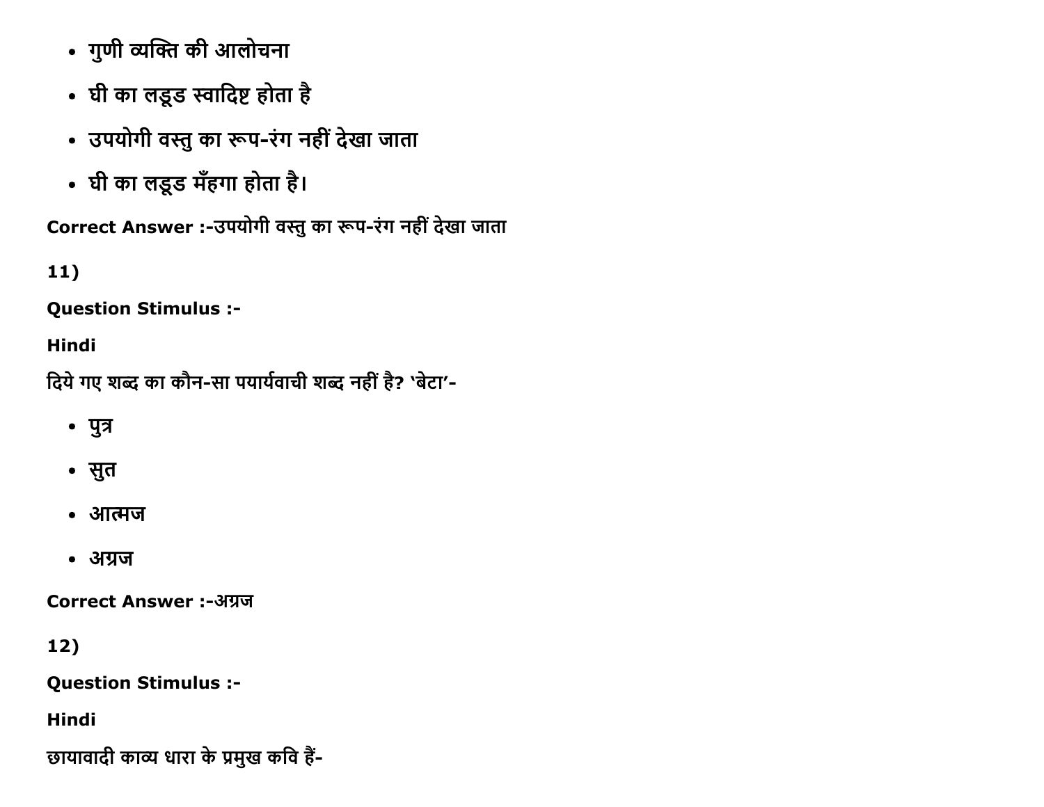- गुणी व्यक्ति की आलोचना
- घी का लड्डू स्वादिष्ट होता है
- उपयोगी वस्तु का रूप-रंग नहीं देखा जाता
- घी का लड्डू मँहगा होता है।

**Correct Answer :-**उपयोगी वस्तु का रूप-रंग नहीं देखा जाता

**11)**

**Question Stimulus :-**

**Hindi**

दिये गए शब्द का कौन-सा पयार्यवाची शब्द नहीं है? 'बेटा'-

- पुत्र
- सुत
- आत्मज
- अग्रज

**Correct Answer :-**अग्रज

**12)**

**Question Stimulus :-**

**Hindi**

छायावादी काव्य धारा के प्रमुख कवि हैं-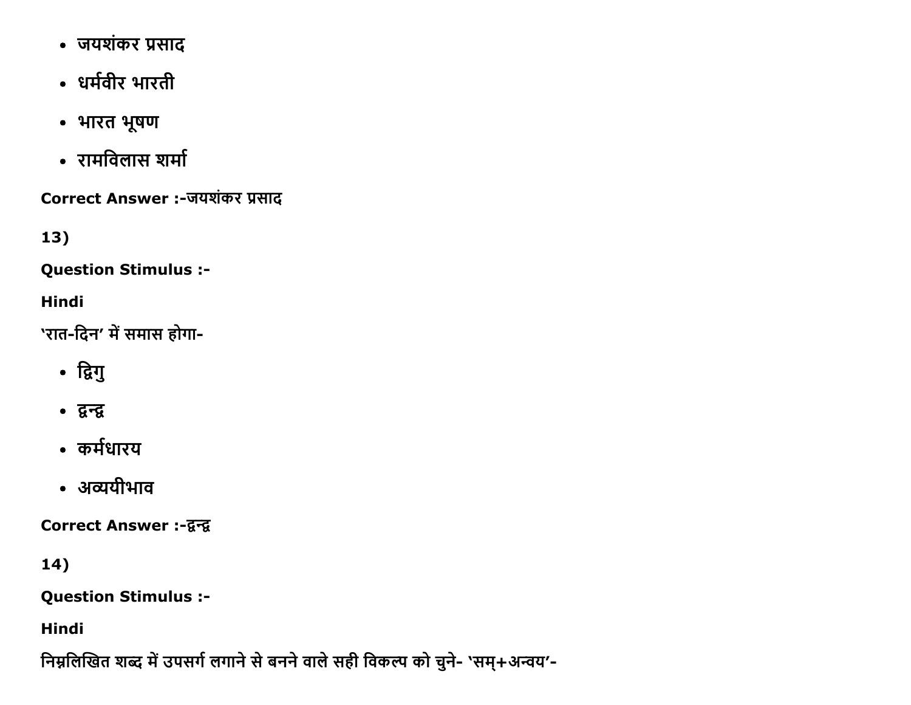- जयशंकर प्रसाद
- धर्मवीर भारती
- भारत भूषण
- रामविलास शर्मा

**Correct Answer :-**जयशंकर प्रसाद

**13)**

**Question Stimulus :-**

**Hindi**

'रात-दिन' में समास होगा-

- द्विगु
- द्वन्द्व
- कर्मधारय
- अव्ययीभाव

**Correct Answer :-**द्वन्द्व

**14)**

**Question Stimulus :-**

**Hindi**

निम्नलिखित शब्द में उपसर्ग लगाने से बनने वाले सही विकल्प को चुने- 'सम्+अन्वय'-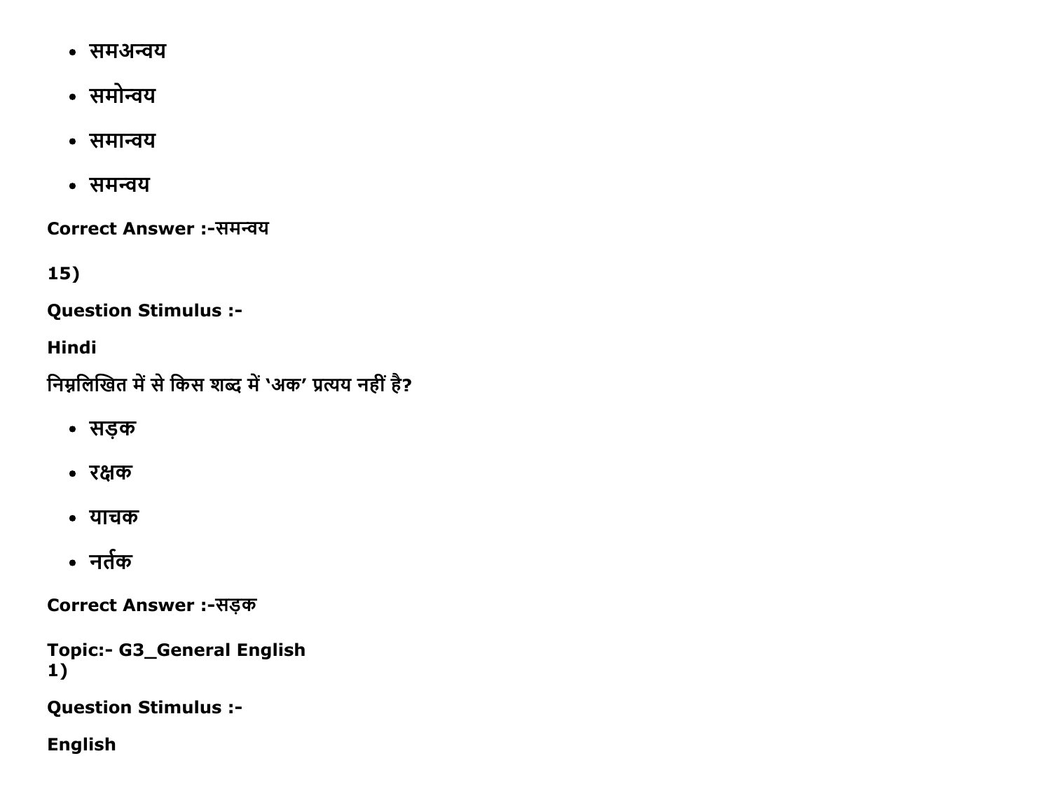- समअन्वय
- समोन्वय
- समान्वय
- समन्वय

**Correct Answer :-**समन्वय

**15)**

**Question Stimulus :-**

**Hindi**

निम्नलिखित में से किस शब्द में 'अक' प्रत्यय नहीं है?

- सड़क
- रक्षक
- याचक
- नर्तक

**Correct Answer :-**सड़क

**Topic:- G3_General English**

**1)**

**Question Stimulus :-**

**English**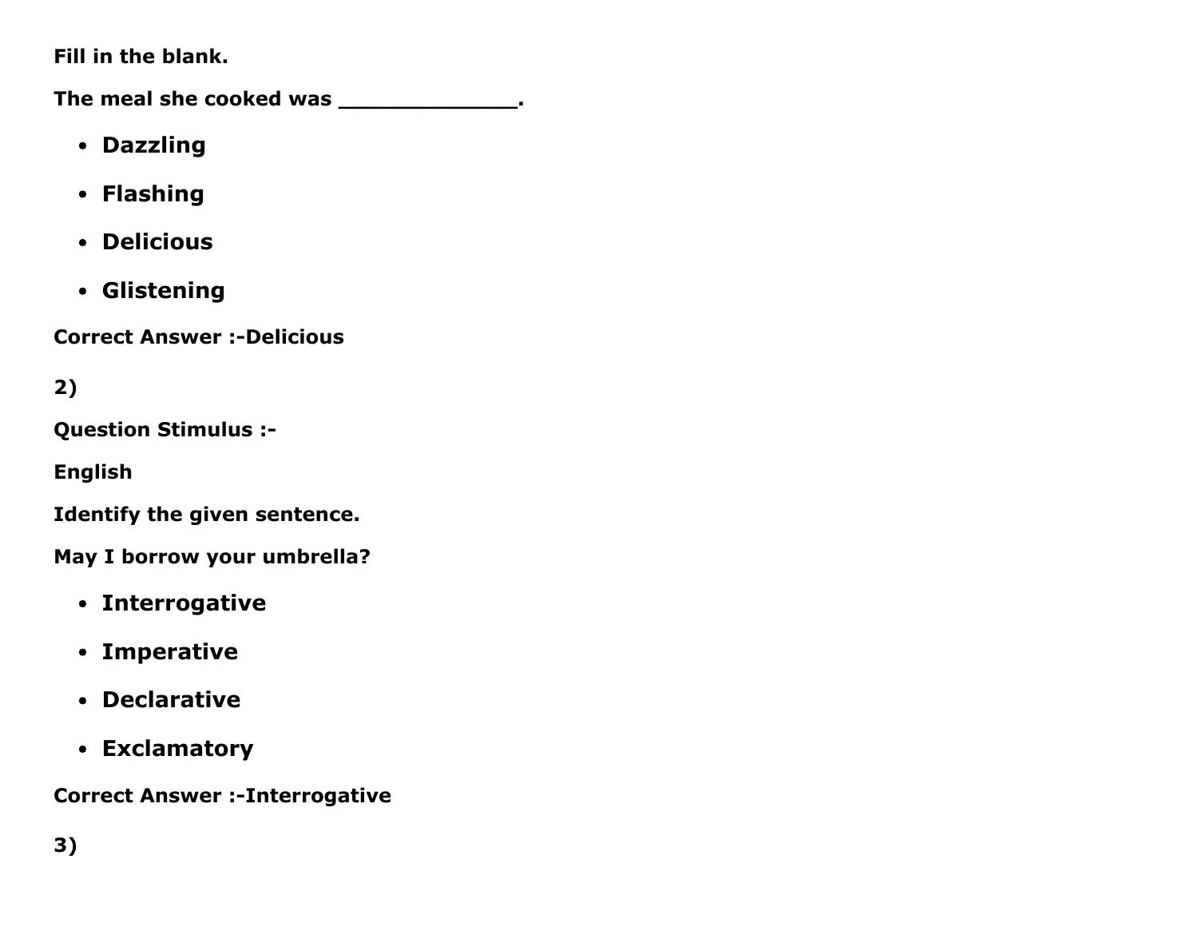**Fill in the blank.**

**The meal she cooked was _____________.**

- **Dazzling**
- **Flashing**
- **Delicious**
- **Glistening**

**Correct Answer :-Delicious**

**2)**

**Question Stimulus :-**

**English**

**Identify the given sentence.**

**May I borrow your umbrella?**

- **Interrogative**
- **Imperative**
- **Declarative**
- **Exclamatory**

**Correct Answer :-Interrogative**

**3)**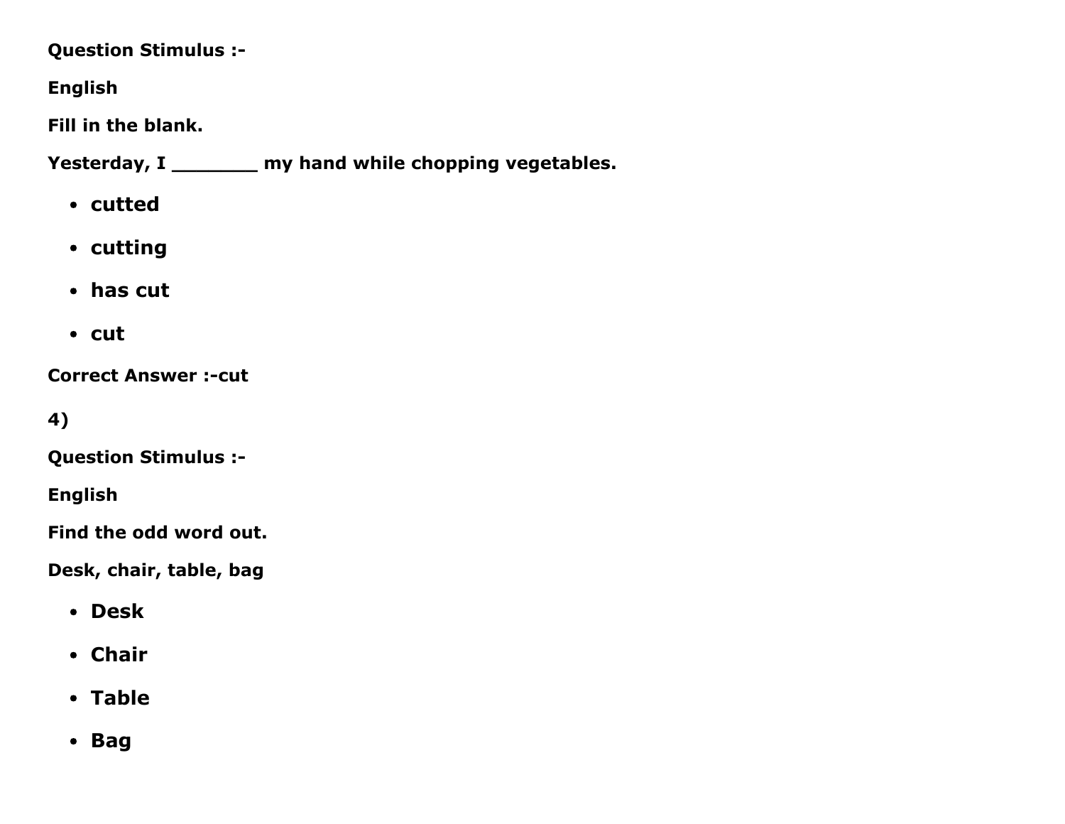**Question Stimulus :-**

**English**

**Fill in the blank.**

**Yesterday, I ________ my hand while chopping vegetables.**

- **cutted**
- **cutting**
- **has cut**
- **cut**

**Correct Answer :-cut**

**4)**

**Question Stimulus :-**

**English**

**Find the odd word out.**

**Desk, chair, table, bag**

- **Desk**
- **Chair**
- **Table**
- **Bag**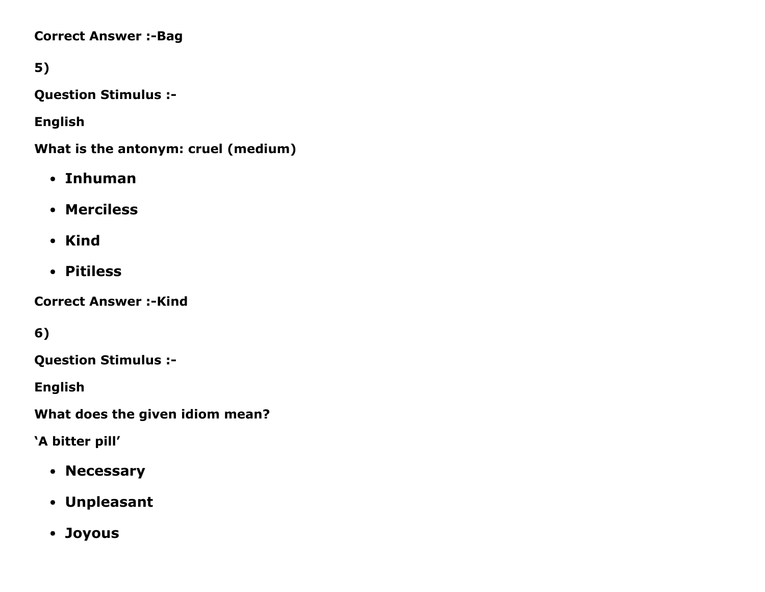**Correct Answer :-Bag**

**5)**

**Question Stimulus :-**

**English**

**What is the antonym: cruel (medium)**

- **Inhuman**
- **Merciless**
- **Kind**
- **Pitiless**

**Correct Answer :-Kind**

**6)**

**Question Stimulus :-**

**English**

**What does the given idiom mean?**

**'A bitter pill'**

- **Necessary**
- **Unpleasant**
- **Joyous**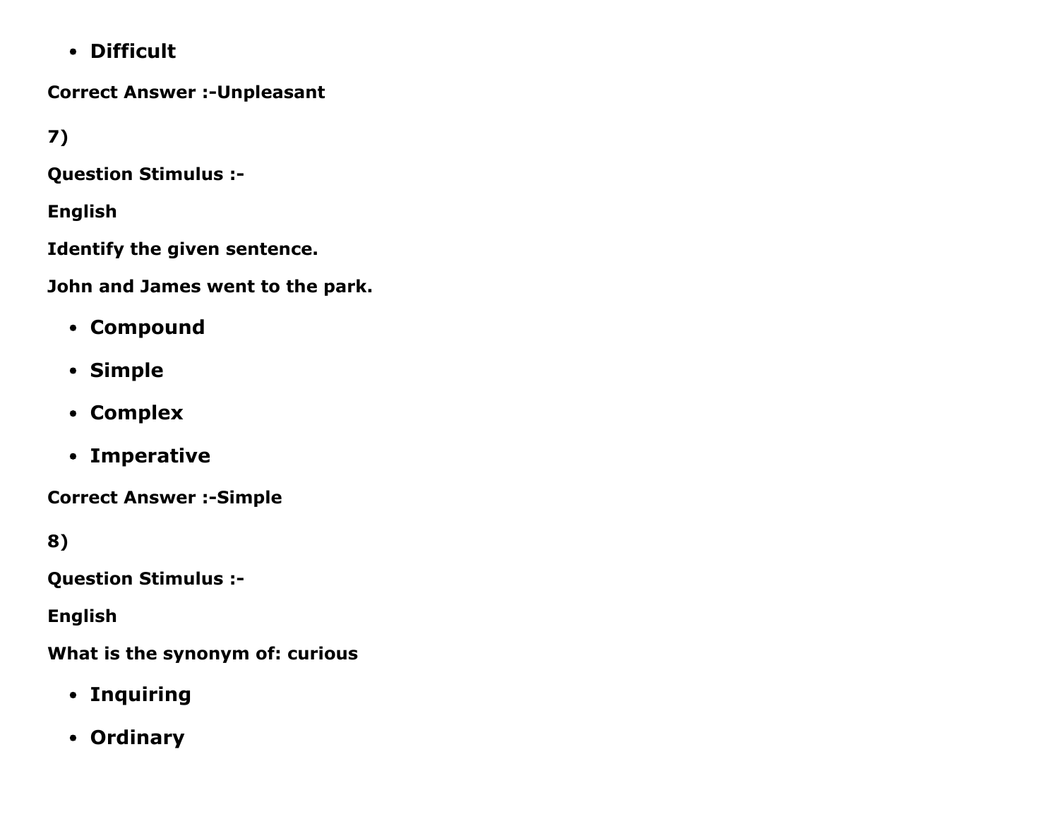- **Difficult**

**Correct Answer :-Unpleasant**

**7)**

**Question Stimulus :-**

**English**

**Identify the given sentence.**

**John and James went to the park.**

- **Compound**
- **Simple**
- **Complex**
- **Imperative**

**Correct Answer :-Simple**

**8)**

**Question Stimulus :-**

**English**

**What is the synonym of: curious**

- **Inquiring**
- **Ordinary**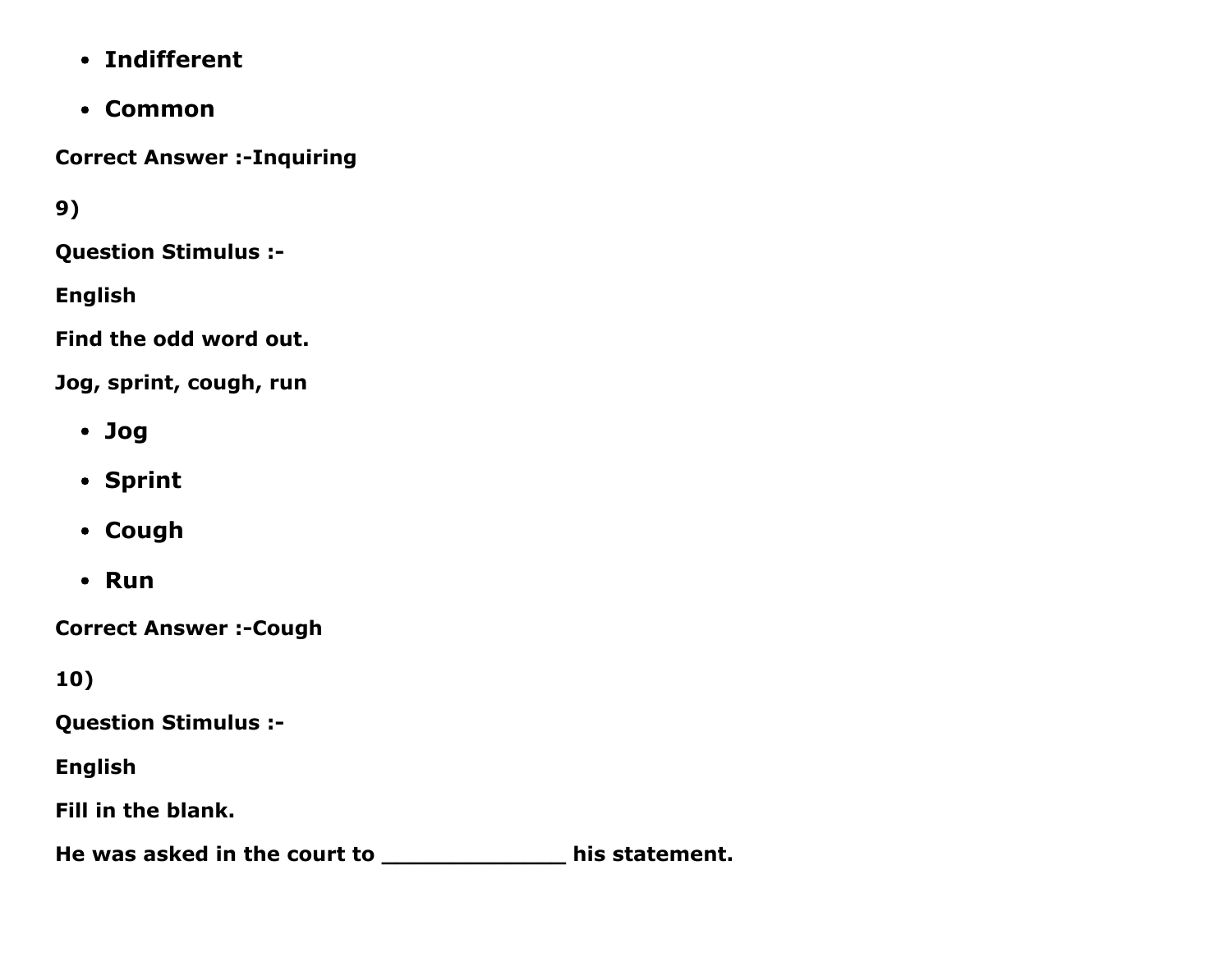- **Indifferent**
- **Common**

**Correct Answer :-Inquiring**

**9)**

**Question Stimulus :-**

**English**

**Find the odd word out.**

**Jog, sprint, cough, run**

- **Jog**
- **Sprint**
- **Cough**
- **Run**

**Correct Answer :-Cough**

**10)**

**Question Stimulus :-**

**English**

**Fill in the blank.**

**He was asked in the court to ______________ his statement.**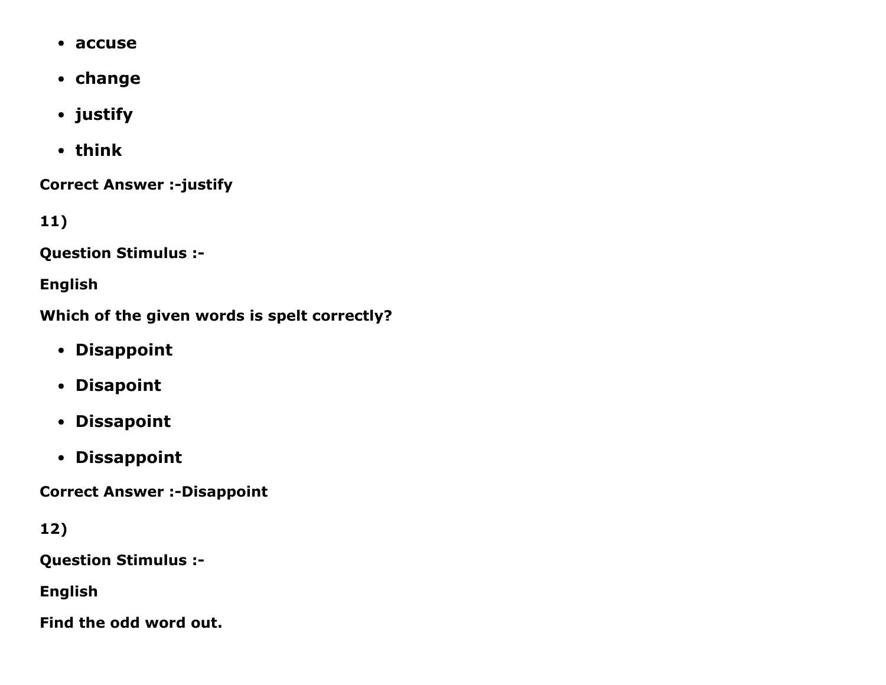- accuse
- change
- justify
- think

**Correct Answer :-justify**

**11)**

**Question Stimulus :-**

**English**

**Which of the given words is spelt correctly?**

- **Disappoint**
- **Disapoint**
- **Dissapoint**
- **Dissappoint**

**Correct Answer :-Disappoint**

**12)**

**Question Stimulus :-**

**English**

**Find the odd word out.**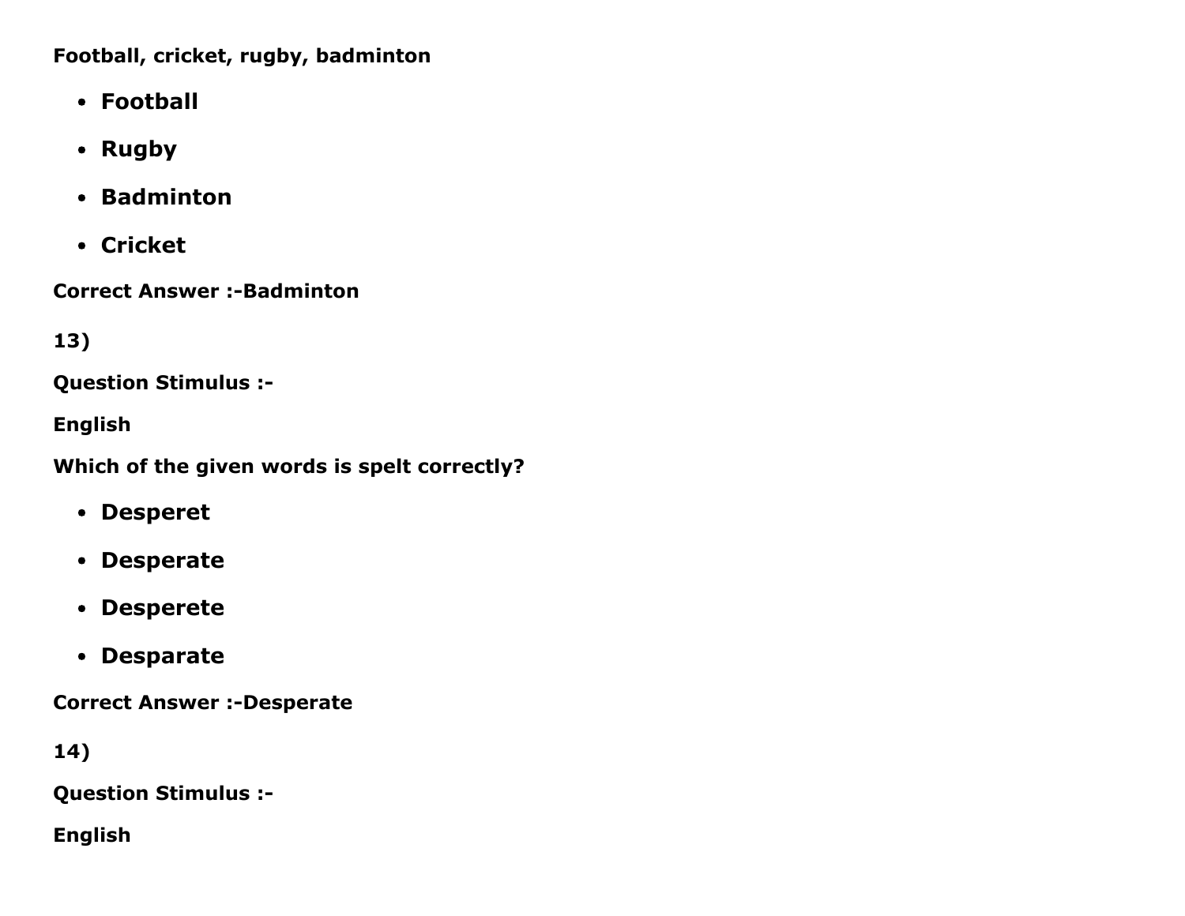**Football, cricket, rugby, badminton**

- **Football**
- **Rugby**
- **Badminton**
- **Cricket**

**Correct Answer :-Badminton**

**13)**

**Question Stimulus :-**

**English**

**Which of the given words is spelt correctly?**

- **Desperet**
- **Desperate**
- **Desperete**
- **Desparate**

**Correct Answer :-Desperate**

**14)**

**Question Stimulus :-**

**English**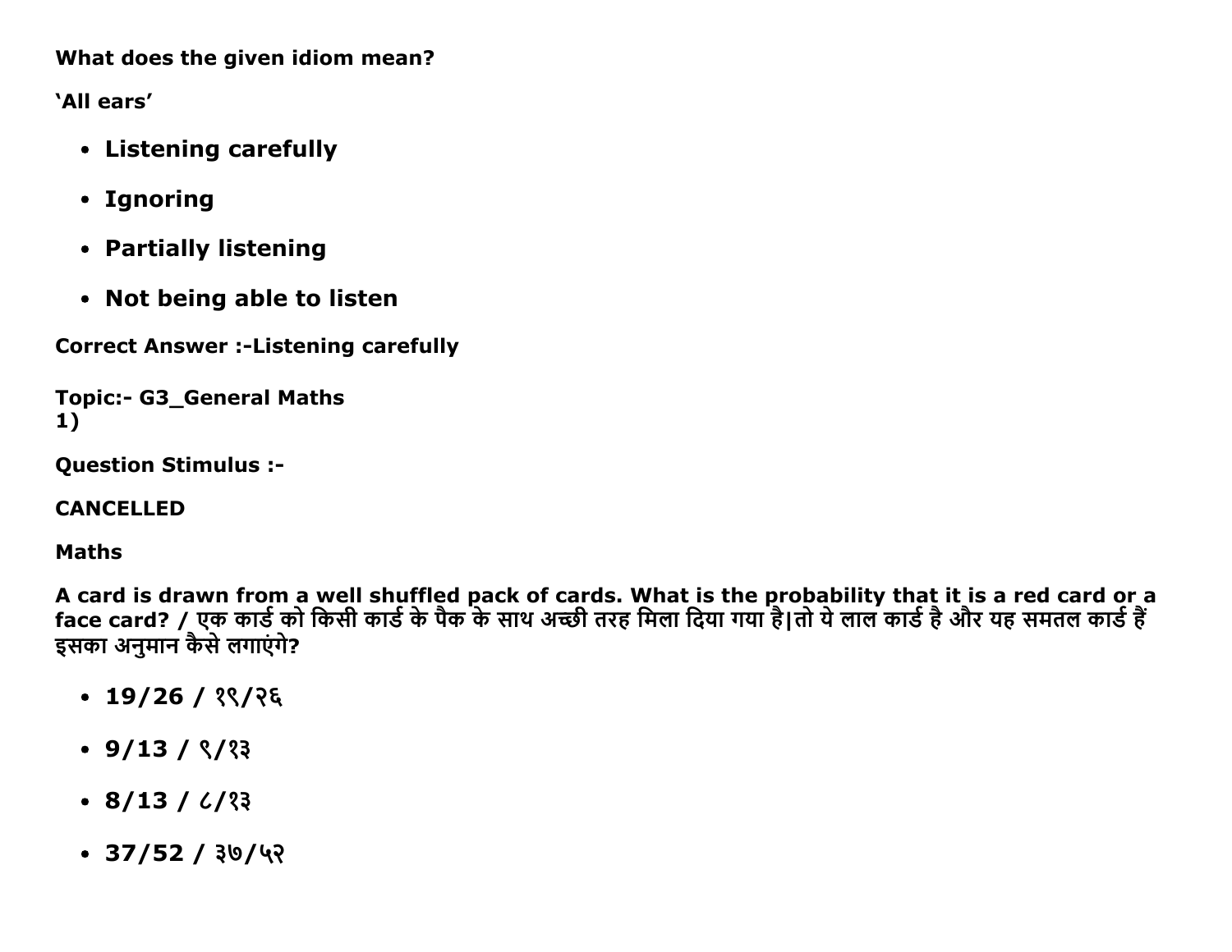**What does the given idiom mean?**

**'All ears'**

- **Listening carefully**
- **Ignoring**
- **Partially listening**
- **Not being able to listen**

**Correct Answer :-Listening carefully**

**Topic:- G3_General Maths**
**1)**

**Question Stimulus :-**

**CANCELLED**

**Maths**

**A card is drawn from a well shuffled pack of cards. What is the probability that it is a red card or a face card? / एक कार्ड को किसी कार्ड के पैक के साथ अच्छी तरह मिला दिया गया है|तो ये लाल कार्ड है और यह समतल कार्ड हैं इसका अनुमान कैसे लगाएंगे?**

- **19/26 / १९/२६**
- **9/13 / ९/१३**
- **8/13 / ८/१३**
- **37/52 / ३७/५२**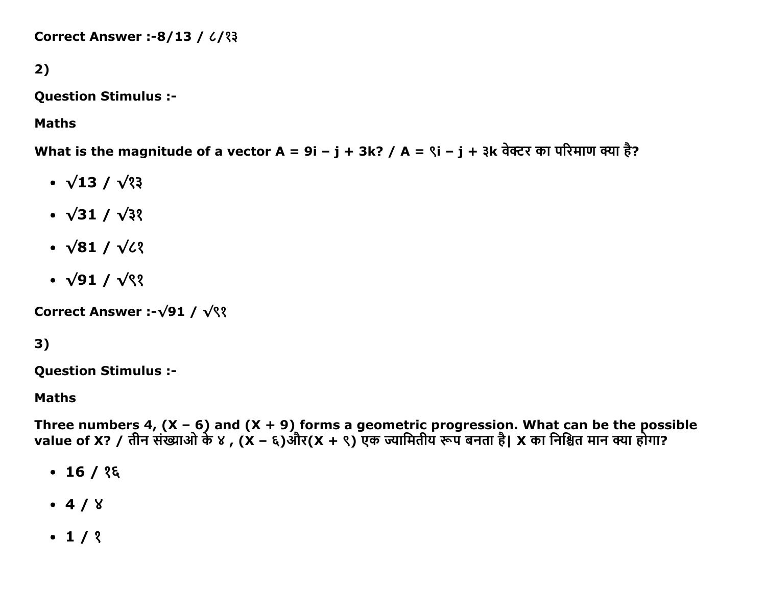Correct Answer :-8/13 / ८/१३

2)

**Question Stimulus :-**

**Maths**

**What is the magnitude of a vector A = 9i – j + 3k? / A = ९i – j + ३k वेक्टर का परिमाण क्या है?**

- **√13 / √१३**
- **√31 / √३१**
- **√81 / √८१**
- **√91 / √९१**

**Correct Answer :-√91 / √९१**

3)

**Question Stimulus :-**

**Maths**

**Three numbers 4, (X – 6) and (X + 9) forms a geometric progression. What can be the possible value of X? / तीन संख्याओ के ४ , (X – ६)और(X + ९) एक ज्यामितीय रूप बनता है| X का निश्चित मान क्या होगा?**

- **16 / १६**
- **4 / ४**
- **1 / १**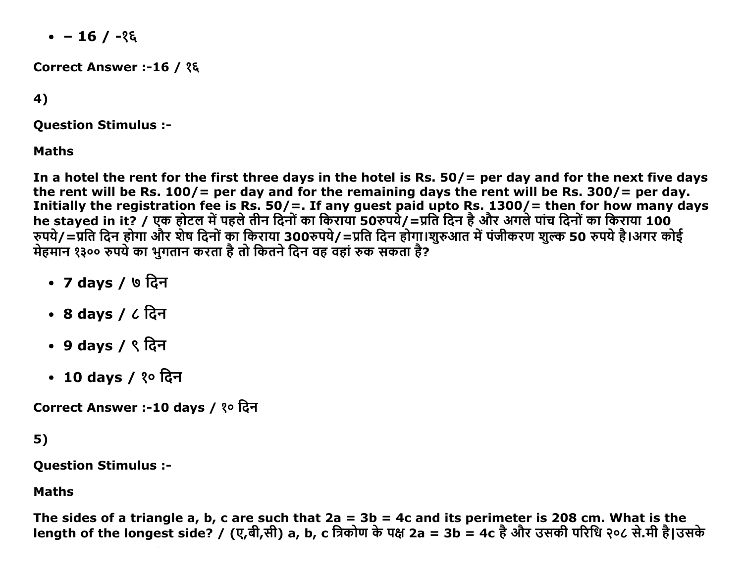- – 16 / -१६

**Correct Answer :-16 / १६**

**4)**

**Question Stimulus :-**

**Maths**

**In a hotel the rent for the first three days in the hotel is Rs. 50/= per day and for the next five days the rent will be Rs. 100/= per day and for the remaining days the rent will be Rs. 300/= per day. Initially the registration fee is Rs. 50/=. If any guest paid upto Rs. 1300/= then for how many days he stayed in it? / एक होटल में पहले तीन दिनों का किराया 50रुपये/=प्रति दिन है और अगले पांच दिनों का किराया 100 रुपये/=प्रति दिन होगा और शेष दिनों का किराया 300रुपये/=प्रति दिन होगा।शुरुआत में पंजीकरण शुल्क 50 रुपये है।अगर कोई मेहमान १३०० रुपये का भुगतान करता है तो कितने दिन वह वहां रुक सकता है?**

- **7 days / ७ दिन**
- **8 days / ८ दिन**
- **9 days / ९ दिन**
- **10 days / १० दिन**

**Correct Answer :-10 days / १० दिन**

**5)**

**Question Stimulus :-**

**Maths**

**The sides of a triangle a, b, c are such that 2a = 3b = 4c and its perimeter is 208 cm. What is the length of the longest side? / (ए,बी,सी) a, b, c त्रिकोण के पक्ष 2a = 3b = 4c है और उसकी परिधि २०८ से.मी है।उसके**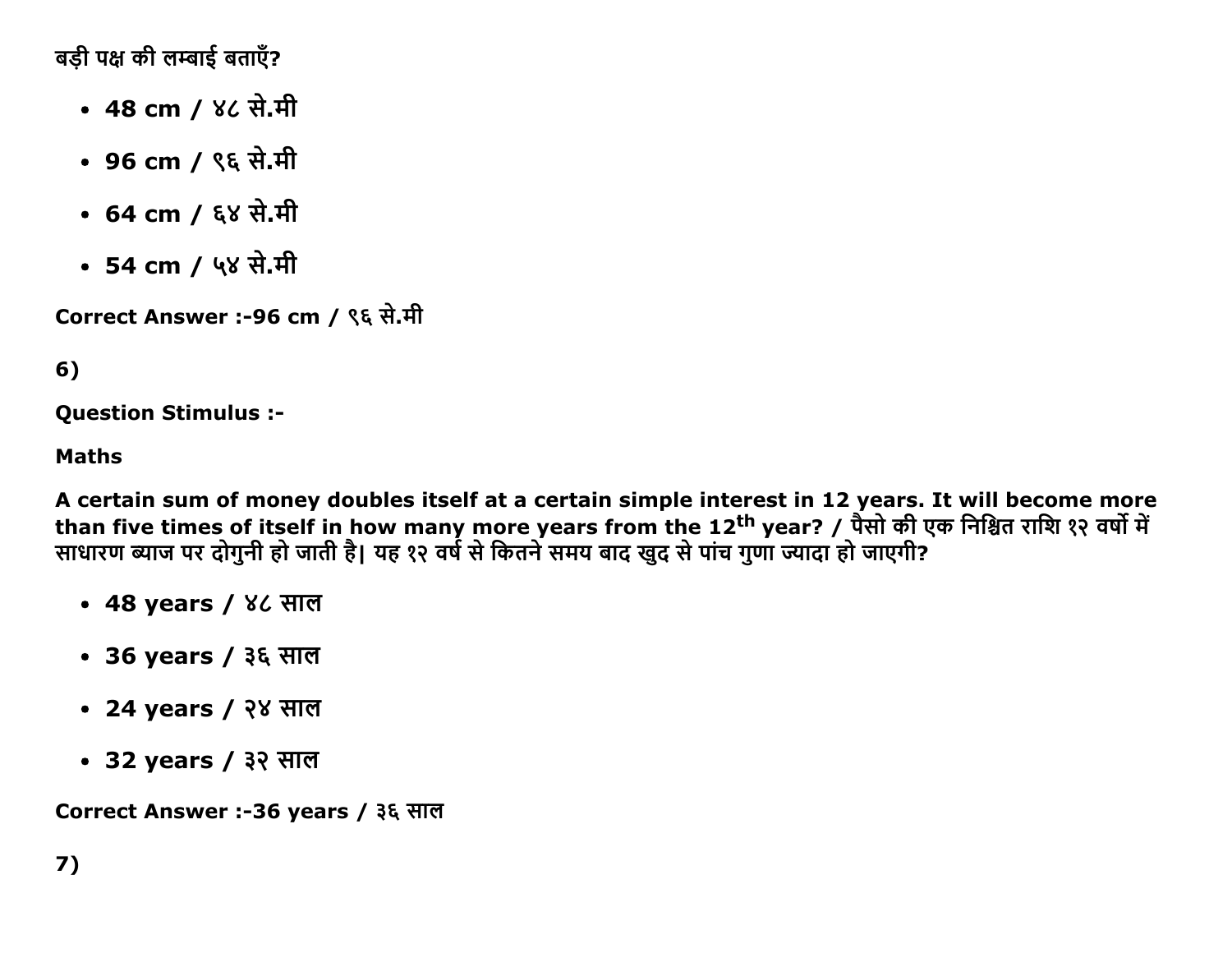बड़ी पक्ष की लम्बाई बताएँ?

- **48 cm / ४८ से.मी**
- **96 cm / ९६ से.मी**
- **64 cm / ६४ से.मी**
- **54 cm / ५४ से.मी**

**Correct Answer :-96 cm / ९६ से.मी**

**6)**

**Question Stimulus :-**

**Maths**

**A certain sum of money doubles itself at a certain simple interest in 12 years. It will become more than five times of itself in how many more years from the 12$^{th}$ year? / पैसो की एक निश्चित राशि १२ वर्षो में साधारण ब्याज पर दोगुनी हो जाती है| यह १२ वर्ष से कितने समय बाद खुद से पांच गुणा ज्यादा हो जाएगी?**

- **48 years / ४८ साल**
- **36 years / ३६ साल**
- **24 years / २४ साल**
- **32 years / ३२ साल**

**Correct Answer :-36 years / ३६ साल**

**7)**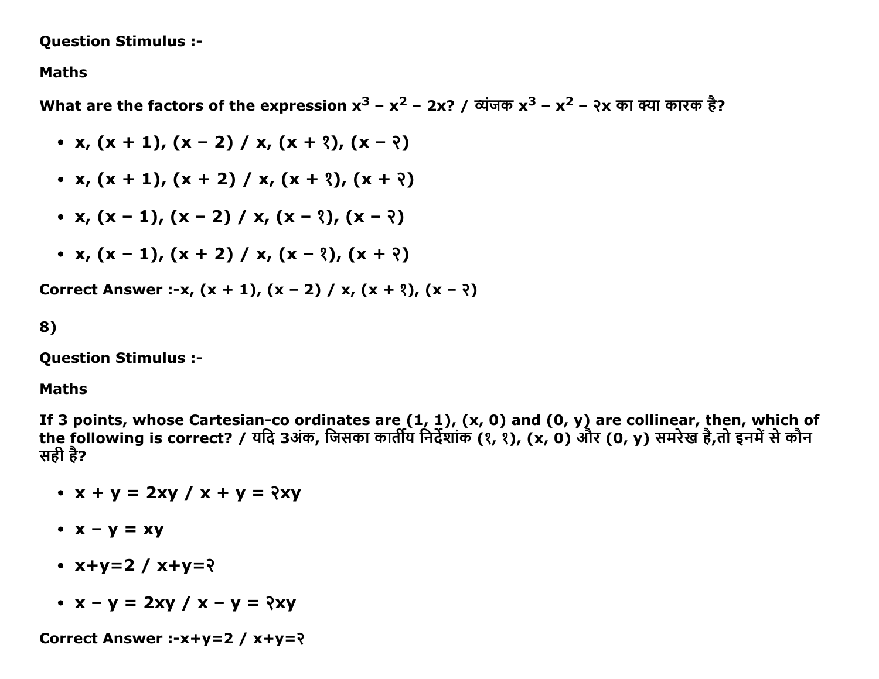Question Stimulus :-

Maths

What are the factors of the expression $x^3 - x^2 - 2x$? / व्यंजक $x^3 - x^2 -$ २x का क्या कारक है?

- x, (x + 1), (x − 2) / x, (x + १), (x − २)
- x, (x + 1), (x + 2) / x, (x + १), (x + २)
- x, (x − 1), (x − 2) / x, (x − १), (x − २)
- x, (x − 1), (x + 2) / x, (x − १), (x + २)

Correct Answer :-x, (x + 1), (x − 2) / x, (x + १), (x − २)

8)

Question Stimulus :-

Maths

If 3 points, whose Cartesian-co ordinates are (1, 1), (x, 0) and (0, y) are collinear, then, which of the following is correct? / यदि 3अंक, जिसका कार्तीय निर्देशांक (१, १), (x, 0) और (0, y) समरेख है,तो इनमें से कौन सही है?

- x + y = 2xy / x + y = २xy
- x − y = xy
- x+y=2 / x+y=२
- x − y = 2xy / x − y = २xy

Correct Answer :-x+y=2 / x+y=२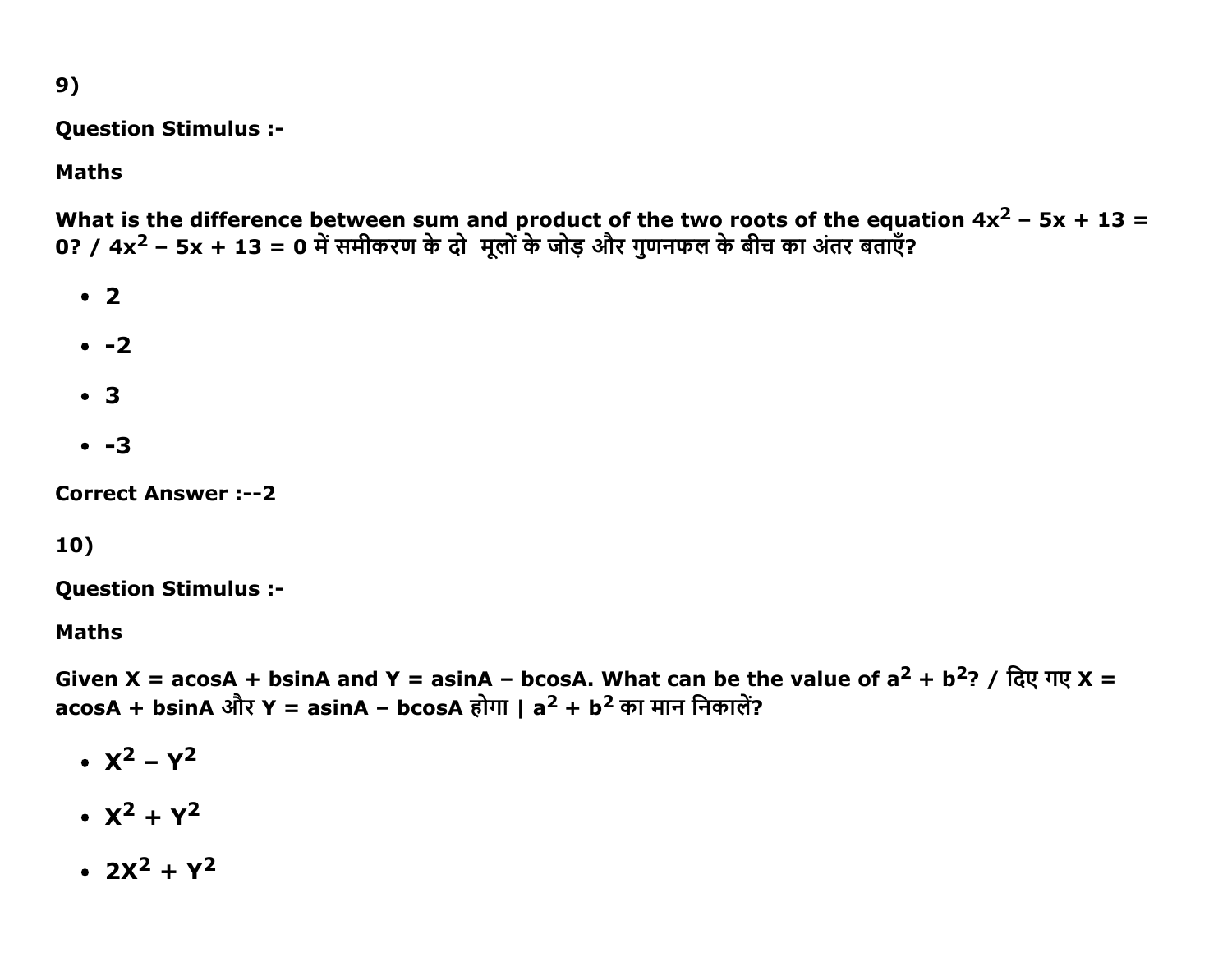9)

**Question Stimulus :-**

**Maths**

**What is the difference between sum and product of the two roots of the equation $4x^2 – 5x + 13 = 0$? / $4x^2 – 5x + 13 = 0$ में समीकरण के दो मूलों के जोड़ और गुणनफल के बीच का अंतर बताएँ?**

- **2**
- **-2**
- **3**
- **-3**

**Correct Answer :--2**

10)

**Question Stimulus :-**

**Maths**

**Given X = acosA + bsinA and Y = asinA – bcosA. What can be the value of $a^2 + b^2$? / दिए गए X = acosA + bsinA और Y = asinA – bcosA होगा | $a^2 + b^2$ का मान निकालें?**

- **$X^2 – Y^2$**
- **$X^2 + Y^2$**
- **$2X^2 + Y^2$**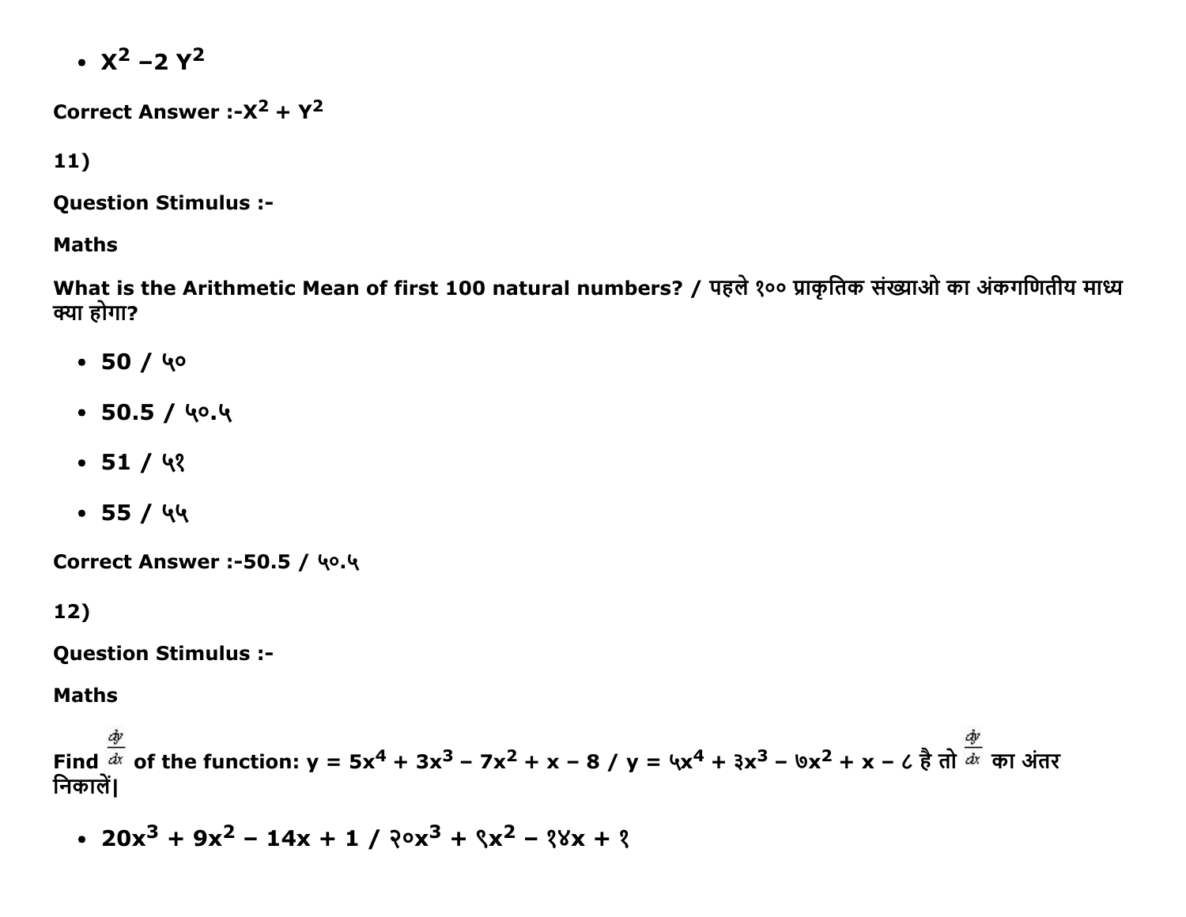- $X^2 - 2Y^2$

**Correct Answer :-$X^2 + Y^2$**

**11)**

**Question Stimulus :-**

**Maths**

**What is the Arithmetic Mean of first 100 natural numbers? / पहले १०० प्राकृतिक संख्याओ का अंकगणितीय माध्य क्या होगा?**

- **50 / ५०**
- **50.5 / ५०.५**
- **51 / ५१**
- **55 / ५५**

**Correct Answer :-50.5 / ५०.५**

**12)**

**Question Stimulus :-**

**Maths**

**Find $\frac{dy}{dx}$ of the function: $y = 5x^4 + 3x^3 - 7x^2 + x - 8$ / $y = ५x^4 + ३x^3 - ७x^2 + x - ८$ है तो $\frac{dy}{dx}$ का अंतर निकालें|**

- **$20x^3 + 9x^2 - 14x + 1$ / $२०x^3 + ९x^2 - १४x + १$**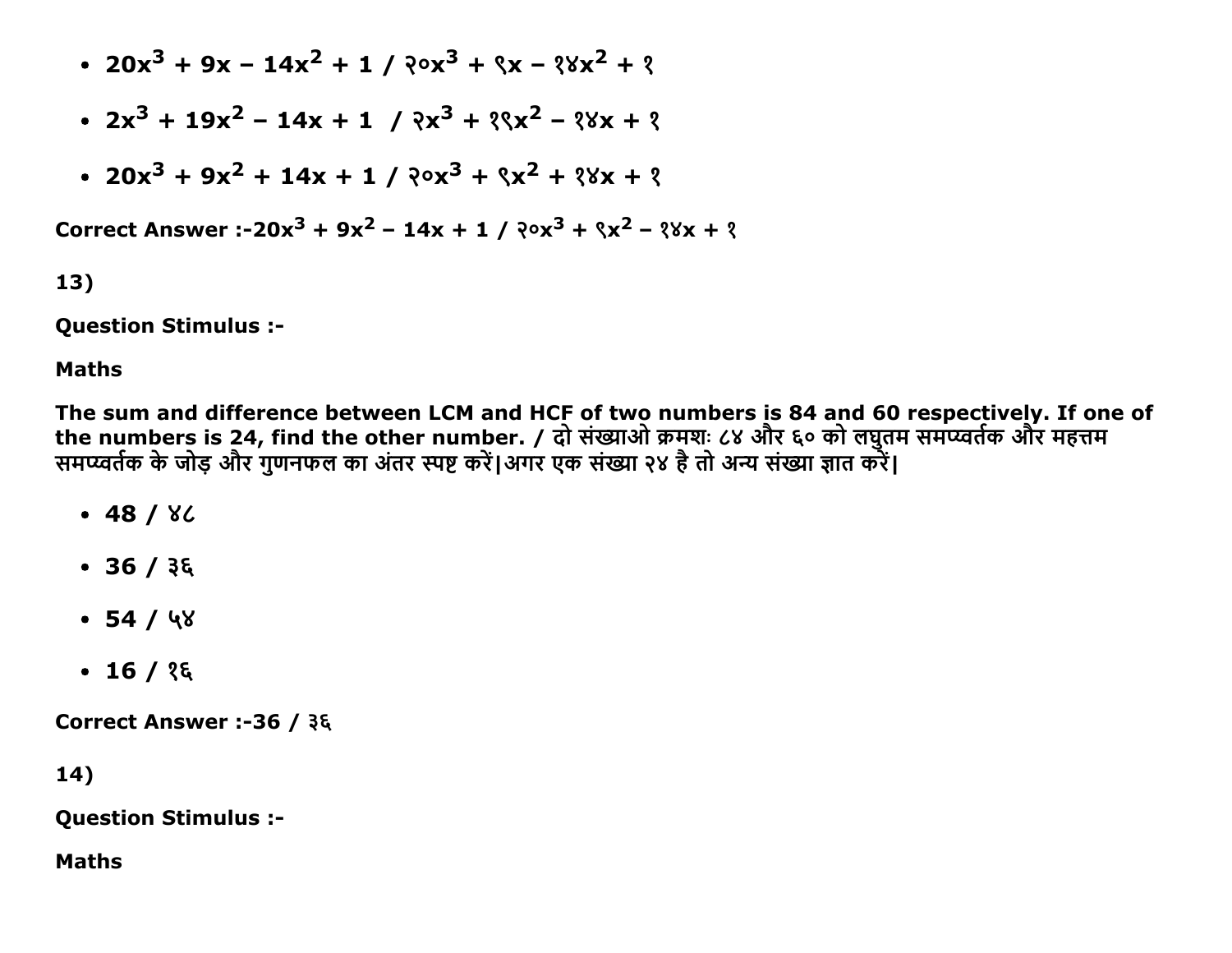- $20x^3 + 9x - 14x^2 + 1$ / $२०x^3 + ९x - १४x^2 + १$
- $2x^3 + 19x^2 - 14x + 1$ / $२x^3 + १९x^2 - १४x + १$
- $20x^3 + 9x^2 + 14x + 1$ / $२०x^3 + ९x^2 + १४x + १$

**Correct Answer :-$20x^3 + 9x^2 - 14x + 1$ / $२०x^3 + ९x^2 - १४x + १$**

**13)**

**Question Stimulus :-**

**Maths**

**The sum and difference between LCM and HCF of two numbers is 84 and 60 respectively. If one of the numbers is 24, find the other number. / दो संख्याओ क्रमशः ८४ और ६० को लघुतम समप्वर्तक और महत्तम समप्वर्तक के जोड़ और गुणनफल का अंतर स्पष्ट करें|अगर एक संख्या २४ है तो अन्य संख्या ज्ञात करें|**

- **48 / ४८**
- **36 / ३६**
- **54 / ५४**
- **16 / १६**

**Correct Answer :-36 / ३६**

**14)**

**Question Stimulus :-**

**Maths**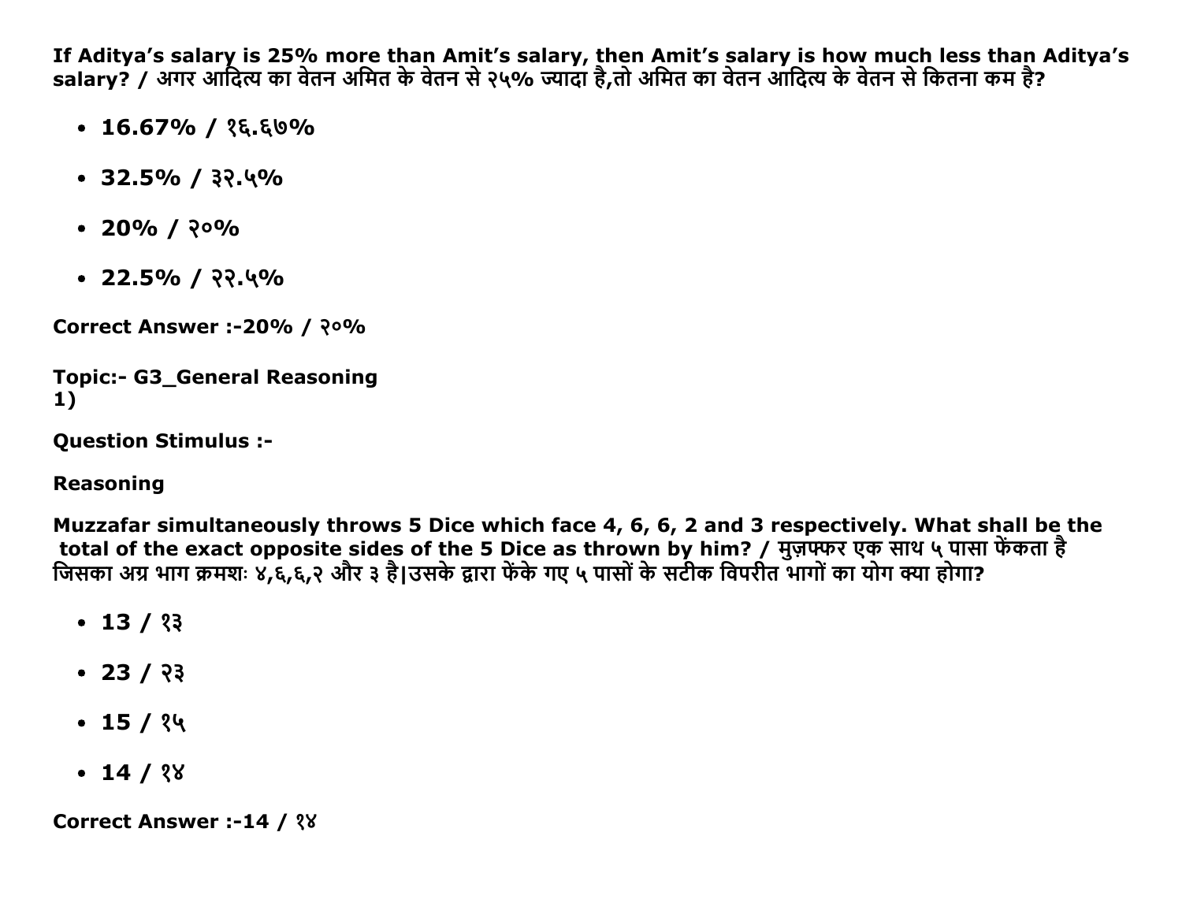**If Aditya's salary is 25% more than Amit's salary, then Amit's salary is how much less than Aditya's salary? / अगर आदित्य का वेतन अमित के वेतन से २५% ज्यादा है,तो अमित का वेतन आदित्य के वेतन से कितना कम है?**

- **16.67% / १६.६७%**
- **32.5% / ३२.५%**
- **20% / २०%**
- **22.5% / २२.५%**

**Correct Answer :-20% / २०%**

**Topic:- G3_General Reasoning**
**1)**

**Question Stimulus :-**

**Reasoning**

**Muzzafar simultaneously throws 5 Dice which face 4, 6, 6, 2 and 3 respectively. What shall be the total of the exact opposite sides of the 5 Dice as thrown by him? / मुज़फ्फर एक साथ ५ पासा फेंकता है जिसका अग्र भाग क्रमशः ४,६,६,२ और ३ है|उसके द्वारा फेंके गए ५ पासों के सटीक विपरीत भागों का योग क्या होगा?**

- **13 / १३**
- **23 / २३**
- **15 / १५**
- **14 / १४**

**Correct Answer :-14 / १४**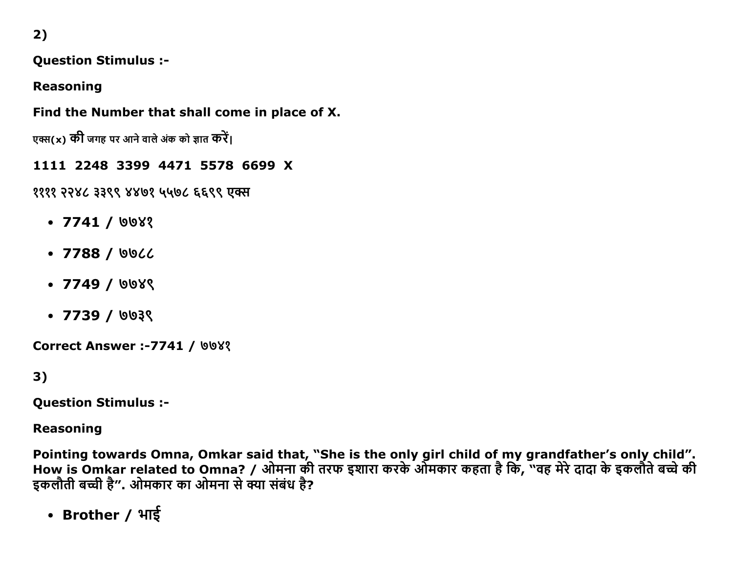2)

**Question Stimulus :-**

**Reasoning**

**Find the Number that shall come in place of X.**

एक्स(x) **की** जगह पर आने वाले अंक को ज्ञात **करें**।

**1111 2248 3399 4471 5578 6699 X**

१११११ २२४८ ३३९९ ४४७१ ५५७८ ६६९९ एक्स

- **7741 / ७७४१**
- **7788 / ७७८८**
- **7749 / ७७४९**
- **7739 / ७७३९**

**Correct Answer :-7741 / ७७४१**

3)

**Question Stimulus :-**

**Reasoning**

**Pointing towards Omna, Omkar said that, "She is the only girl child of my grandfather's only child". How is Omkar related to Omna? / ओमना की तरफ इशारा करके ओमकार कहता है कि, "वह मेरे दादा के इकलौते बच्चे की इकलौती बच्ची है". ओमकार का ओमना से क्या संबंध है?**

- **Brother / भाई**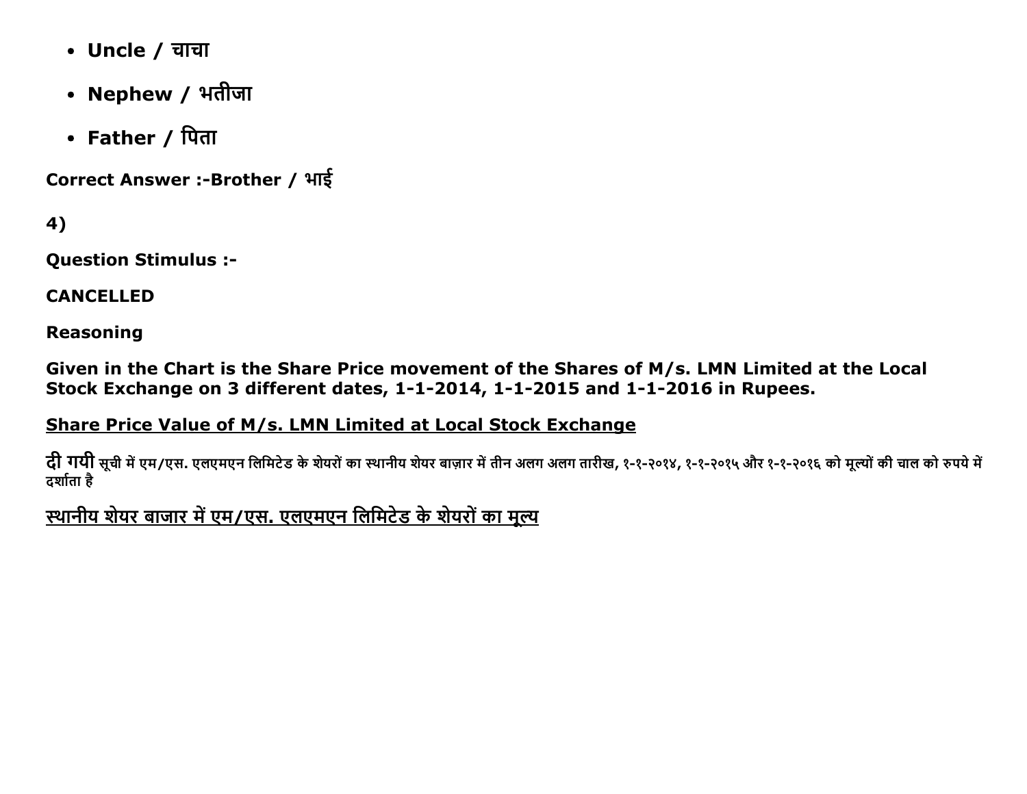- **Uncle / चाचा**
- **Nephew / भतीजा**
- **Father / पिता**

**Correct Answer :-Brother / भाई**

**4)**

**Question Stimulus :-**

**CANCELLED**

**Reasoning**

**Given in the Chart is the Share Price movement of the Shares of M/s. LMN Limited at the Local Stock Exchange on 3 different dates, 1-1-2014, 1-1-2015 and 1-1-2016 in Rupees.**

**<u>Share Price Value of M/s. LMN Limited at Local Stock Exchange</u>**

**दी गयी** सूची में एम/एस. एलएमएन लिमिटेड के शेयरों का स्थानीय शेयर बाज़ार में तीन अलग अलग तारीख, १-१-२०१४, १-१-२०१५ और १-१-२०१६ को मूल्यों की चाल को रुपये में दर्शाता है

**<u>स्थानीय शेयर बाजार में एम/एस. एलएमएन लिमिटेड के शेयरों का मूल्य</u>**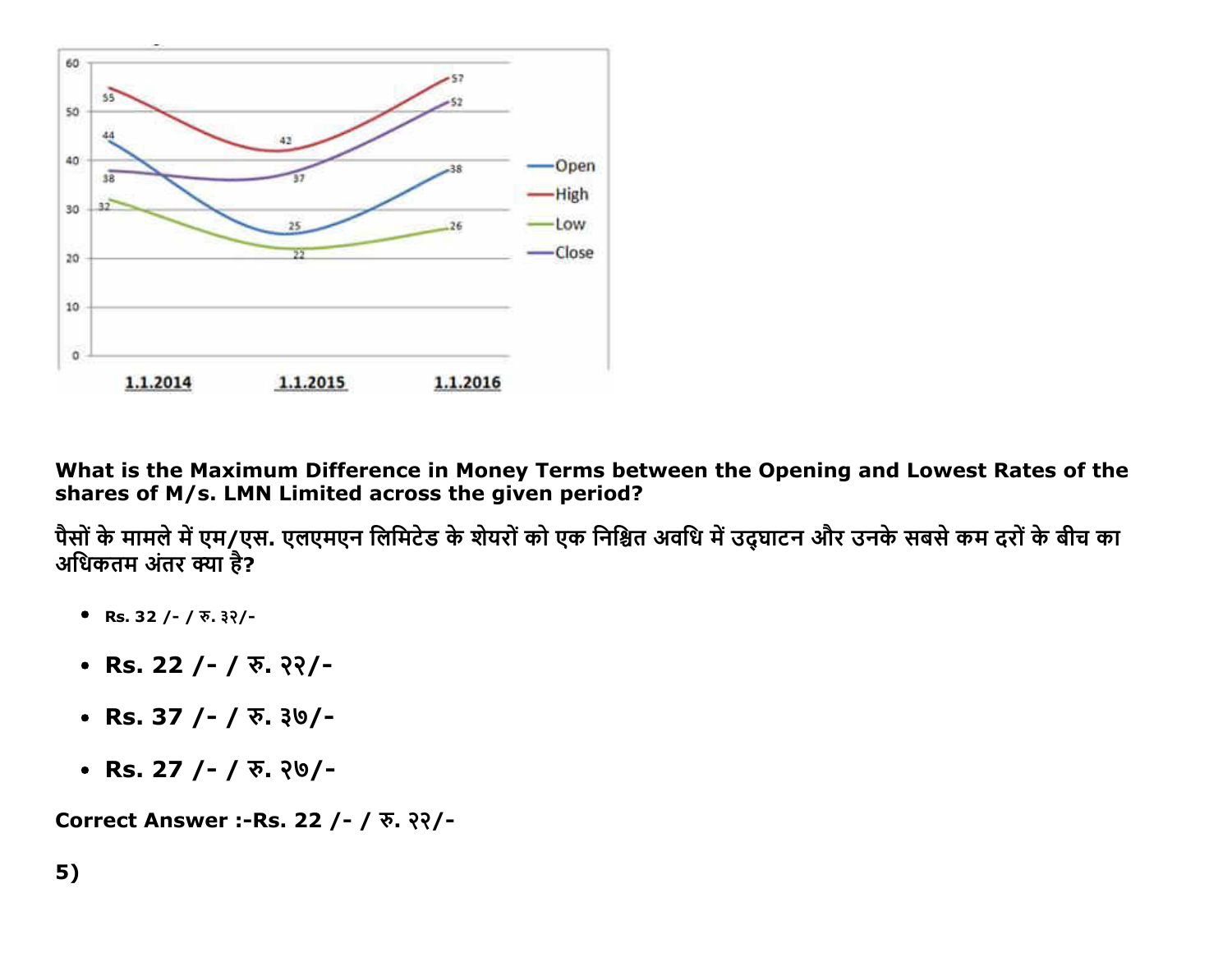**What is the Maximum Difference in Money Terms between the Opening and Lowest Rates of the shares of M/s. LMN Limited across the given period?**

**पैसों के मामले में एम/एस. एलएमएन लिमिटेड के शेयरों को एक निश्चित अवधि में उद्घाटन और उनके सबसे कम दरों के बीच का अधिकतम अंतर क्या है?**

- Rs. 32 /- / रु. ३२/-
- **Rs. 22 /- / रु. २२/-**
- **Rs. 37 /- / रु. ३७/-**
- **Rs. 27 /- / रु. २७/-**

**Correct Answer :-Rs. 22 /- / रु. २२/-**

**5)**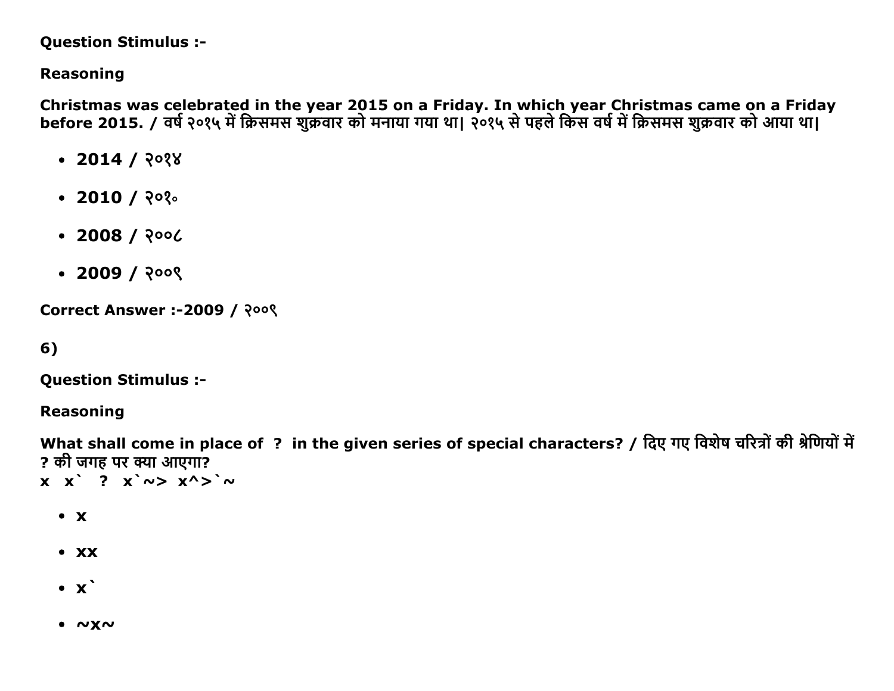**Question Stimulus :-**

**Reasoning**

**Christmas was celebrated in the year 2015 on a Friday. In which year Christmas came on a Friday before 2015. / वर्ष २०१५ में क्रिसमस शुक्रवार को मनाया गया था| २०१५ से पहले किस वर्ष में क्रिसमस शुक्रवार को आया था|**

- **2014 / २०१४**
- **2010 / २०१०**
- **2008 / २००८**
- **2009 / २००९**

**Correct Answer :-2009 / २००९**

**6)**

**Question Stimulus :-**

**Reasoning**

**What shall come in place of  ?  in the given series of special characters? / दिए गए विशेष चरित्रों की श्रेणियों में ? की जगह पर क्या आएगा?**
**x  x`  ?  x`~>  x^>`~**

- **x**
- **xx**
- **x`**
- **~x~**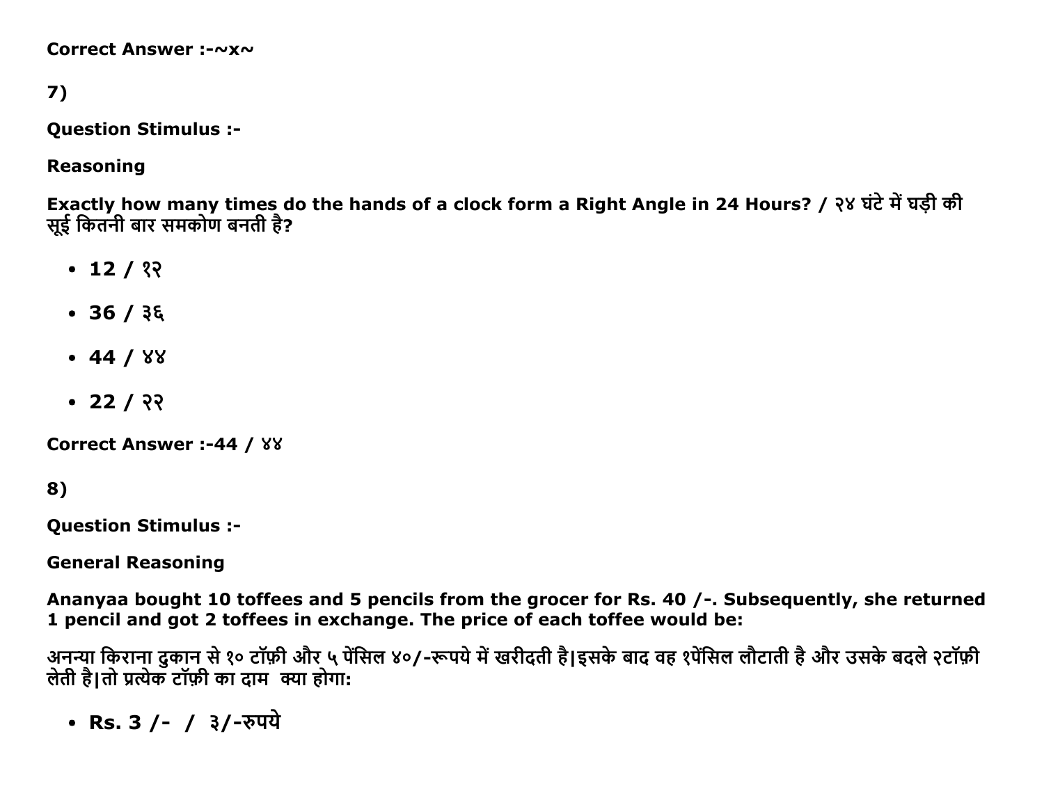**Correct Answer :-~x~**

**7)**

**Question Stimulus :-**

**Reasoning**

**Exactly how many times do the hands of a clock form a Right Angle in 24 Hours? / २४ घंटे में घड़ी की सूई कितनी बार समकोण बनती है?**

- **12 / १२**
- **36 / ३६**
- **44 / ४४**
- **22 / २२**

**Correct Answer :-44 / ४४**

**8)**

**Question Stimulus :-**

**General Reasoning**

**Ananyaa bought 10 toffees and 5 pencils from the grocer for Rs. 40 /-. Subsequently, she returned 1 pencil and got 2 toffees in exchange. The price of each toffee would be:**

**अनन्या किराना दुकान से १० टॉफ़ी और ५ पेंसिल ४०/-रूपये में खरीदती है|इसके बाद वह १पेंसिल लौटाती है और उसके बदले २टॉफ़ी लेती है|तो प्रत्येक टॉफ़ी का दाम क्या होगा:**

- **Rs. 3 /- / ३/-रुपये**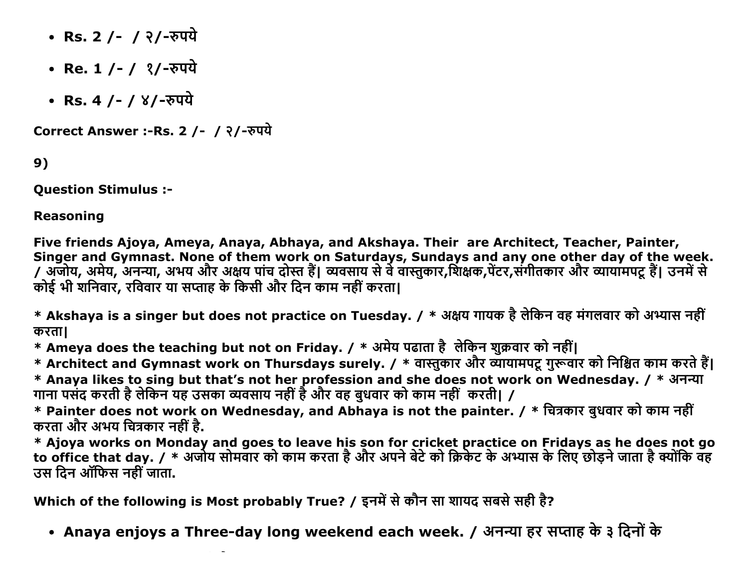- **Rs. 2 /-  / २/-रुपये**
- **Re. 1 /- /  १/-रुपये**
- **Rs. 4 /- / ४/-रुपये**

**Correct Answer :-Rs. 2 /-  / २/-रुपये**

**9)**

**Question Stimulus :-**

**Reasoning**

**Five friends Ajoya, Ameya, Anaya, Abhaya, and Akshaya. Their  are Architect, Teacher, Painter, Singer and Gymnast. None of them work on Saturdays, Sundays and any one other day of the week. / अजोय, अमेय, अनन्या, अभय और अक्षय पांच दोस्त हैं| व्यवसाय से वे वास्तुकार,शिक्षक,पेंटर,संगीतकार और व्यायामपटू हैं| उनमें से कोई भी शनिवार, रविवार या सप्ताह के किसी और दिन काम नहीं करता|**

**\* Akshaya is a singer but does not practice on Tuesday. / \* अक्षय गायक है लेकिन वह मंगलवार को अभ्यास नहीं करता|**
**\* Ameya does the teaching but not on Friday. / \* अमेय पढाता है  लेकिन शुक्रवार को नहीं|**
**\* Architect and Gymnast work on Thursdays surely. / \* वास्तुकार और व्यायामपटू गुरूवार को निश्चित काम करते हैं|**
**\* Anaya likes to sing but that's not her profession and she does not work on Wednesday. / \* अनन्या गाना पसंद करती है लेकिन यह उसका व्यवसाय नहीं है और वह बुधवार को काम नहीं  करती| /**
**\* Painter does not work on Wednesday, and Abhaya is not the painter. / \* चित्रकार बुधवार को काम नहीं करता और अभय चित्रकार नहीं है.**
**\* Ajoya works on Monday and goes to leave his son for cricket practice on Fridays as he does not go to office that day. / \* अजोय सोमवार को काम करता है और अपने बेटे को क्रिकेट के अभ्यास के लिए छोड़ने जाता है क्योंकि वह उस दिन ऑफिस नहीं जाता.**

**Which of the following is Most probably True? / इनमें से कौन सा शायद सबसे सही है?**

- **Anaya enjoys a Three-day long weekend each week. / अनन्या हर सप्ताह के ३ दिनों के**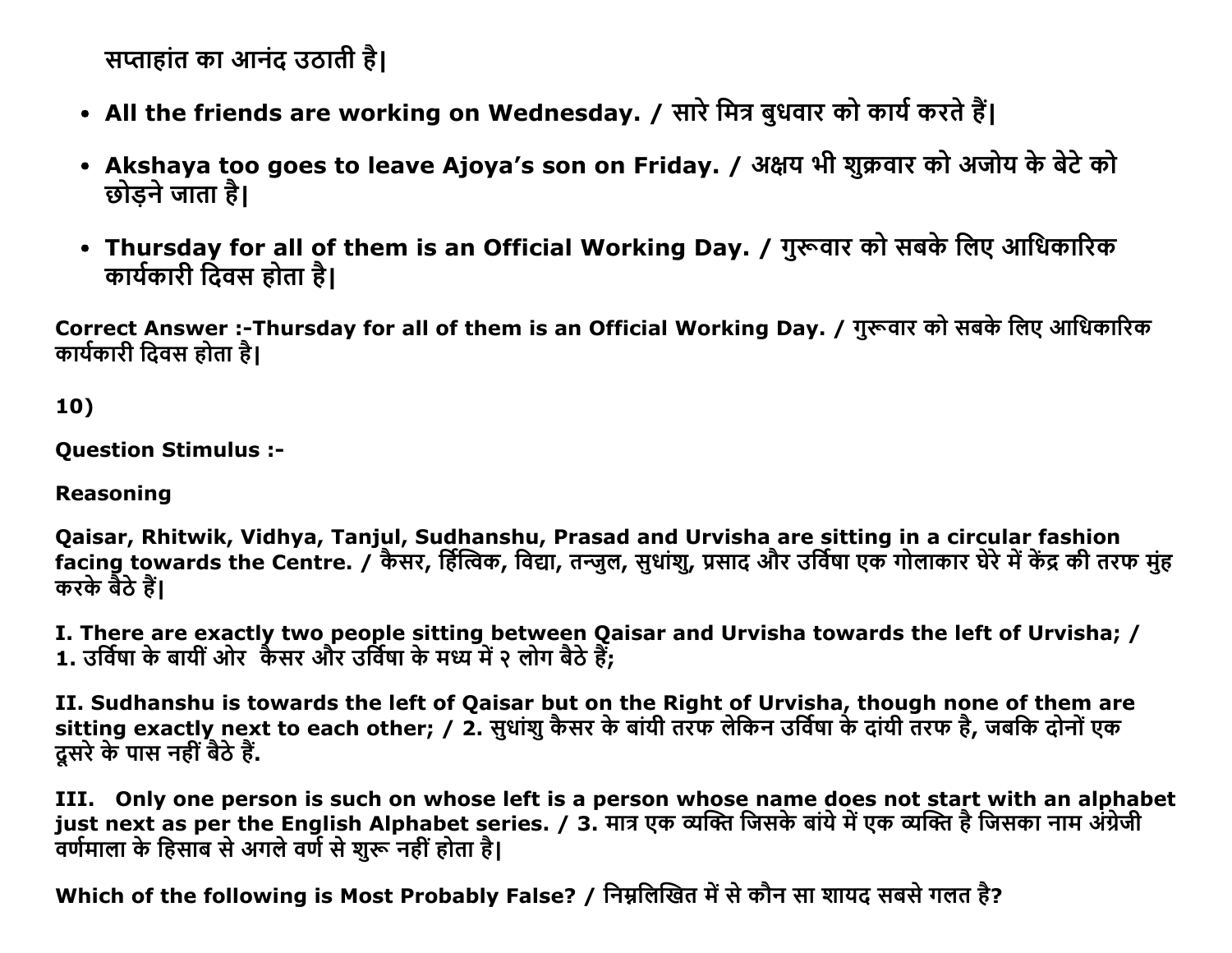सप्ताहांत का आनंद उठाती है|

- **All the friends are working on Wednesday. / सारे मित्र बुधवार को कार्य करते हैं|**
- **Akshaya too goes to leave Ajoya's son on Friday. / अक्षय भी शुक्रवार को अजोय के बेटे को छोड़ने जाता है|**
- **Thursday for all of them is an Official Working Day. / गुरूवार को सबके लिए आधिकारिक कार्यकारी दिवस होता है|**

**Correct Answer :-Thursday for all of them is an Official Working Day. / गुरूवार को सबके लिए आधिकारिक कार्यकारी दिवस होता है|**

**10)**

**Question Stimulus :-**

**Reasoning**

**Qaisar, Rhitwik, Vidhya, Tanjul, Sudhanshu, Prasad and Urvisha are sitting in a circular fashion facing towards the Centre. / कैसर, र्हित्विक, विद्या, तन्जुल, सुधांशु, प्रसाद और उर्विषा एक गोलाकार घेरे में केंद्र की तरफ मुंह करके बैठे हैं|**

**I. There are exactly two people sitting between Qaisar and Urvisha towards the left of Urvisha; / 1. उर्विषा के बायीं ओर कैसर और उर्विषा के मध्य में २ लोग बैठे हैं;**

**II. Sudhanshu is towards the left of Qaisar but on the Right of Urvisha, though none of them are sitting exactly next to each other; / 2. सुधांशु कैसर के बांयी तरफ लेकिन उर्विषा के दांयी तरफ है, जबकि दोनों एक दूसरे के पास नहीं बैठे हैं.**

**III. Only one person is such on whose left is a person whose name does not start with an alphabet just next as per the English Alphabet series. / 3. मात्र एक व्यक्ति जिसके बांये में एक व्यक्ति है जिसका नाम अंग्रेजी वर्णमाला के हिसाब से अगले वर्ण से शुरू नहीं होता है|**

**Which of the following is Most Probably False? / निम्नलिखित में से कौन सा शायद सबसे गलत है?**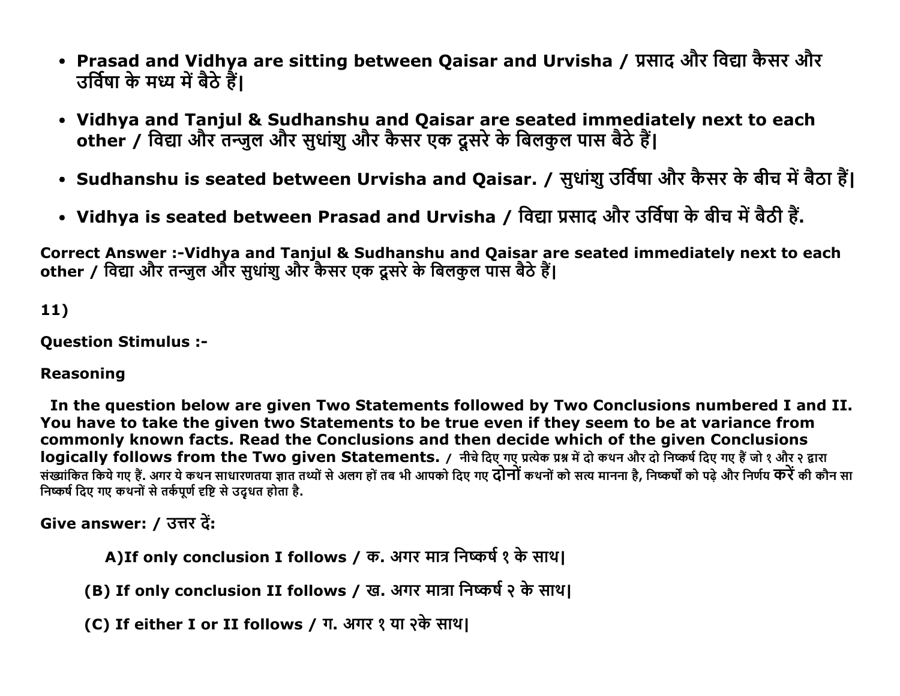- **Prasad and Vidhya are sitting between Qaisar and Urvisha / प्रसाद और विद्या कैसर और उर्विषा के मध्य में बैठे हैं|**
- **Vidhya and Tanjul & Sudhanshu and Qaisar are seated immediately next to each other / विद्या और तन्जुल और सुधांशु और कैसर एक दूसरे के बिलकुल पास बैठे हैं|**
- **Sudhanshu is seated between Urvisha and Qaisar. / सुधांशु उर्विषा और कैसर के बीच में बैठा हैं|**
- **Vidhya is seated between Prasad and Urvisha / विद्या प्रसाद और उर्विषा के बीच में बैठी हैं.**

**Correct Answer :-Vidhya and Tanjul & Sudhanshu and Qaisar are seated immediately next to each other / विद्या और तन्जुल और सुधांशु और कैसर एक दूसरे के बिलकुल पास बैठे हैं|**

**11)**

**Question Stimulus :-**

**Reasoning**

**In the question below are given Two Statements followed by Two Conclusions numbered I and II. You have to take the given two Statements to be true even if they seem to be at variance from commonly known facts. Read the Conclusions and then decide which of the given Conclusions logically follows from the Two given Statements. / नीचे दिए गए प्रत्येक प्रश्न में दो कथन और दो निष्कर्ष दिए गए हैं जो १ और २ द्वारा संख्यांकित किये गए हैं. अगर ये कथन साधारणतया ज्ञात तथ्यों से अलग हों तब भी आपको दिए गए दोनों कथनों को सत्य मानना है, निष्कर्षों को पढ़े और निर्णय करें की कौन सा निष्कर्ष दिए गए कथनों से तर्कपूर्ण दृष्टि से उद्धृत होता है.**

**Give answer: / उत्तर दें:**

**A)If only conclusion I follows / क. अगर मात्र निष्कर्ष १ के साथ|**

**(B) If only conclusion II follows / ख. अगर मात्रा निष्कर्ष २ के साथ|**

**(C) If either I or II follows / ग. अगर १ या २के साथ|**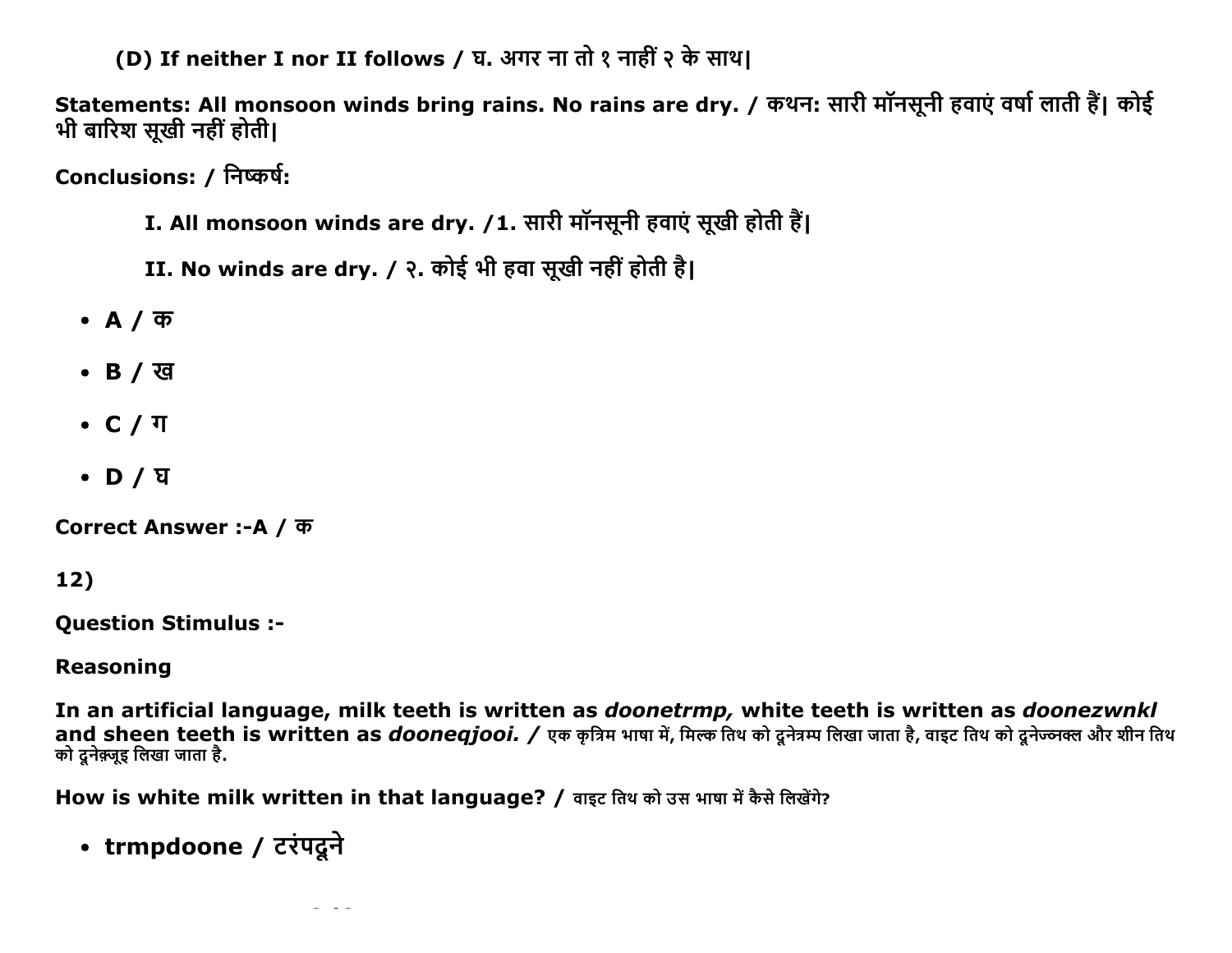(D) If neither I nor II follows / घ. अगर ना तो १ नाहीं २ के साथ|

**Statements: All monsoon winds bring rains. No rains are dry. / कथन: सारी मॉनसूनी हवाएं वर्षा लाती हैं| कोई भी बारिश सूखी नहीं होती|**

**Conclusions: / निष्कर्ष:**

**I. All monsoon winds are dry. /1. सारी मॉनसूनी हवाएं सूखी होती हैं|**

**II. No winds are dry. / २. कोई भी हवा सूखी नहीं होती है|**

- **A / क**
- **B / ख**
- **C / ग**
- **D / घ**

**Correct Answer :-A / क**

**12)**

**Question Stimulus :-**

**Reasoning**

**In an artificial language, milk teeth is written as *doonetrmp,* white teeth is written as *doonezwnkl* and sheen teeth is written as *dooneqjooi.* / एक कृत्रिम भाषा में, मिल्क तिथ को दूनेत्रम्प लिखा जाता है, वाइट तिथ को दूनेज्न्क्ल और शीन तिथ को दूनेक़्जूइ लिखा जाता है.**

**How is white milk written in that language? / वाइट तिथ को उस भाषा में कैसे लिखेंगे?**

- **trmpdoone / टरंपदूने**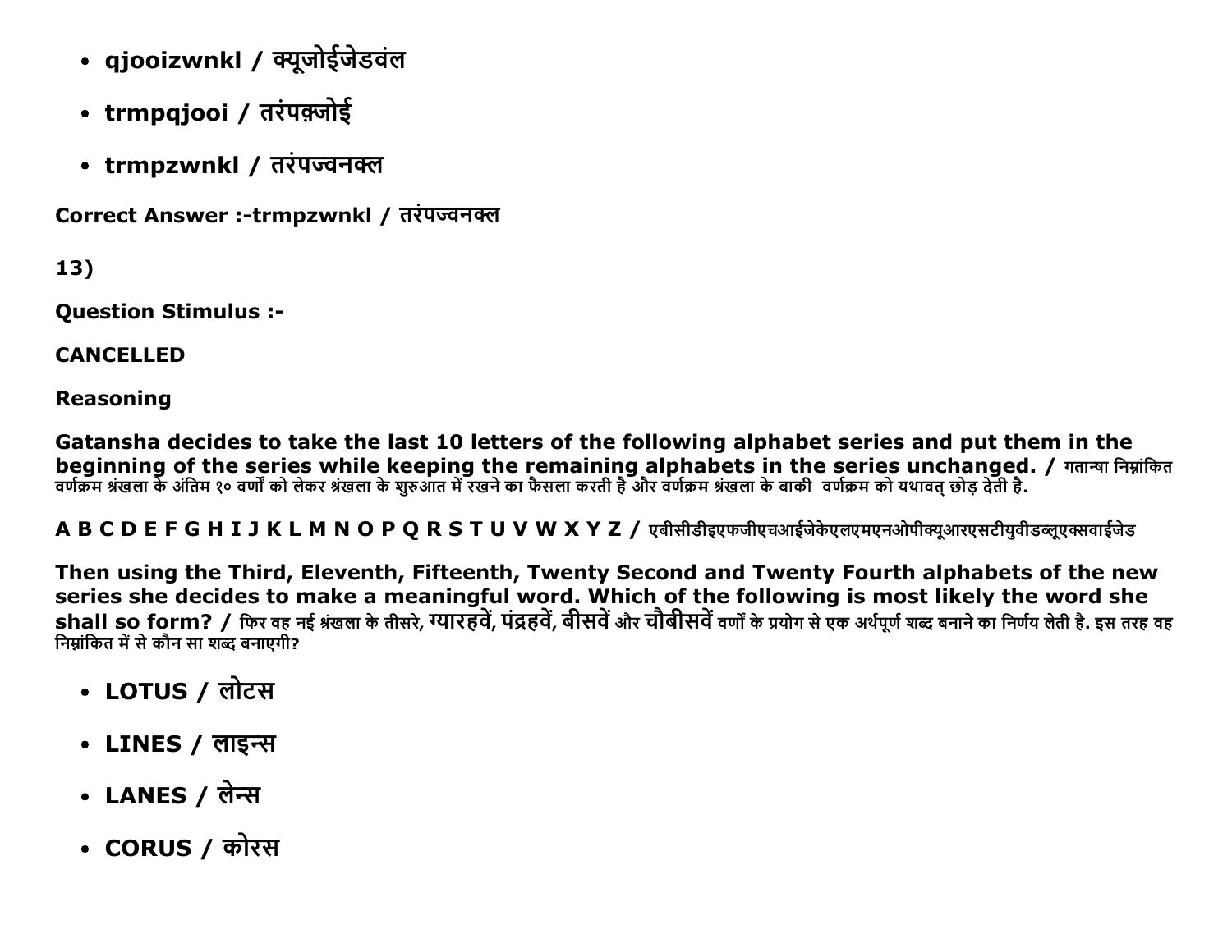- **qjooizwnkl / क्यूजोईजेडवंल**
- **trmpqjooi / तरंपक़्जोई**
- **trmpzwnkl / तरंपज्वनक्ल**

**Correct Answer :-trmpzwnkl / तरंपज्वनक्ल**

**13)**

**Question Stimulus :-**

**CANCELLED**

**Reasoning**

**Gatansha decides to take the last 10 letters of the following alphabet series and put them in the beginning of the series while keeping the remaining alphabets in the series unchanged. /** गतान्शा निम्नांकित वर्णक्रम श्रंखला के अंतिम १० वर्णों को लेकर श्रंखला के शुरुआत में रखने का फैसला करती है और वर्णक्रम श्रंखला के बाकी वर्णक्रम को यथावत् छोड़ देती है.

**A B C D E F G H I J K L M N O P Q R S T U V W X Y Z /** एबीसीडीइएफजीएचआईजेकेएलएमएनओपीक्यूआरएसटीयुवीडब्लूएक्सवाईजेड

**Then using the Third, Eleventh, Fifteenth, Twenty Second and Twenty Fourth alphabets of the new series she decides to make a meaningful word. Which of the following is most likely the word she shall so form? /** फिर वह नई श्रंखला के तीसरे, **ग्यारहवें, पंद्रहवें, बीसवें** और **चौबीसवें** वर्णों के प्रयोग से एक अर्थपूर्ण शब्द बनाने का निर्णय लेती है. इस तरह वह निम्नांकित में से कौन सा शब्द बनाएगी?

- **LOTUS / लोटस**
- **LINES / लाइन्स**
- **LANES / लेन्स**
- **CORUS / कोरस**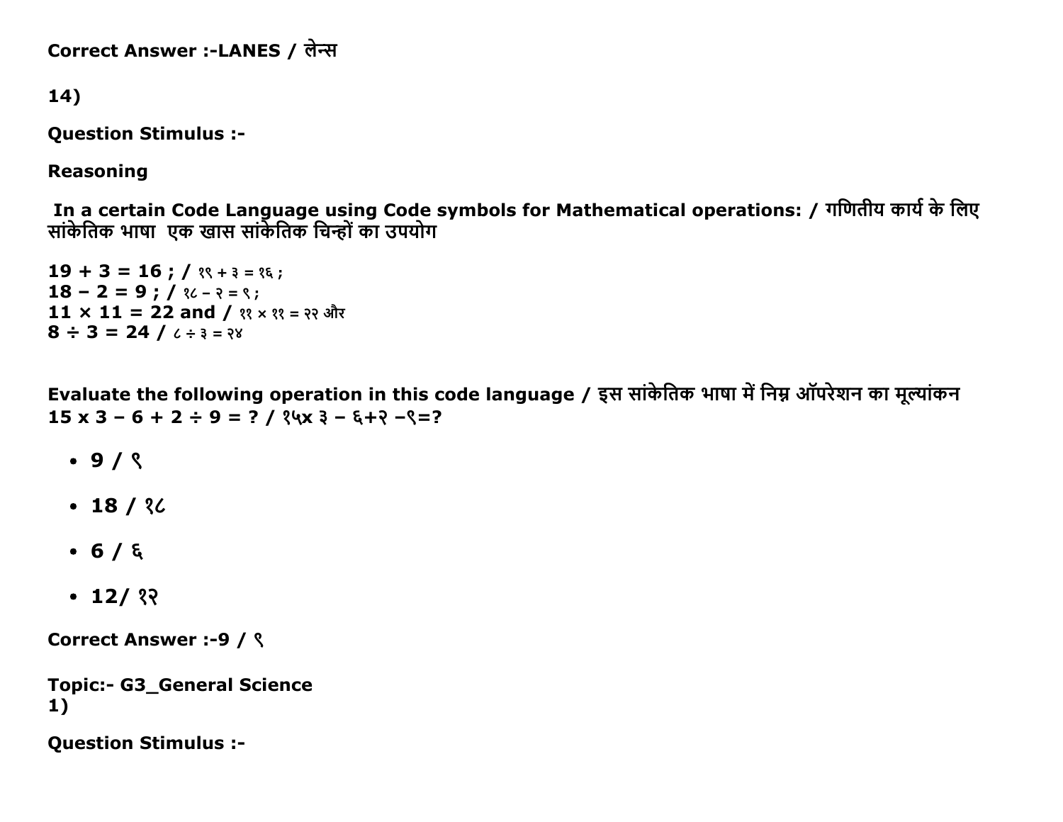Correct Answer :-LANES / लेन्स

14)

**Question Stimulus :-**

**Reasoning**

**In a certain Code Language using Code symbols for Mathematical operations: / गणितीय कार्य के लिए सांकेतिक भाषा  एक खास सांकेतिक चिन्हों का उपयोग**

**19 + 3 = 16 ; /** १९ + ३ = १६ ;
**18 – 2 = 9 ; /** १८ – २ = ९ ;
**11 × 11 = 22 and /** ११ × ११ = २२ और
**8 ÷ 3 = 24 /** ८ ÷ ३ = २४

**Evaluate the following operation in this code language / इस सांकेतिक भाषा में निम्न ऑपरेशन का मूल्यांकन**
**15 x 3 – 6 + 2 ÷ 9 = ? / १५x ३ – ६+२ –९=?**

- **9 / ९**
- **18 / १८**
- **6 / ६**
- **12/ १२**

**Correct Answer :-9 / ९**

**Topic:- G3_General Science**
**1)**

**Question Stimulus :-**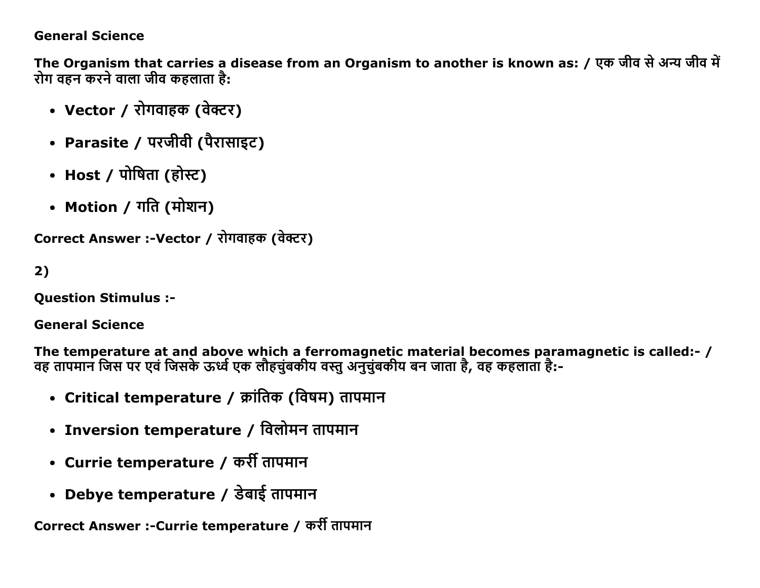**General Science**

**The Organism that carries a disease from an Organism to another is known as: / एक जीव से अन्य जीव में रोग वहन करने वाला जीव कहलाता है:**

- **Vector / रोगवाहक (वेक्टर)**
- **Parasite / परजीवी (पैरासाइट)**
- **Host / पोषिता (होस्ट)**
- **Motion / गति (मोशन)**

**Correct Answer :-Vector / रोगवाहक (वेक्टर)**

**2)**

**Question Stimulus :-**

**General Science**

**The temperature at and above which a ferromagnetic material becomes paramagnetic is called:- / वह तापमान जिस पर एवं जिसके ऊर्ध्व एक लौहचुंबकीय वस्तु अनुचुंबकीय बन जाता है, वह कहलाता है:-**

- **Critical temperature / क्रांतिक (विषम) तापमान**
- **Inversion temperature / विलोमन तापमान**
- **Currie temperature / कर्री तापमान**
- **Debye temperature / डेबाई तापमान**

**Correct Answer :-Currie temperature / कर्री तापमान**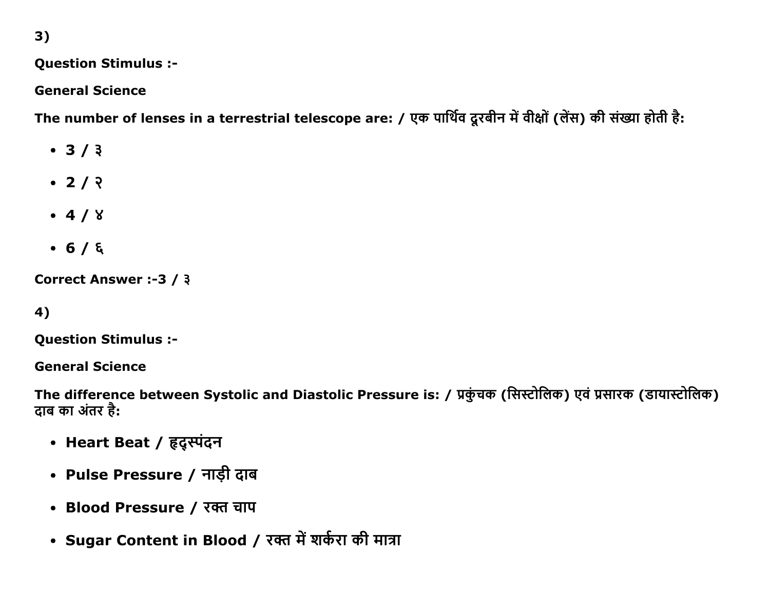3)

**Question Stimulus :-**

**General Science**

**The number of lenses in a terrestrial telescope are: / एक पार्थिव दूरबीन में वीक्षों (लेंस) की संख्या होती है:**

- **3 / ३**
- **2 / २**
- **4 / ४**
- **6 / ६**

**Correct Answer :-3 / ३**

4)

**Question Stimulus :-**

**General Science**

**The difference between Systolic and Diastolic Pressure is: / प्रकुंचक (सिस्टोलिक) एवं प्रसारक (डायास्टोलिक) दाब का अंतर है:**

- **Heart Beat / हृद्स्पंदन**
- **Pulse Pressure / नाड़ी दाब**
- **Blood Pressure / रक्त चाप**
- **Sugar Content in Blood / रक्त में शर्करा की मात्रा**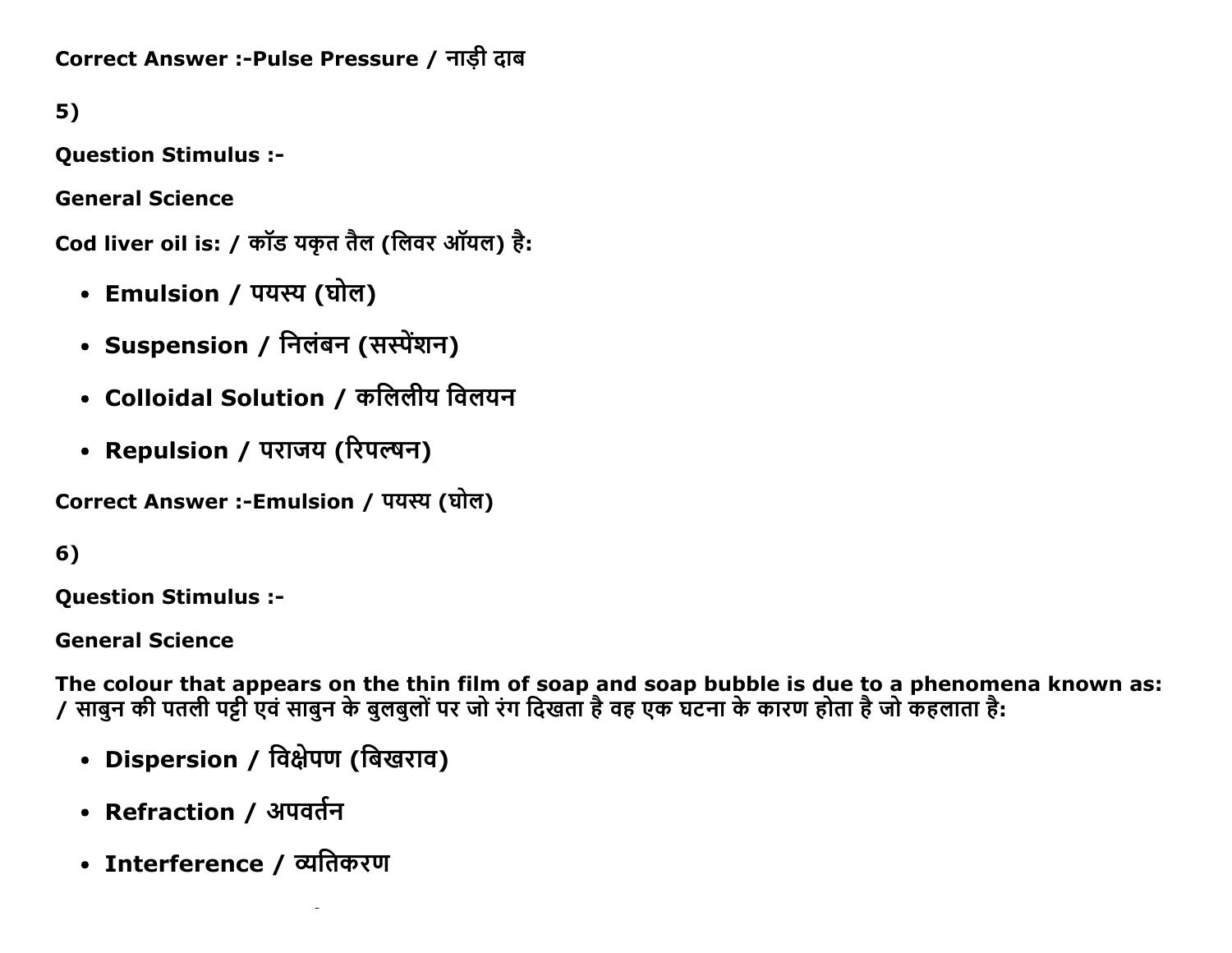**Correct Answer :-Pulse Pressure / नाड़ी दाब**

**5)**

**Question Stimulus :-**

**General Science**

**Cod liver oil is: / कॉड यकृत तैल (लिवर ऑयल) है:**

- **Emulsion / पयस्य (घोल)**
- **Suspension / निलंबन (सस्पेंशन)**
- **Colloidal Solution / कलिलीय विलयन**
- **Repulsion / पराजय (रिपल्षन)**

**Correct Answer :-Emulsion / पयस्य (घोल)**

**6)**

**Question Stimulus :-**

**General Science**

**The colour that appears on the thin film of soap and soap bubble is due to a phenomena known as: / साबुन की पतली पट्टी एवं साबुन के बुलबुलों पर जो रंग दिखता है वह एक घटना के कारण होता है जो कहलाता है:**

- **Dispersion / विक्षेपण (बिखराव)**
- **Refraction / अपवर्तन**
- **Interference / व्यतिकरण**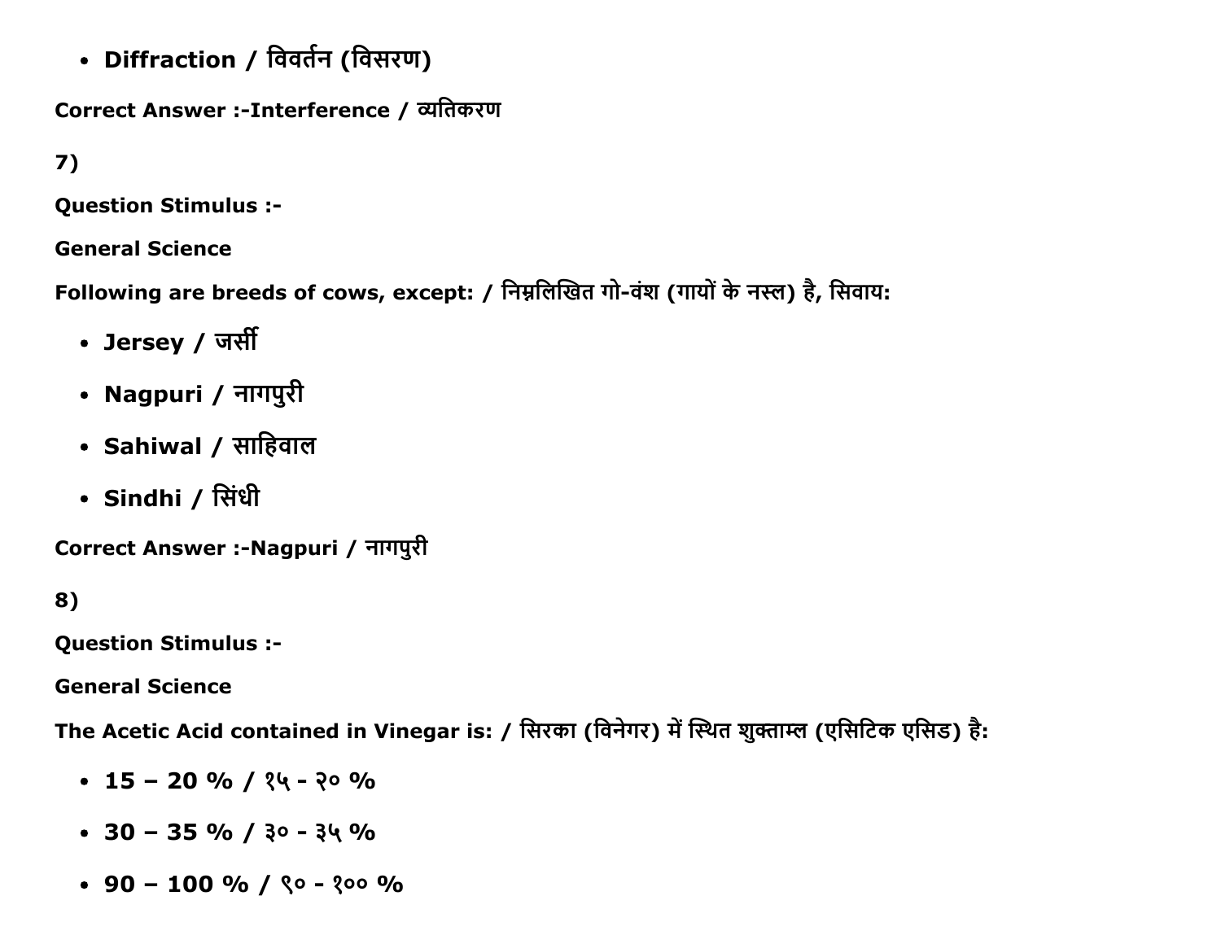- **Diffraction / विवर्तन (विसरण)**

**Correct Answer :-Interference / व्यतिकरण**

**7)**

**Question Stimulus :-**

**General Science**

**Following are breeds of cows, except: / निम्नलिखित गो-वंश (गायों के नस्ल) है, सिवाय:**

- **Jersey / जर्सी**
- **Nagpuri / नागपुरी**
- **Sahiwal / साहिवाल**
- **Sindhi / सिंधी**

**Correct Answer :-Nagpuri / नागपुरी**

**8)**

**Question Stimulus :-**

**General Science**

**The Acetic Acid contained in Vinegar is: / सिरका (विनेगर) में स्थित शुक्ताम्ल (एसिटिक एसिड) है:**

- **15 – 20 % / १५ - २० %**
- **30 – 35 % / ३० - ३५ %**
- **90 – 100 % / ९० - १०० %**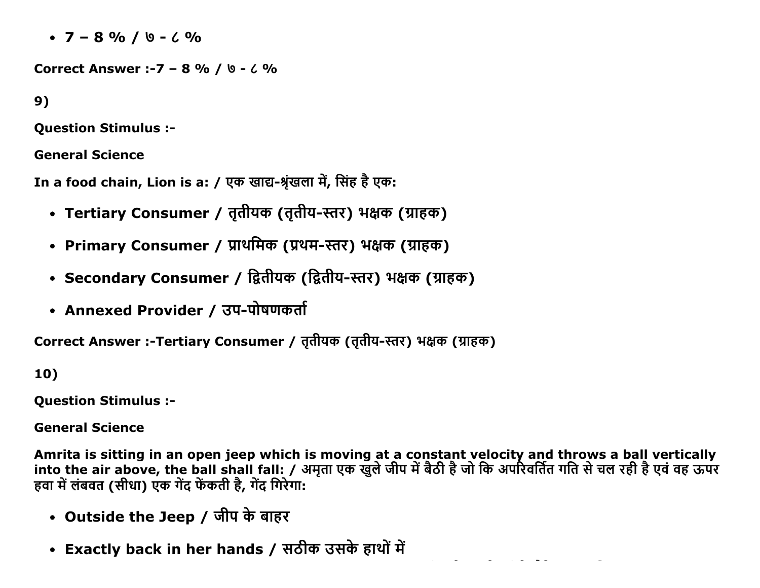- **7 – 8 % / ७ - ८ %**

**Correct Answer :-7 – 8 % / ७ - ८ %**

**9)**

**Question Stimulus :-**

**General Science**

**In a food chain, Lion is a: / एक खाद्य-श्रृंखला में, सिंह है एक:**

- **Tertiary Consumer / तृतीयक (तृतीय-स्तर) भक्षक (ग्राहक)**
- **Primary Consumer / प्राथमिक (प्रथम-स्तर) भक्षक (ग्राहक)**
- **Secondary Consumer / द्वितीयक (द्वितीय-स्तर) भक्षक (ग्राहक)**
- **Annexed Provider / उप-पोषणकर्ता**

**Correct Answer :-Tertiary Consumer / तृतीयक (तृतीय-स्तर) भक्षक (ग्राहक)**

**10)**

**Question Stimulus :-**

**General Science**

**Amrita is sitting in an open jeep which is moving at a constant velocity and throws a ball vertically into the air above, the ball shall fall: / अमृता एक खुले जीप में बैठी है जो कि अपरिवर्तित गति से चल रही है एवं वह ऊपर हवा में लंबवत (सीधा) एक गेंद फेंकती है, गेंद गिरेगा:**

- **Outside the Jeep / जीप के बाहर**
- **Exactly back in her hands / सठीक उसके हाथों में**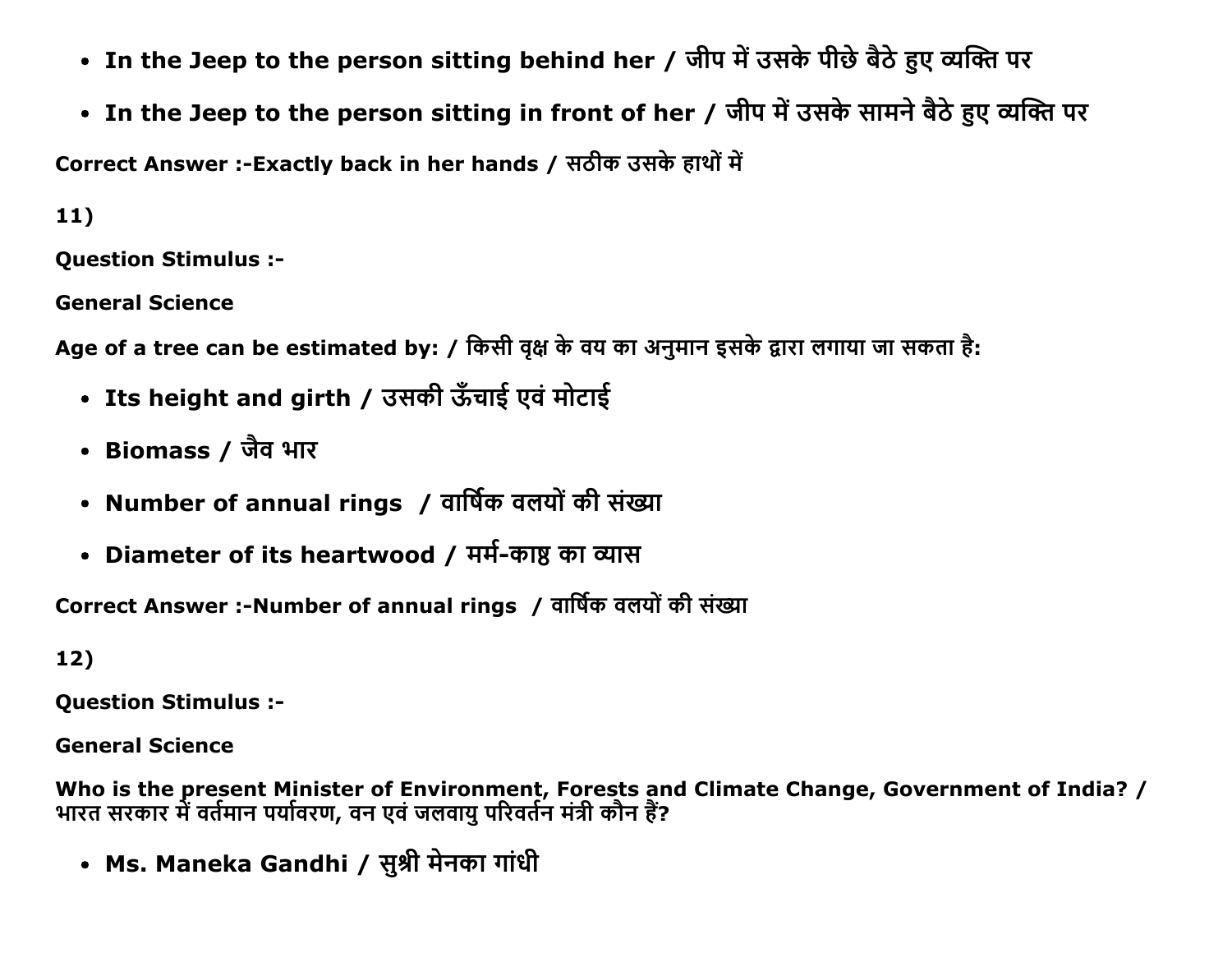- **In the Jeep to the person sitting behind her / जीप में उसके पीछे बैठे हुए व्यक्ति पर**
- **In the Jeep to the person sitting in front of her / जीप में उसके सामने बैठे हुए व्यक्ति पर**

**Correct Answer :-Exactly back in her hands / सठीक उसके हाथों में**

**11)**

**Question Stimulus :-**

**General Science**

**Age of a tree can be estimated by: / किसी वृक्ष के वय का अनुमान इसके द्वारा लगाया जा सकता है:**

- **Its height and girth / उसकी ऊँचाई एवं मोटाई**
- **Biomass / जैव भार**
- **Number of annual rings / वार्षिक वलयों की संख्या**
- **Diameter of its heartwood / मर्म-काष्ठ का व्यास**

**Correct Answer :-Number of annual rings / वार्षिक वलयों की संख्या**

**12)**

**Question Stimulus :-**

**General Science**

**Who is the present Minister of Environment, Forests and Climate Change, Government of India? / भारत सरकार में वर्तमान पर्यावरण, वन एवं जलवायु परिवर्तन मंत्री कौन हैं?**

- **Ms. Maneka Gandhi / सुश्री मेनका गांधी**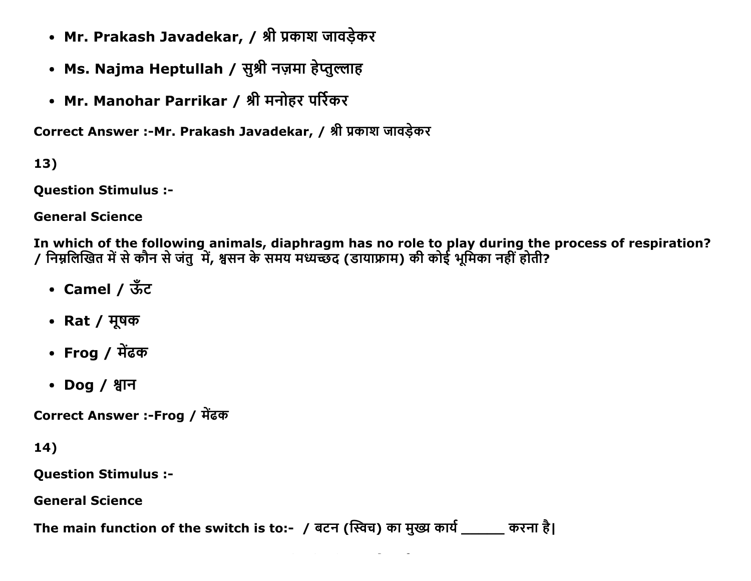- **Mr. Prakash Javadekar, / श्री प्रकाश जावड़ेकर**
- **Ms. Najma Heptullah / सुश्री नज़मा हेप्तुल्लाह**
- **Mr. Manohar Parrikar / श्री मनोहर पर्रिकर**

**Correct Answer :-Mr. Prakash Javadekar, / श्री प्रकाश जावड़ेकर**

**13)**

**Question Stimulus :-**

**General Science**

**In which of the following animals, diaphragm has no role to play during the process of respiration? / निम्नलिखित में से कौन से जंतु में, श्वसन के समय मध्यच्छद (डायाफ्राम) की कोई भूमिका नहीं होती?**

- **Camel / ऊँट**
- **Rat / मूषक**
- **Frog / मेंढक**
- **Dog / श्वान**

**Correct Answer :-Frog / मेंढक**

**14)**

**Question Stimulus :-**

**General Science**

**The main function of the switch is to:- / बटन (स्विच) का मुख्य कार्य ______ करना है|**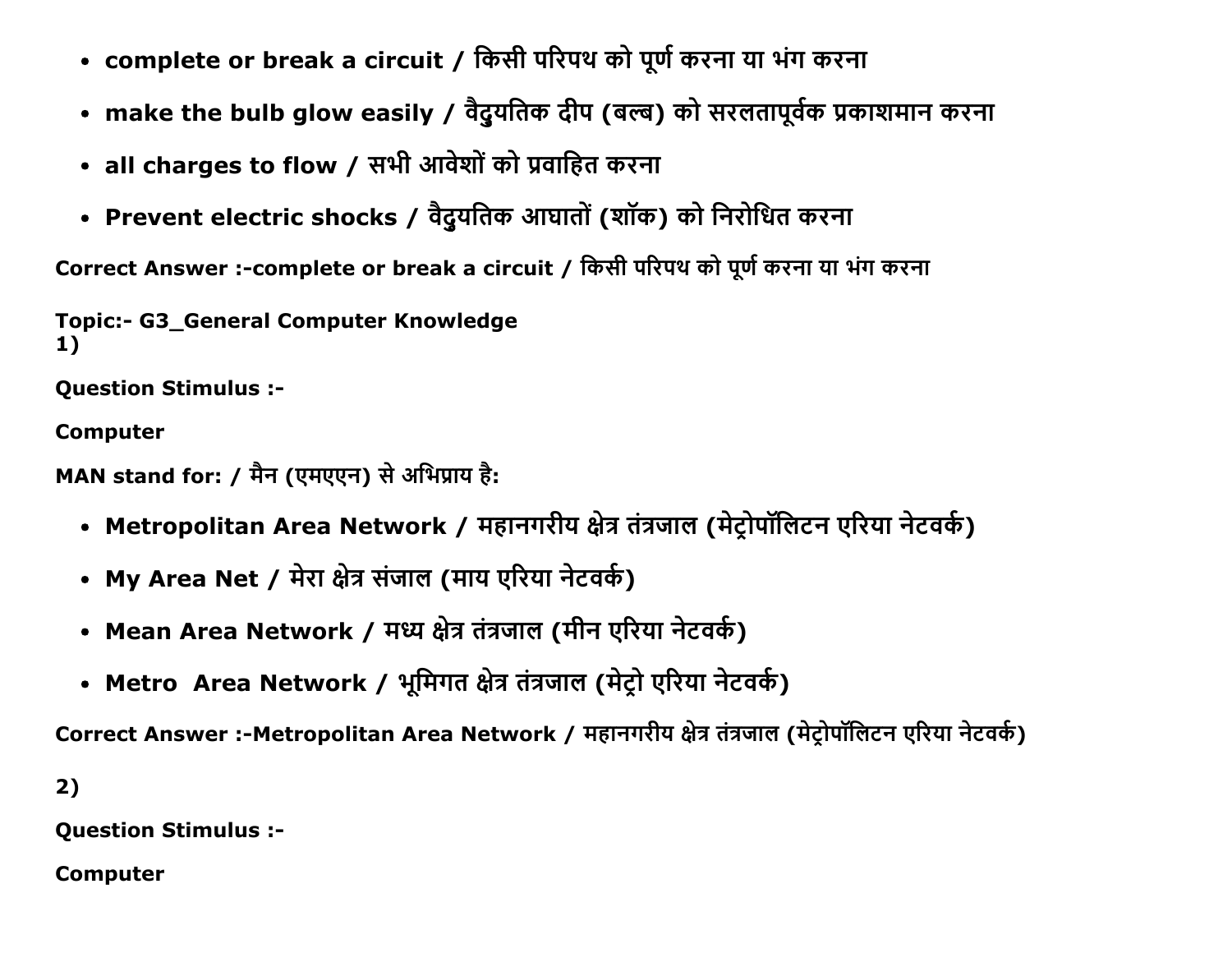- **complete or break a circuit / किसी परिपथ को पूर्ण करना या भंग करना**
- **make the bulb glow easily / वैदुयतिक दीप (बल्ब) को सरलतापूर्वक प्रकाशमान करना**
- **all charges to flow / सभी आवेशों को प्रवाहित करना**
- **Prevent electric shocks / वैदुयतिक आघातों (शॉक) को निरोधित करना**

**Correct Answer :-complete or break a circuit / किसी परिपथ को पूर्ण करना या भंग करना**

**Topic:- G3_General Computer Knowledge**
**1)**

**Question Stimulus :-**

**Computer**

**MAN stand for: / मैन (एमएएन) से अभिप्राय है:**

- **Metropolitan Area Network / महानगरीय क्षेत्र तंत्रजाल (मेट्रोपॉलिटन एरिया नेटवर्क)**
- **My Area Net / मेरा क्षेत्र संजाल (माय एरिया नेटवर्क)**
- **Mean Area Network / मध्य क्षेत्र तंत्रजाल (मीन एरिया नेटवर्क)**
- **Metro Area Network / भूमिगत क्षेत्र तंत्रजाल (मेट्रो एरिया नेटवर्क)**

**Correct Answer :-Metropolitan Area Network / महानगरीय क्षेत्र तंत्रजाल (मेट्रोपॉलिटन एरिया नेटवर्क)**

**2)**

**Question Stimulus :-**

**Computer**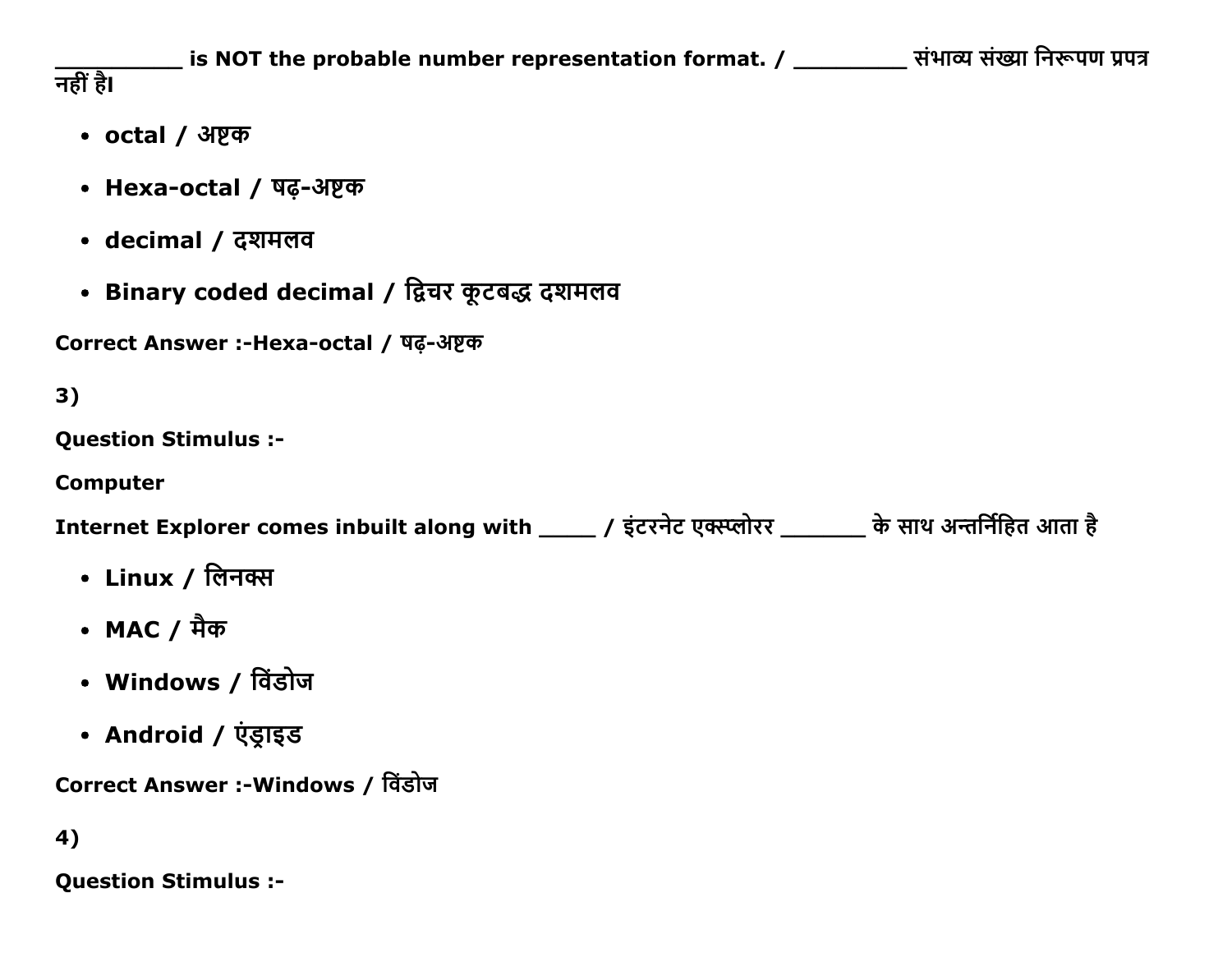__________ is NOT the probable number representation format. / _________ संभाव्य संख्या निरूपण प्रपत्र नहीं है।

- **octal / अष्टक**
- **Hexa-octal / षढ़-अष्टक**
- **decimal / दशमलव**
- **Binary coded decimal / द्विचर कूटबद्ध दशमलव**

**Correct Answer :-Hexa-octal / षढ़-अष्टक**

**3)**

**Question Stimulus :-**

**Computer**

**Internet Explorer comes inbuilt along with _____ / इंटरनेट एक्स्प्लोरर _______ के साथ अन्तर्निहित आता है**

- **Linux / लिनक्स**
- **MAC / मैक**
- **Windows / विंडोज**
- **Android / एंड्राइड**

**Correct Answer :-Windows / विंडोज**

**4)**

**Question Stimulus :-**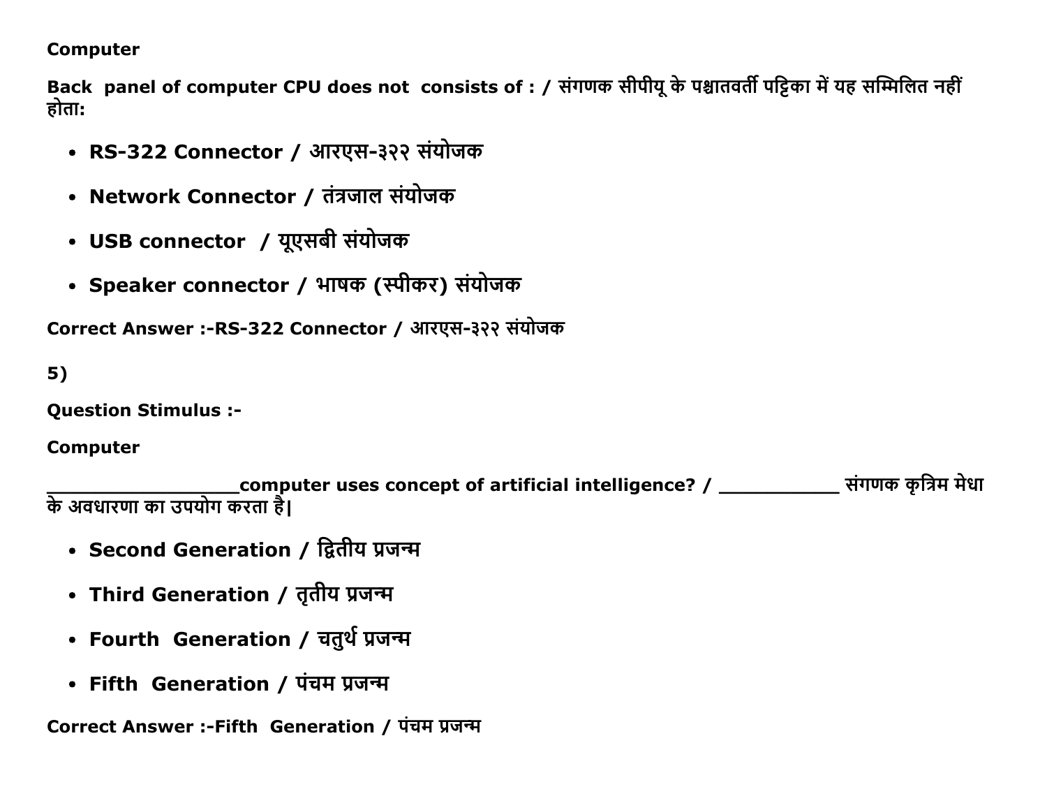**Computer**

**Back panel of computer CPU does not consists of : / संगणक सीपीयू के पश्चातवर्ती पट्टिका में यह सम्मिलित नहीं होता:**

- **RS-322 Connector / आरएस-३२२ संयोजक**
- **Network Connector / तंत्रजाल संयोजक**
- **USB connector / यूएसबी संयोजक**
- **Speaker connector / भाषक (स्पीकर) संयोजक**

**Correct Answer :-RS-322 Connector / आरएस-३२२ संयोजक**

**5)**

**Question Stimulus :-**

**Computer**

**__________________computer uses concept of artificial intelligence? / ___________ संगणक कृत्रिम मेधा के अवधारणा का उपयोग करता है|**

- **Second Generation / द्वितीय प्रजन्म**
- **Third Generation / तृतीय प्रजन्म**
- **Fourth Generation / चतुर्थ प्रजन्म**
- **Fifth Generation / पंचम प्रजन्म**

**Correct Answer :-Fifth Generation / पंचम प्रजन्म**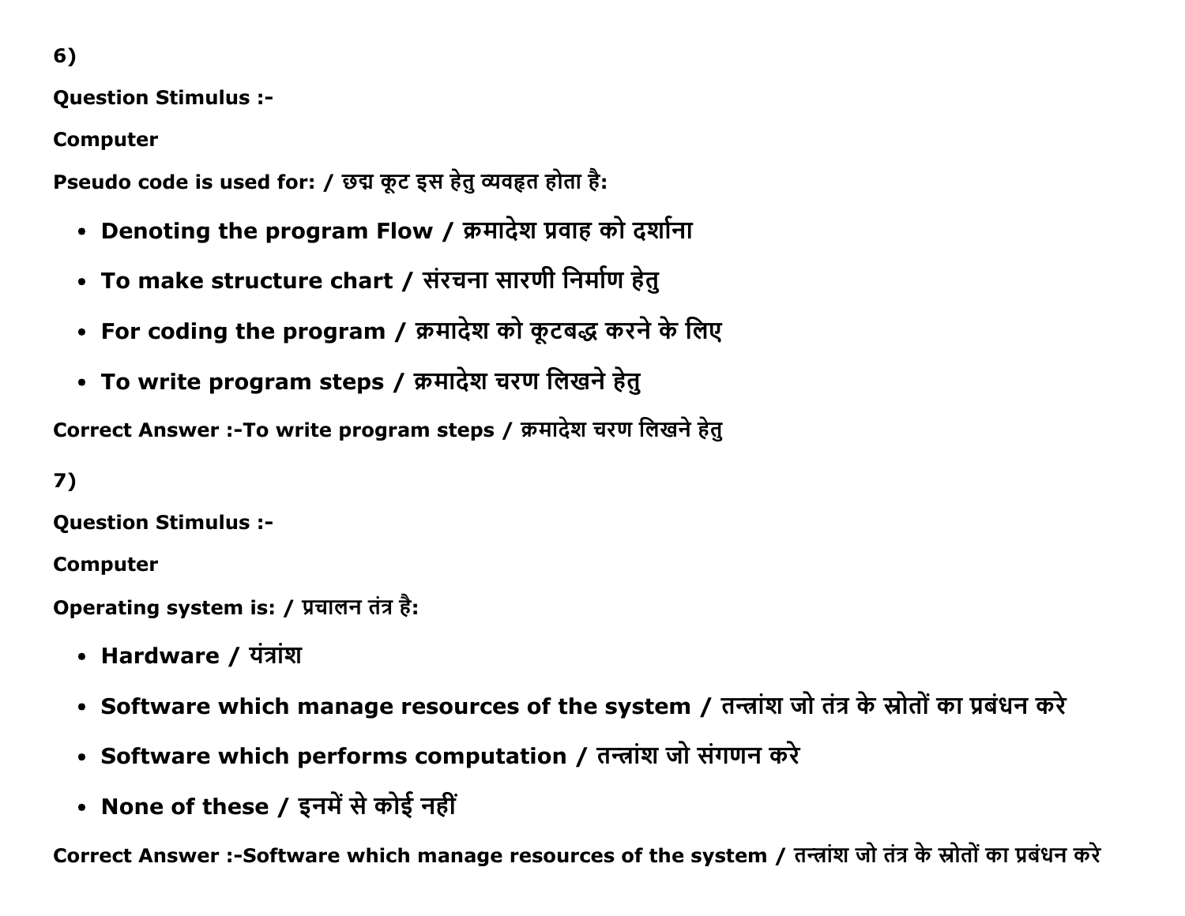6)

**Question Stimulus :-**

**Computer**

**Pseudo code is used for: / छद्म कूट इस हेतु व्यवहृत होता है:**

- **Denoting the program Flow / क्रमादेश प्रवाह को दर्शाना**
- **To make structure chart / संरचना सारणी निर्माण हेतु**
- **For coding the program / क्रमादेश को कूटबद्ध करने के लिए**
- **To write program steps / क्रमादेश चरण लिखने हेतु**

**Correct Answer :-To write program steps / क्रमादेश चरण लिखने हेतु**

7)

**Question Stimulus :-**

**Computer**

**Operating system is: / प्रचालन तंत्र है:**

- **Hardware / यंत्रांश**
- **Software which manage resources of the system / तन्त्रांश जो तंत्र के स्रोतों का प्रबंधन करे**
- **Software which performs computation / तन्त्रांश जो संगणन करे**
- **None of these / इनमें से कोई नहीं**

**Correct Answer :-Software which manage resources of the system / तन्त्रांश जो तंत्र के स्रोतों का प्रबंधन करे**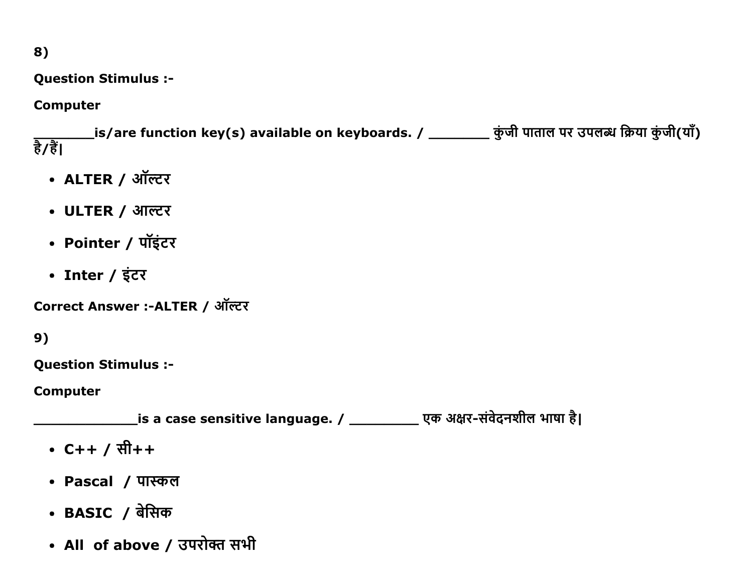8)

**Question Stimulus :-**

**Computer**

**________is/are function key(s) available on keyboards. / ________ कुंजी पाताल पर उपलब्ध क्रिया कुंजी(याँ) है/हैं|**

- **ALTER / ऑल्टर**
- **ULTER / आल्टर**
- **Pointer / पॉइंटर**
- **Inter / इंटर**

**Correct Answer :-ALTER / ऑल्टर**

9)

**Question Stimulus :-**

**Computer**

**_____________is a case sensitive language. / _________ एक अक्षर-संवेदनशील भाषा है|**

- **C++ / सी++**
- **Pascal / पास्कल**
- **BASIC / बेसिक**
- **All of above / उपरोक्त सभी**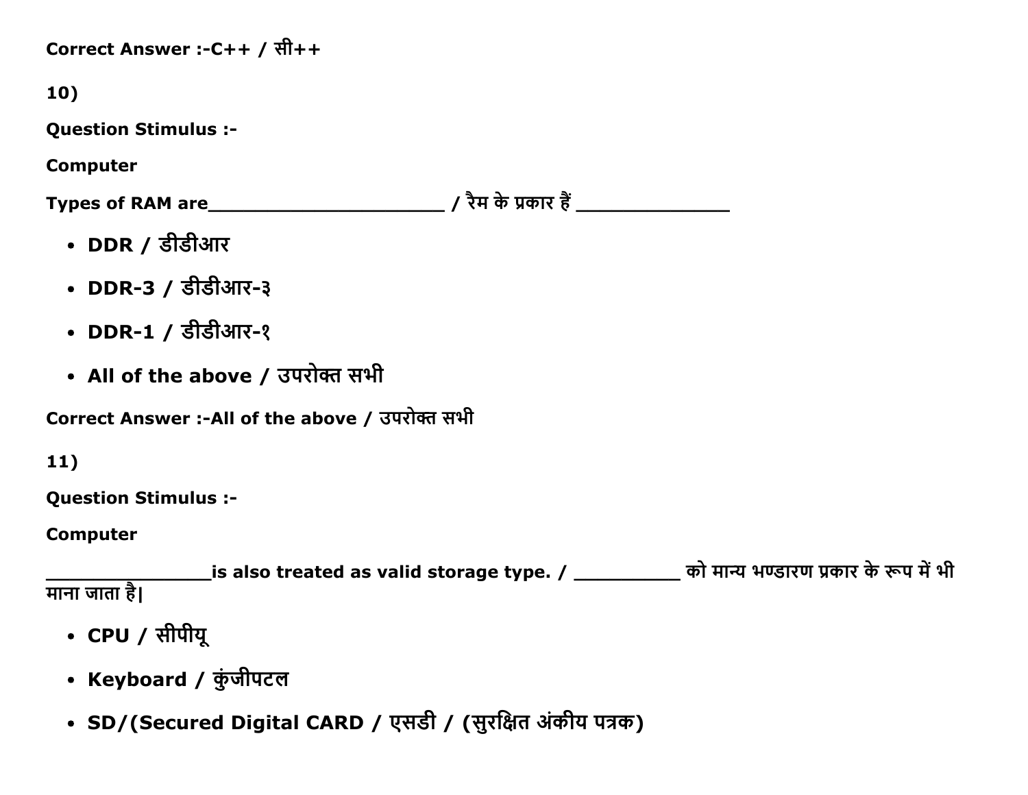**Correct Answer :-C++ / सी++**

**10)**

**Question Stimulus :-**

**Computer**

**Types of RAM are____________________ / रैम के प्रकार हैं _____________**

- **DDR / डीडीआर**
- **DDR-3 / डीडीआर-३**
- **DDR-1 / डीडीआर-१**
- **All of the above / उपरोक्त सभी**

**Correct Answer :-All of the above / उपरोक्त सभी**

**11)**

**Question Stimulus :-**

**Computer**

**_______________is also treated as valid storage type. / __________ को मान्य भण्डारण प्रकार के रूप में भी माना जाता है|**

- **CPU / सीपीयू**
- **Keyboard / कुंजीपटल**
- **SD/(Secured Digital CARD / एसडी / (सुरक्षित अंकीय पत्रक)**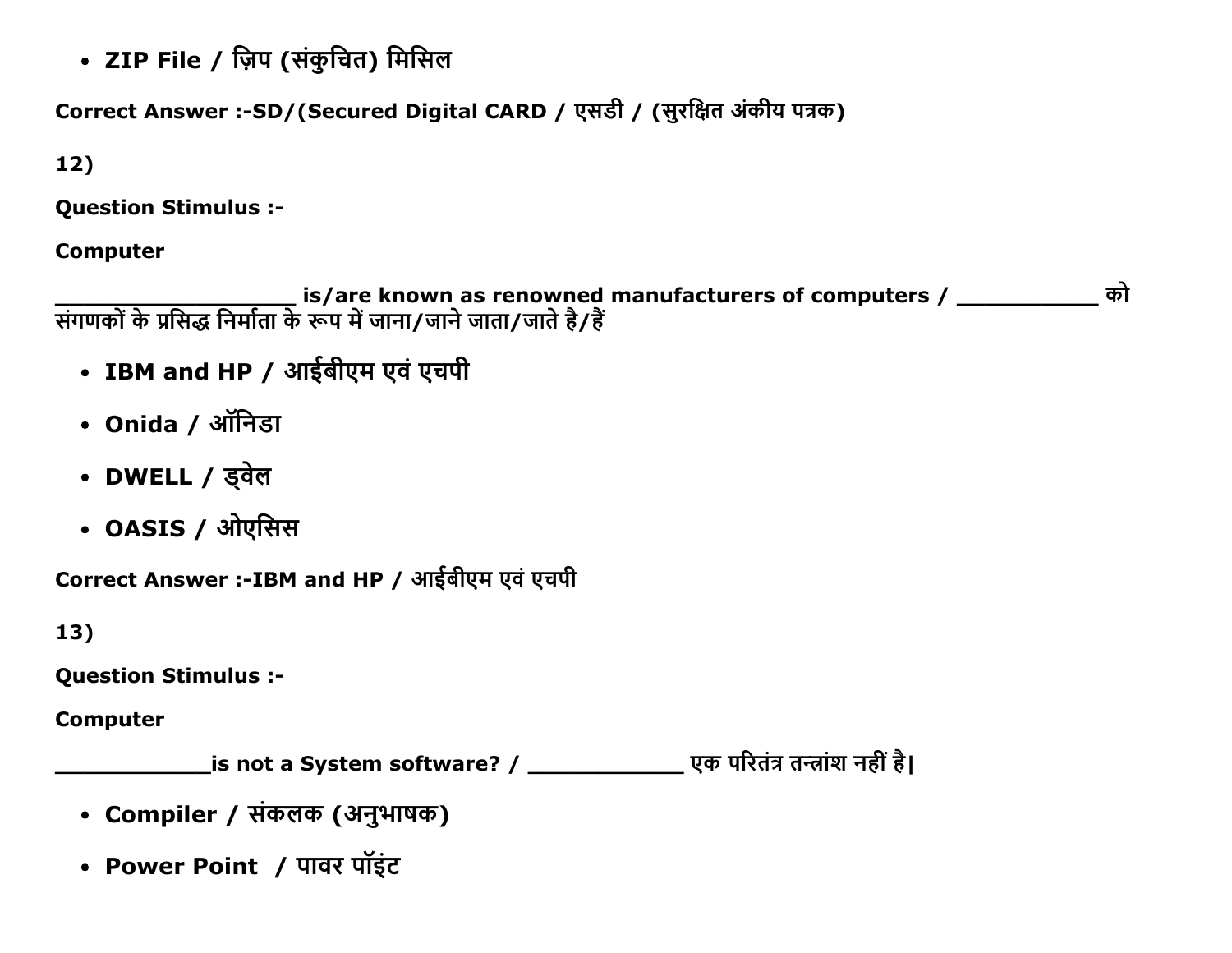- **ZIP File / ज़िप (संकुचित) मिसिल**

**Correct Answer :-SD/(Secured Digital CARD / एसडी / (सुरक्षित अंकीय पत्रक)**

**12)**

**Question Stimulus :-**

**Computer**

**__________________ is/are known as renowned manufacturers of computers / ___________ को संगणकों के प्रसिद्ध निर्माता के रूप में जाना/जाने जाता/जाते है/हैं**

- **IBM and HP / आईबीएम एवं एचपी**
- **Onida / ऑनिडा**
- **DWELL / ड्वेल**
- **OASIS / ओएसिस**

**Correct Answer :-IBM and HP / आईबीएम एवं एचपी**

**13)**

**Question Stimulus :-**

**Computer**

**____________is not a System software? / ____________ एक परितंत्र तन्त्रांश नहीं है|**

- **Compiler / संकलक (अनुभाषक)**
- **Power Point / पावर पॉइंट**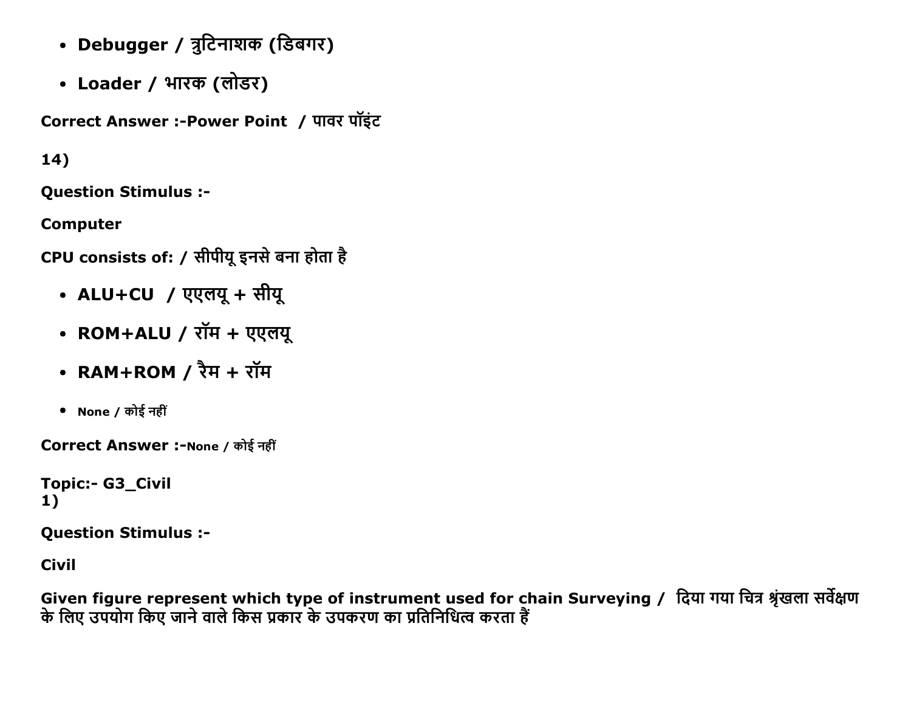- **Debugger / त्रुटिनाशक (डिबगर)**
- **Loader / भारक (लोडर)**

**Correct Answer :-Power Point / पावर पॉइंट**

**14)**

**Question Stimulus :-**

**Computer**

**CPU consists of: / सीपीयू इनसे बना होता है**

- **ALU+CU / एएलयू + सीयू**
- **ROM+ALU / रॉम + एएलयू**
- **RAM+ROM / रैम + रॉम**
- None / कोई नहीं

**Correct Answer :-**None / कोई नहीं

**Topic:- G3_Civil**
**1)**

**Question Stimulus :-**

**Civil**

**Given figure represent which type of instrument used for chain Surveying / दिया गया चित्र श्रृंखला सर्वेक्षण के लिए उपयोग किए जाने वाले किस प्रकार के उपकरण का प्रतिनिधित्व करता हैं**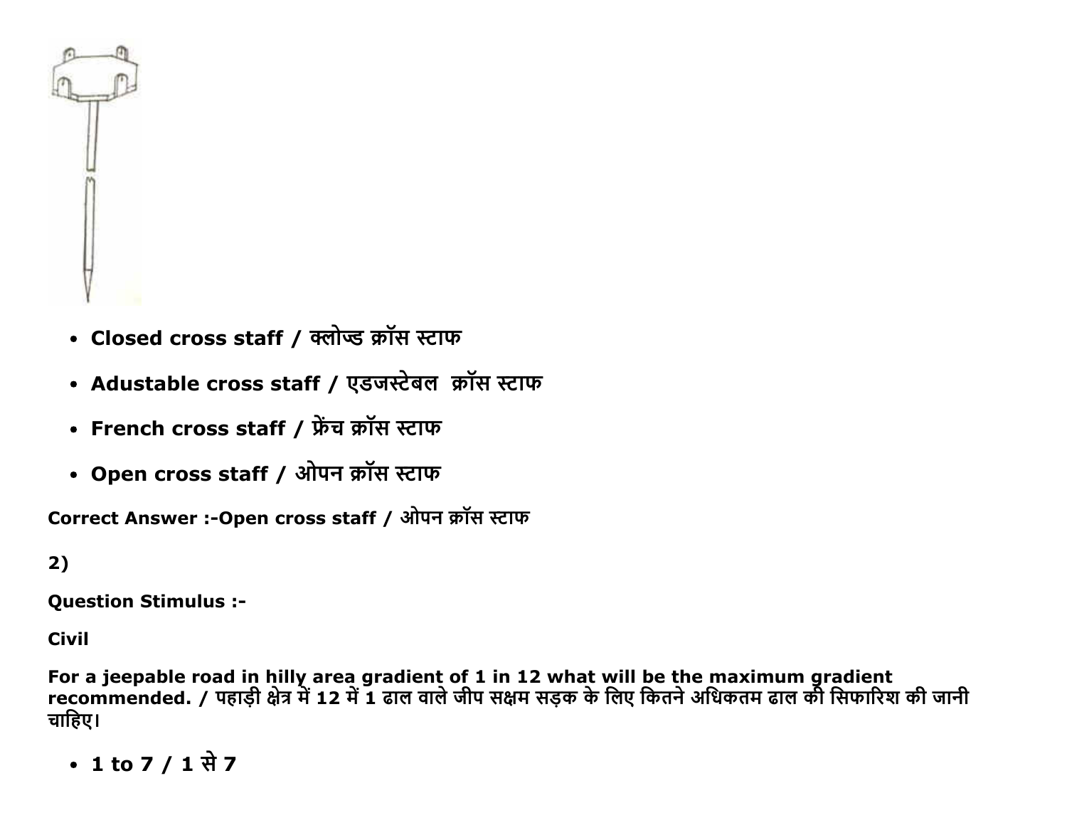- Closed cross staff / क्लोज्ड क्रॉस स्टाफ
- Adustable cross staff / एडजस्टेबल  क्रॉस स्टाफ
- French cross staff / फ्रेंच क्रॉस स्टाफ
- Open cross staff / ओपन क्रॉस स्टाफ

**Correct Answer :-Open cross staff / ओपन क्रॉस स्टाफ**

**2)**

**Question Stimulus :-**

**Civil**

**For a jeepable road in hilly area gradient of 1 in 12 what will be the maximum gradient recommended. / पहाड़ी क्षेत्र में 12 में 1 ढाल वाले जीप सक्षम सड़क के लिए कितने अधिकतम ढाल की सिफारिश की जानी चाहिए।**

- **1 to 7 / 1 से 7**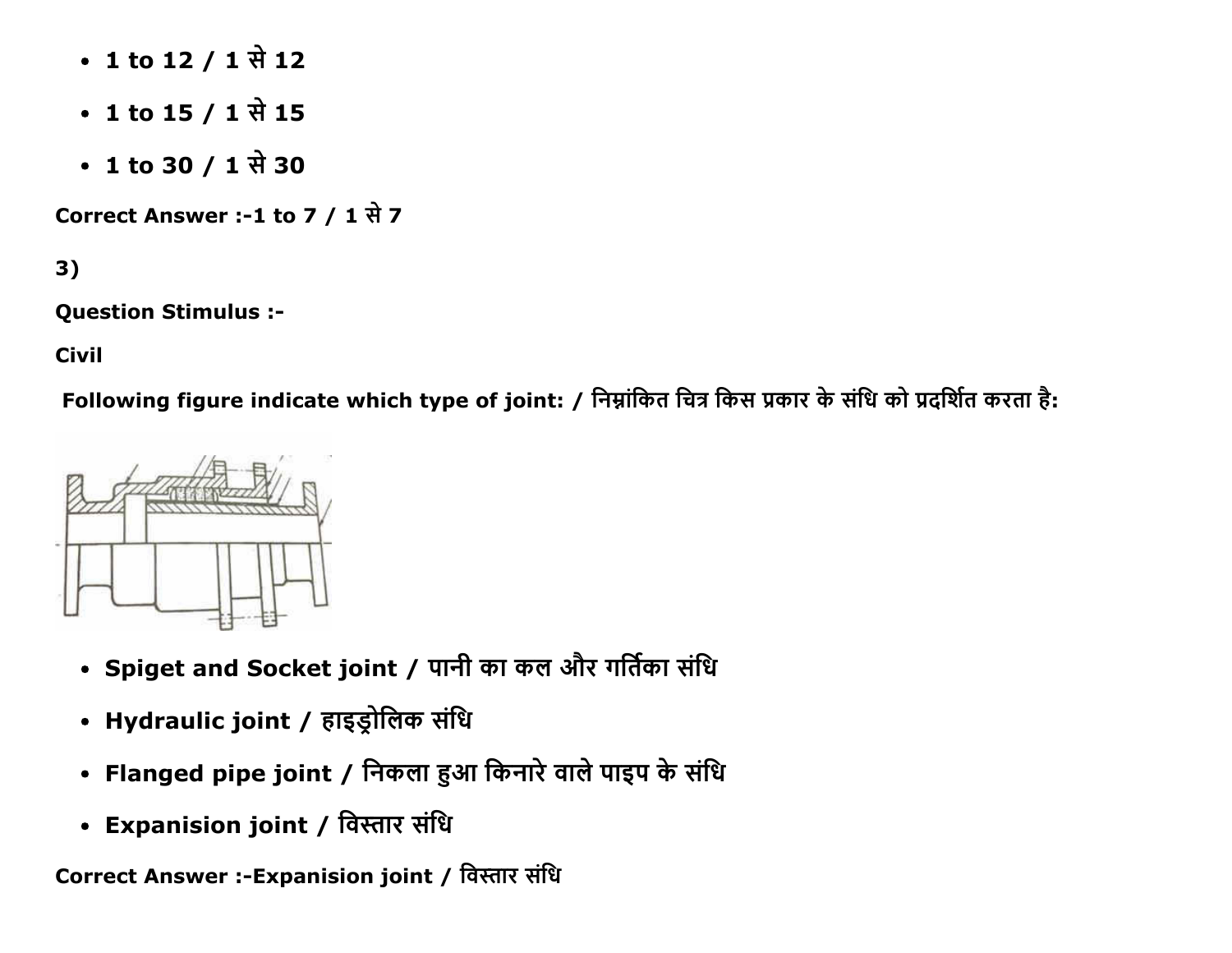- **1 to 12 / 1 से 12**
- **1 to 15 / 1 से 15**
- **1 to 30 / 1 से 30**

**Correct Answer :-1 to 7 / 1 से 7**

**3)**

**Question Stimulus :-**

**Civil**

**Following figure indicate which type of joint: / निम्नांकित चित्र किस प्रकार के संधि को प्रदर्शित करता है:**

- **Spiget and Socket joint / पानी का कल और गर्तिका संधि**
- **Hydraulic joint / हाइड्रोलिक संधि**
- **Flanged pipe joint / निकला हुआ किनारे वाले पाइप के संधि**
- **Expanision joint / विस्तार संधि**

**Correct Answer :-Expanision joint / विस्तार संधि**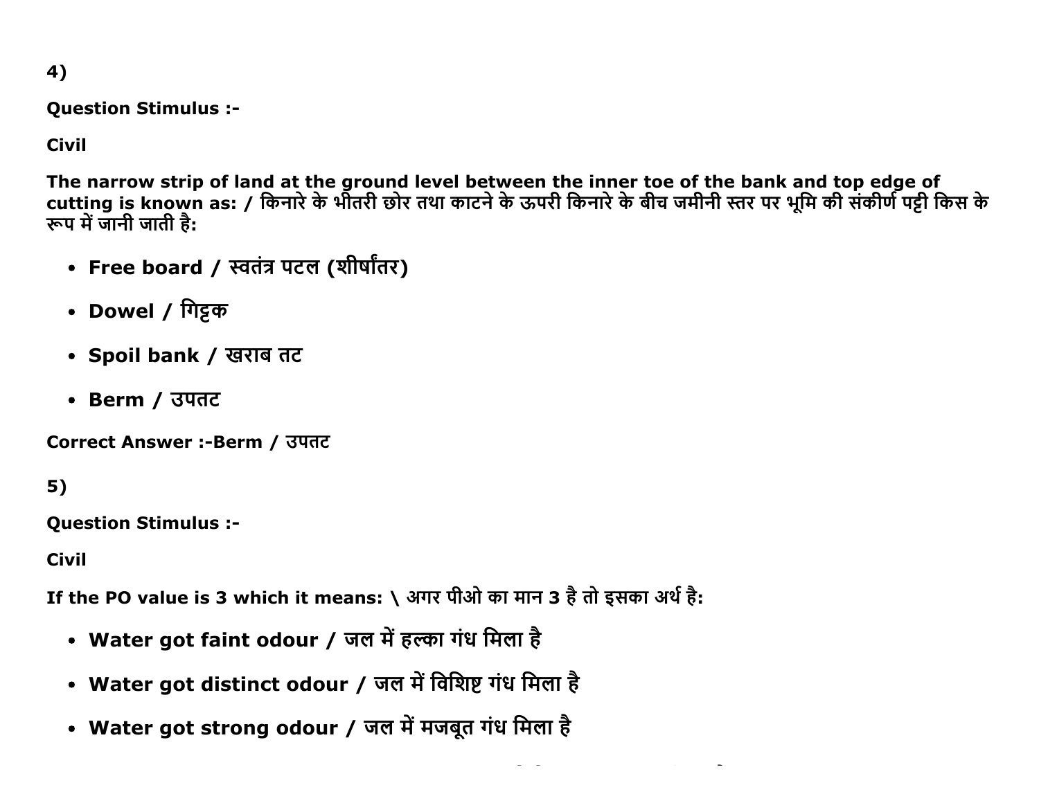4)

**Question Stimulus :-**

**Civil**

**The narrow strip of land at the ground level between the inner toe of the bank and top edge of cutting is known as: / किनारे के भीतरी छोर तथा काटने के ऊपरी किनारे के बीच जमीनी स्तर पर भूमि की संकीर्ण पट्टी किस के रूप में जानी जाती है:**

- **Free board / स्वतंत्र पटल (शीर्षांतर)**
- **Dowel / गिट्टक**
- **Spoil bank / खराब तट**
- **Berm / उपतट**

**Correct Answer :-Berm / उपतट**

5)

**Question Stimulus :-**

**Civil**

**If the PO value is 3 which it means: \ अगर पीओ का मान 3 है तो इसका अर्थ है:**

- **Water got faint odour / जल में हल्का गंध मिला है**
- **Water got distinct odour / जल में विशिष्ट गंध मिला है**
- **Water got strong odour / जल में मजबूत गंध मिला है**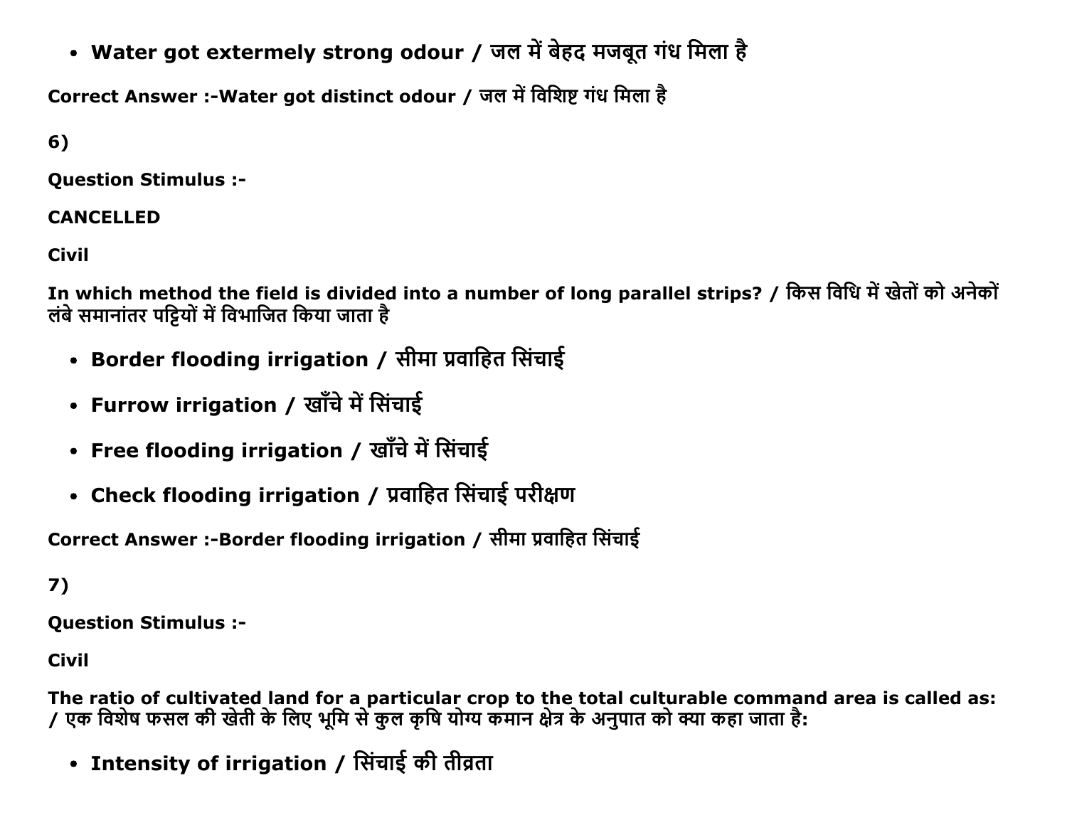- **Water got extermely strong odour / जल में बेहद मजबूत गंध मिला है**

**Correct Answer :-Water got distinct odour / जल में विशिष्ट गंध मिला है**

**6)**

**Question Stimulus :-**

**CANCELLED**

**Civil**

**In which method the field is divided into a number of long parallel strips? / किस विधि में खेतों को अनेकों लंबे समानांतर पट्टियों में विभाजित किया जाता है**

- **Border flooding irrigation / सीमा प्रवाहित सिंचाई**
- **Furrow irrigation / खाँचे में सिंचाई**
- **Free flooding irrigation / खाँचे में सिंचाई**
- **Check flooding irrigation / प्रवाहित सिंचाई परीक्षण**

**Correct Answer :-Border flooding irrigation / सीमा प्रवाहित सिंचाई**

**7)**

**Question Stimulus :-**

**Civil**

**The ratio of cultivated land for a particular crop to the total culturable command area is called as: / एक विशेष फसल की खेती के लिए भूमि से कुल कृषि योग्य कमान क्षेत्र के अनुपात को क्या कहा जाता है:**

- **Intensity of irrigation / सिंचाई की तीव्रता**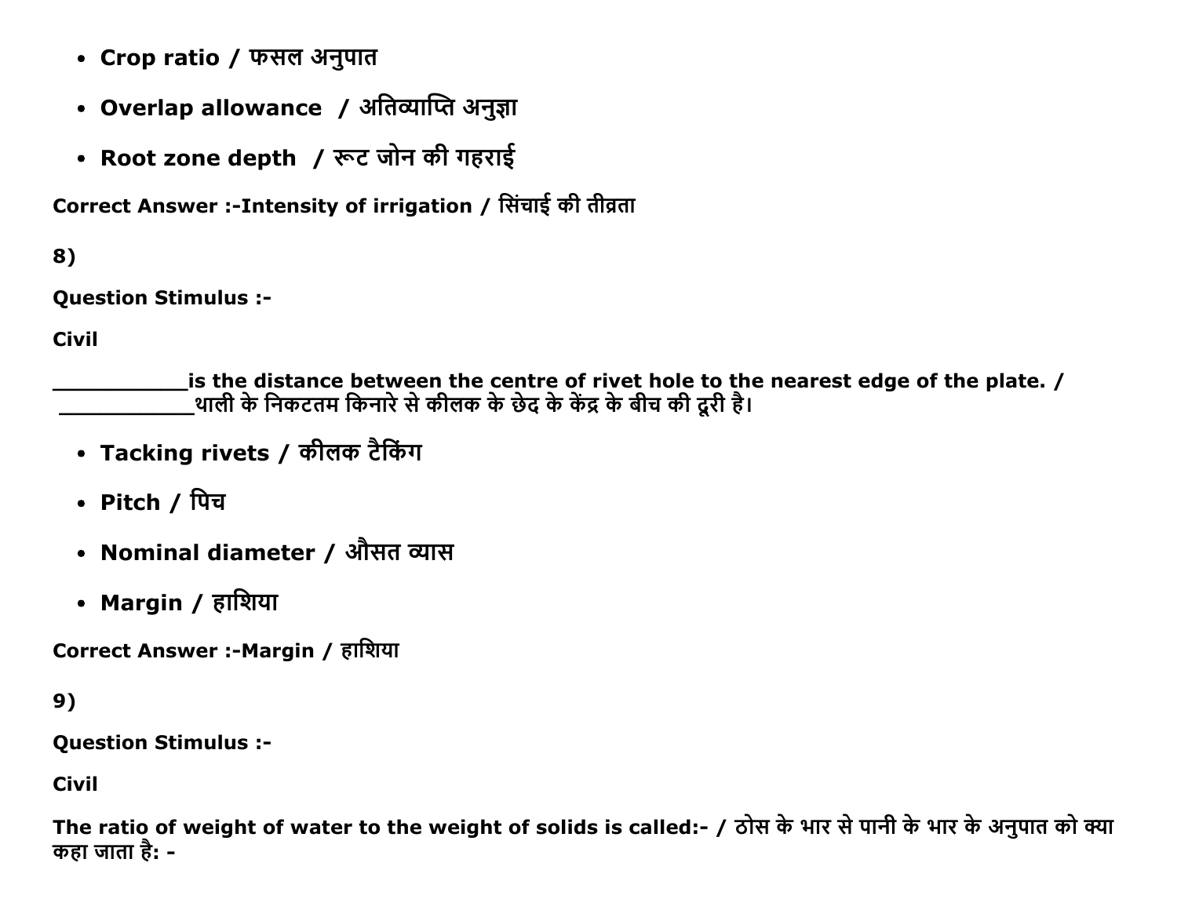- Crop ratio / फसल अनुपात
- Overlap allowance / अतिव्याप्ति अनुज्ञा
- Root zone depth / रूट जोन की गहराई

**Correct Answer :-Intensity of irrigation / सिंचाई की तीव्रता**

**8)**

**Question Stimulus :-**

**Civil**

**___________is the distance between the centre of rivet hole to the nearest edge of the plate. / ___________थाली के निकटतम किनारे से कीलक के छेद के केंद्र के बीच की दूरी है।**

- **Tacking rivets / कीलक टैकिंग**
- **Pitch / पिच**
- **Nominal diameter / औसत व्यास**
- **Margin / हाशिया**

**Correct Answer :-Margin / हाशिया**

**9)**

**Question Stimulus :-**

**Civil**

**The ratio of weight of water to the weight of solids is called:- / ठोस के भार से पानी के भार के अनुपात को क्या कहा जाता है: -**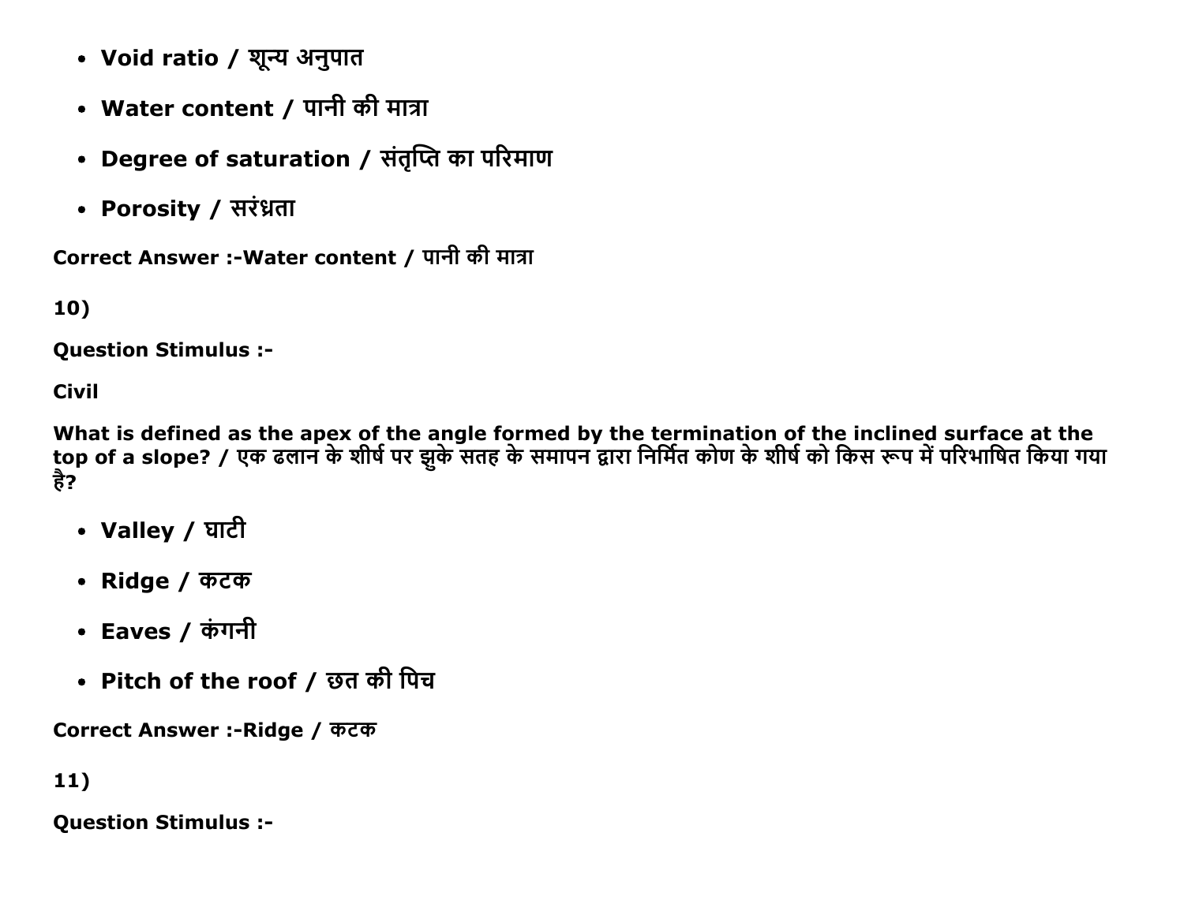- Void ratio / शून्य अनुपात
- Water content / पानी की मात्रा
- Degree of saturation / संतृप्ति का परिमाण
- Porosity / सरंध्रता

**Correct Answer :-Water content / पानी की मात्रा**

**10)**

**Question Stimulus :-**

**Civil**

**What is defined as the apex of the angle formed by the termination of the inclined surface at the top of a slope? / एक ढलान के शीर्ष पर झुके सतह के समापन द्वारा निर्मित कोण के शीर्ष को किस रूप में परिभाषित किया गया है?**

- Valley / घाटी
- Ridge / कटक
- Eaves / कंगनी
- Pitch of the roof / छत की पिच

**Correct Answer :-Ridge / कटक**

**11)**

**Question Stimulus :-**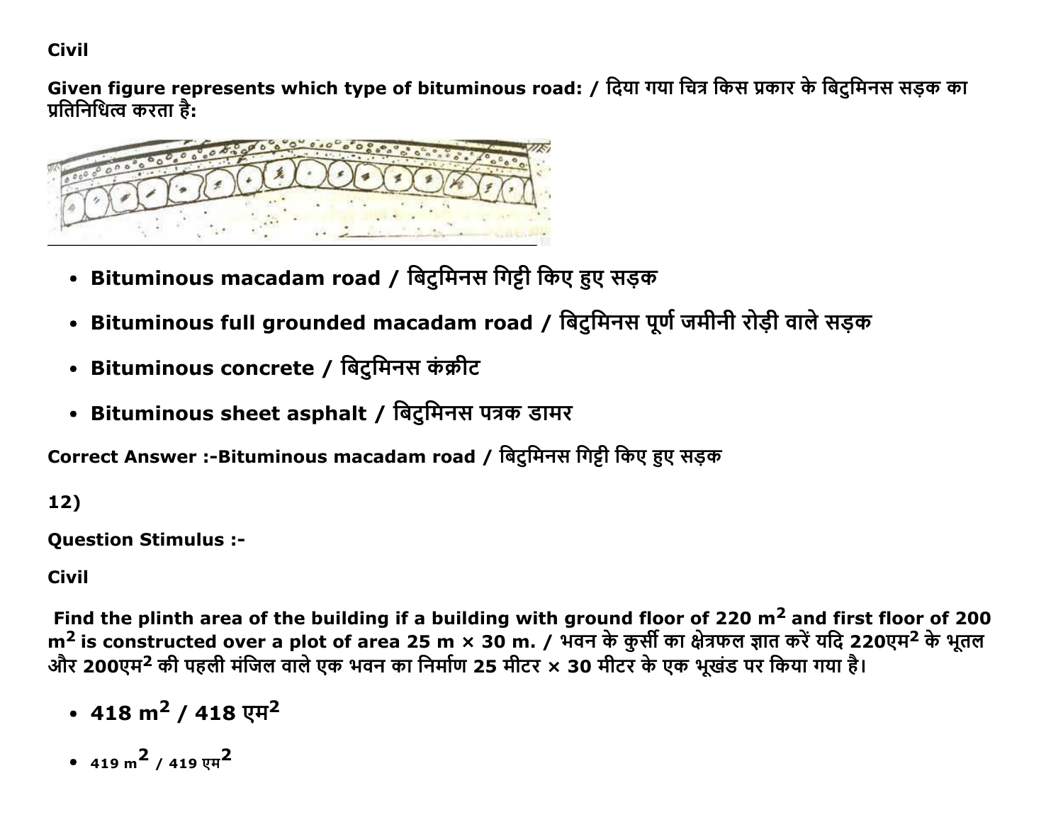Civil

**Given figure represents which type of bituminous road: / दिया गया चित्र किस प्रकार के बिटुमिनस सड़क का प्रतिनिधित्व करता है:**

- **Bituminous macadam road / बिटुमिनस गिट्टी किए हुए सड़क**
- **Bituminous full grounded macadam road / बिटुमिनस पूर्ण जमीनी रोड़ी वाले सड़क**
- **Bituminous concrete / बिटुमिनस कंक्रीट**
- **Bituminous sheet asphalt / बिटुमिनस पत्रक डामर**

**Correct Answer :-Bituminous macadam road / बिटुमिनस गिट्टी किए हुए सड़क**

**12)**

**Question Stimulus :-**

**Civil**

**Find the plinth area of the building if a building with ground floor of 220 $m^2$ and first floor of 200 $m^2$ is constructed over a plot of area 25 m × 30 m. / भवन के कुर्सी का क्षेत्रफल ज्ञात करें यदि 220एम$^2$ के भूतल और 200एम$^2$ की पहली मंजिल वाले एक भवन का निर्माण 25 मीटर × 30 मीटर के एक भूखंड पर किया गया है।**

- **418 $m^2$ / 418 एम$^2$**
- 419 $m^2$ / 419 एम$^2$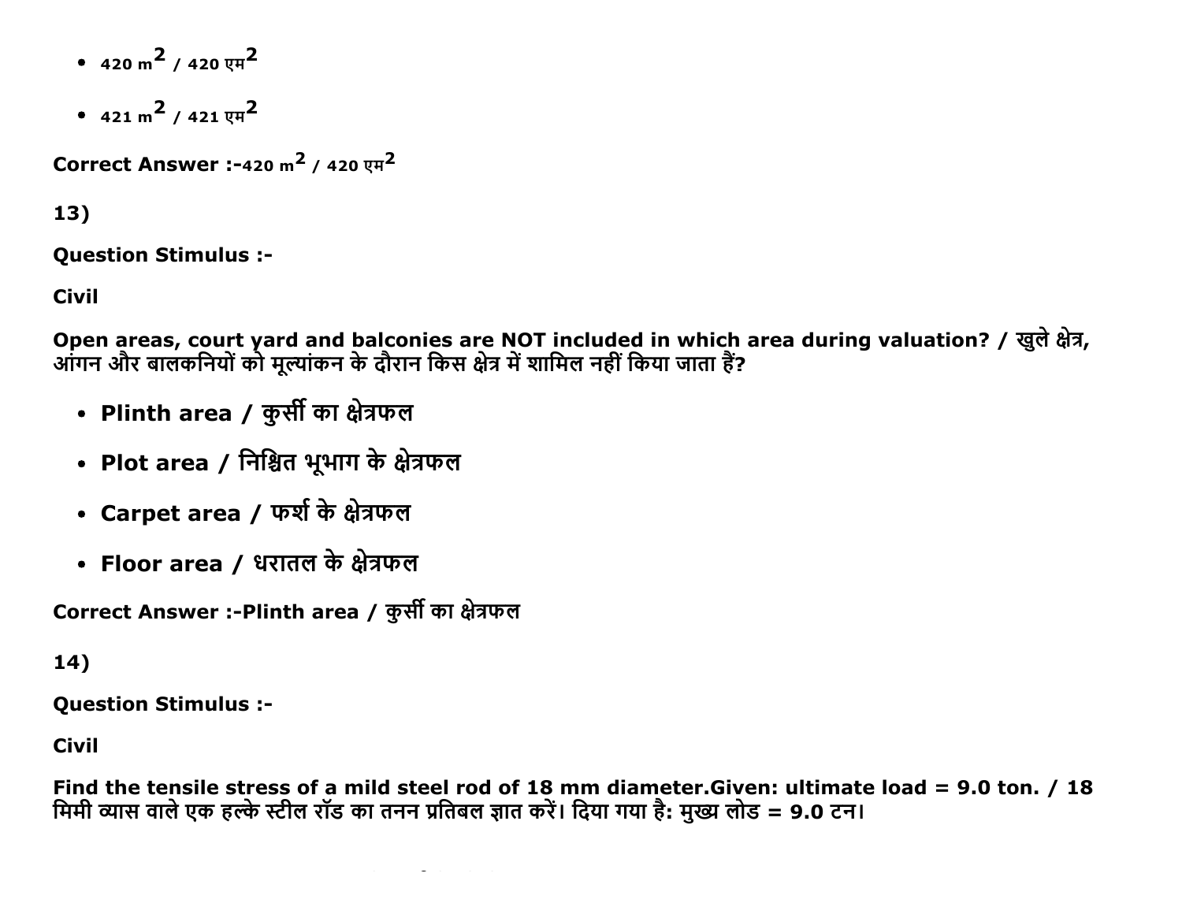- 420 $m^2$ / 420 एम$^2$
- 421 $m^2$ / 421 एम$^2$

**Correct Answer :-**420 $m^2$ / 420 एम$^2$

**13)**

**Question Stimulus :-**

**Civil**

**Open areas, court yard and balconies are NOT included in which area during valuation? / खुले क्षेत्र, आंगन और बालकनियों को मूल्यांकन के दौरान किस क्षेत्र में शामिल नहीं किया जाता हैं?**

- **Plinth area / कुर्सी का क्षेत्रफल**
- **Plot area / निश्चित भूभाग के क्षेत्रफल**
- **Carpet area / फर्श के क्षेत्रफल**
- **Floor area / धरातल के क्षेत्रफल**

**Correct Answer :-Plinth area / कुर्सी का क्षेत्रफल**

**14)**

**Question Stimulus :-**

**Civil**

**Find the tensile stress of a mild steel rod of 18 mm diameter.Given: ultimate load = 9.0 ton. / 18 मिमी व्यास वाले एक हल्के स्टील रॉड का तनन प्रतिबल ज्ञात करें। दिया गया है: मुख्य लोड = 9.0 टन।**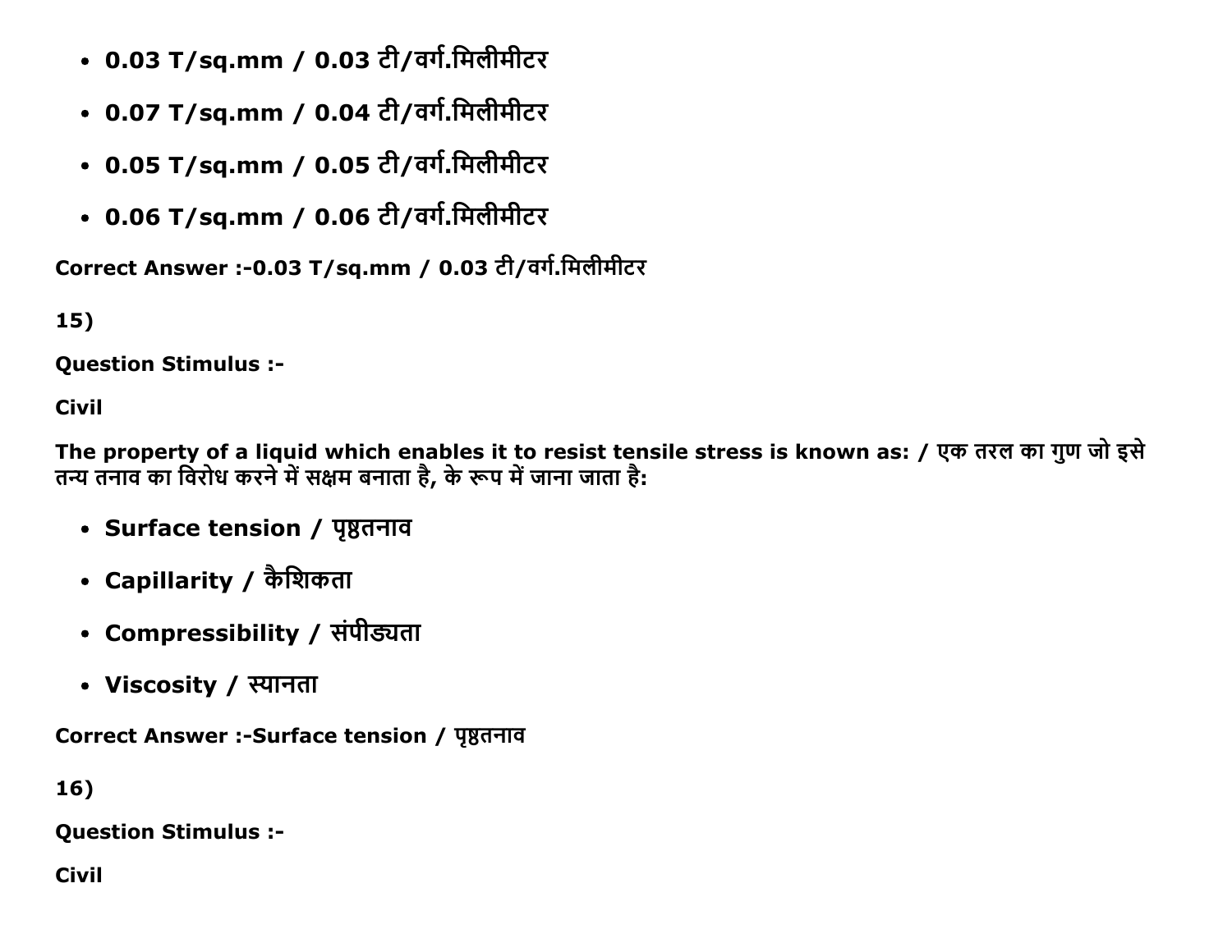- 0.03 T/sq.mm / 0.03 टी/वर्ग.मिलीमीटर
- 0.07 T/sq.mm / 0.04 टी/वर्ग.मिलीमीटर
- 0.05 T/sq.mm / 0.05 टी/वर्ग.मिलीमीटर
- 0.06 T/sq.mm / 0.06 टी/वर्ग.मिलीमीटर

**Correct Answer :-0.03 T/sq.mm / 0.03 टी/वर्ग.मिलीमीटर**

**15)**

**Question Stimulus :-**

**Civil**

**The property of a liquid which enables it to resist tensile stress is known as: / एक तरल का गुण जो इसे तन्य तनाव का विरोध करने में सक्षम बनाता है, के रूप में जाना जाता है:**

- **Surface tension / पृष्ठतनाव**
- **Capillarity / कैशिकता**
- **Compressibility / संपीड्यता**
- **Viscosity / स्यानता**

**Correct Answer :-Surface tension / पृष्ठतनाव**

**16)**

**Question Stimulus :-**

**Civil**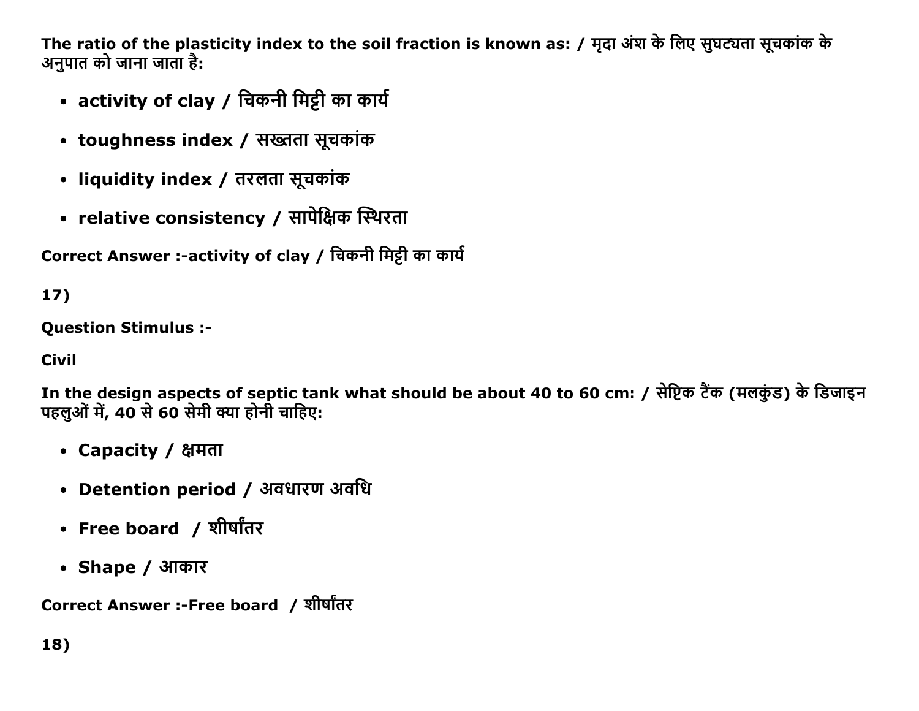**The ratio of the plasticity index to the soil fraction is known as: / मृदा अंश के लिए सुघट्यता सूचकांक के अनुपात को जाना जाता है:**

- **activity of clay / चिकनी मिट्टी का कार्य**
- **toughness index / सख्तता सूचकांक**
- **liquidity index / तरलता सूचकांक**
- **relative consistency / सापेक्षिक स्थिरता**

**Correct Answer :-activity of clay / चिकनी मिट्टी का कार्य**

**17)**

**Question Stimulus :-**

**Civil**

**In the design aspects of septic tank what should be about 40 to 60 cm: / सेप्टिक टैंक (मलकुंड) के डिजाइन पहलुओं में, 40 से 60 सेमी क्या होनी चाहिए:**

- **Capacity / क्षमता**
- **Detention period / अवधारण अवधि**
- **Free board / शीर्षांतर**
- **Shape / आकार**

**Correct Answer :-Free board / शीर्षांतर**

**18)**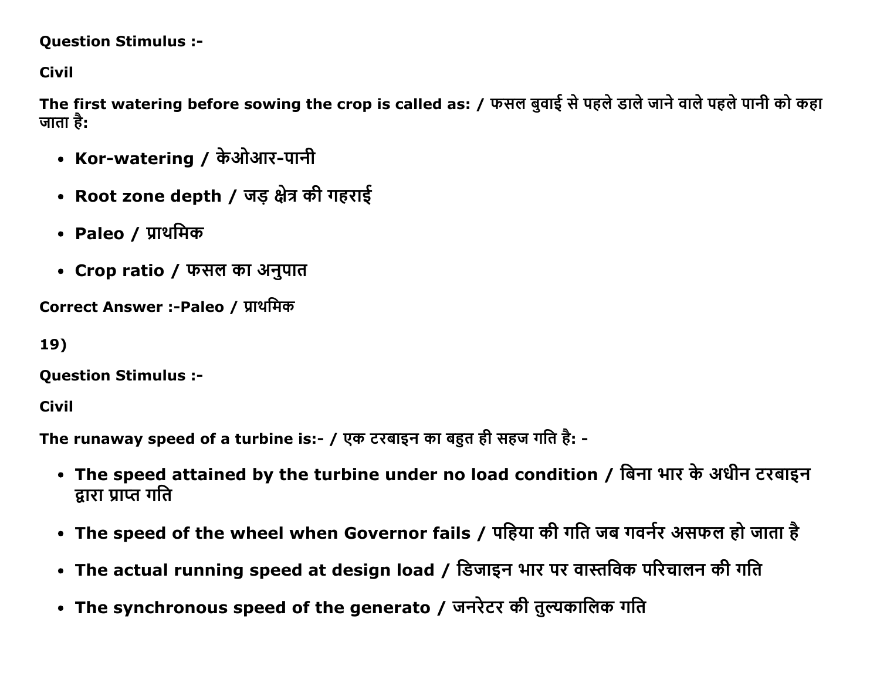**Question Stimulus :-**

**Civil**

**The first watering before sowing the crop is called as: / फसल बुवाई से पहले डाले जाने वाले पहले पानी को कहा जाता है:**

- **Kor-watering / केओआर-पानी**
- **Root zone depth / जड़ क्षेत्र की गहराई**
- **Paleo / प्राथमिक**
- **Crop ratio / फसल का अनुपात**

**Correct Answer :-Paleo / प्राथमिक**

**19)**

**Question Stimulus :-**

**Civil**

**The runaway speed of a turbine is:- / एक टरबाइन का बहुत ही सहज गति है: -**

- **The speed attained by the turbine under no load condition / बिना भार के अधीन टरबाइन द्वारा प्राप्त गति**
- **The speed of the wheel when Governor fails / पहिया की गति जब गवर्नर असफल हो जाता है**
- **The actual running speed at design load / डिजाइन भार पर वास्तविक परिचालन की गति**
- **The synchronous speed of the generato / जनरेटर की तुल्यकालिक गति**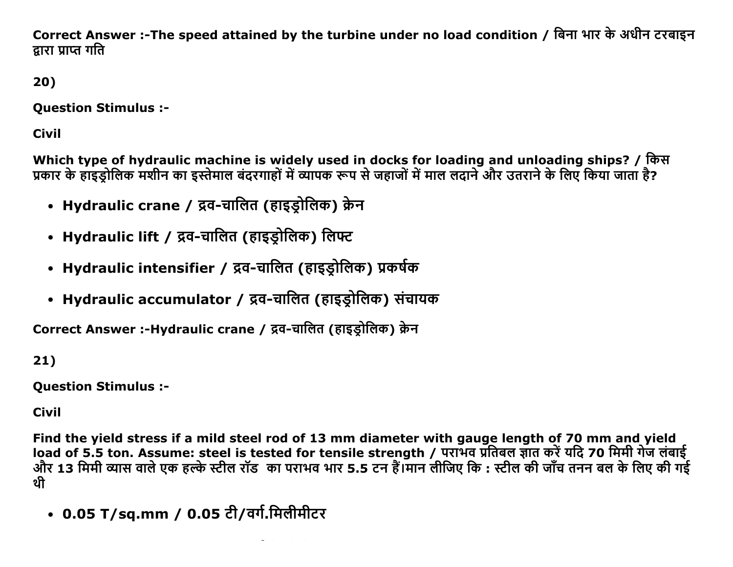**Correct Answer :-The speed attained by the turbine under no load condition / बिना भार के अधीन टरबाइन द्वारा प्राप्त गति**

**20)**

**Question Stimulus :-**

**Civil**

**Which type of hydraulic machine is widely used in docks for loading and unloading ships? / किस प्रकार के हाइड्रोलिक मशीन का इस्तेमाल बंदरगाहों में व्यापक रूप से जहाजों में माल लदाने और उतराने के लिए किया जाता है?**

- **Hydraulic crane / द्रव-चालित (हाइड्रोलिक) क्रेन**
- **Hydraulic lift / द्रव-चालित (हाइड्रोलिक) लिफ्ट**
- **Hydraulic intensifier / द्रव-चालित (हाइड्रोलिक) प्रकर्षक**
- **Hydraulic accumulator / द्रव-चालित (हाइड्रोलिक) संचायक**

**Correct Answer :-Hydraulic crane / द्रव-चालित (हाइड्रोलिक) क्रेन**

**21)**

**Question Stimulus :-**

**Civil**

**Find the yield stress if a mild steel rod of 13 mm diameter with gauge length of 70 mm and yield load of 5.5 ton. Assume: steel is tested for tensile strength / पराभव प्रतिबल ज्ञात करें यदि 70 मिमी गेज लंबाई और 13 मिमी व्यास वाले एक हल्के स्टील रॉड का पराभव भार 5.5 टन हैं।मान लीजिए कि : स्टील की जाँच तनन बल के लिए की गई थी**

- **0.05 T/sq.mm / 0.05 टी/वर्ग.मिलीमीटर**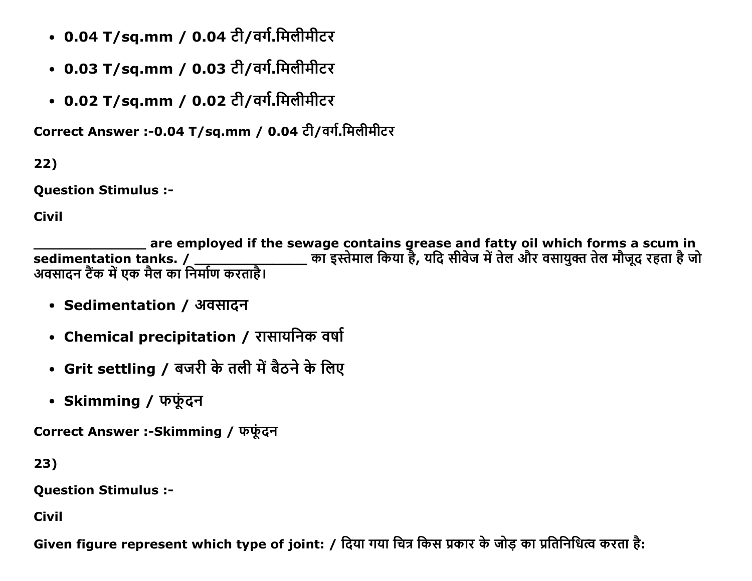- **0.04 T/sq.mm / 0.04 टी/वर्ग.मिलीमीटर**
- **0.03 T/sq.mm / 0.03 टी/वर्ग.मिलीमीटर**
- **0.02 T/sq.mm / 0.02 टी/वर्ग.मिलीमीटर**

**Correct Answer :-0.04 T/sq.mm / 0.04 टी/वर्ग.मिलीमीटर**

**22)**

**Question Stimulus :-**

**Civil**

**_______________ are employed if the sewage contains grease and fatty oil which forms a scum in sedimentation tanks. / _______________ का इस्तेमाल किया है, यदि सीवेज में तेल और वसायुक्त तेल मौजूद रहता है जो अवसादन टैंक में एक मैल का निर्माण करताहै।**

- **Sedimentation / अवसादन**
- **Chemical precipitation / रासायनिक वर्षा**
- **Grit settling / बजरी के तली में बैठने के लिए**
- **Skimming / फफूंदन**

**Correct Answer :-Skimming / फफूंदन**

**23)**

**Question Stimulus :-**

**Civil**

**Given figure represent which type of joint: / दिया गया चित्र किस प्रकार के जोड़ का प्रतिनिधित्व करता है:**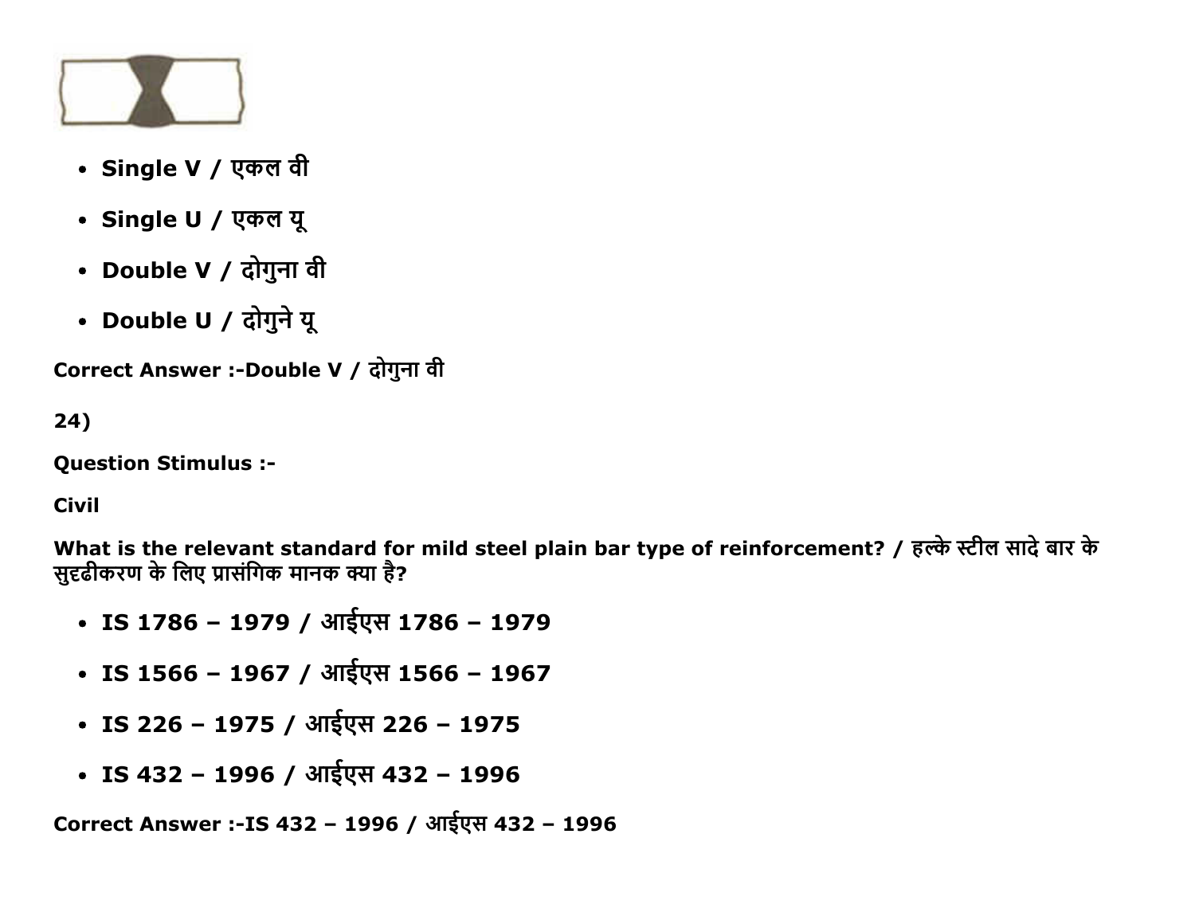- Single V / एकल वी
- Single U / एकल यू
- Double V / दोगुना वी
- Double U / दोगुने यू

**Correct Answer :-Double V / दोगुना वी**

**24)**

**Question Stimulus :-**

**Civil**

**What is the relevant standard for mild steel plain bar type of reinforcement? / हल्के स्टील सादे बार के सुदृढीकरण के लिए प्रासंगिक मानक क्या है?**

- **IS 1786 – 1979 / आईएस 1786 – 1979**
- **IS 1566 – 1967 / आईएस 1566 – 1967**
- **IS 226 – 1975 / आईएस 226 – 1975**
- **IS 432 – 1996 / आईएस 432 – 1996**

**Correct Answer :-IS 432 – 1996 / आईएस 432 – 1996**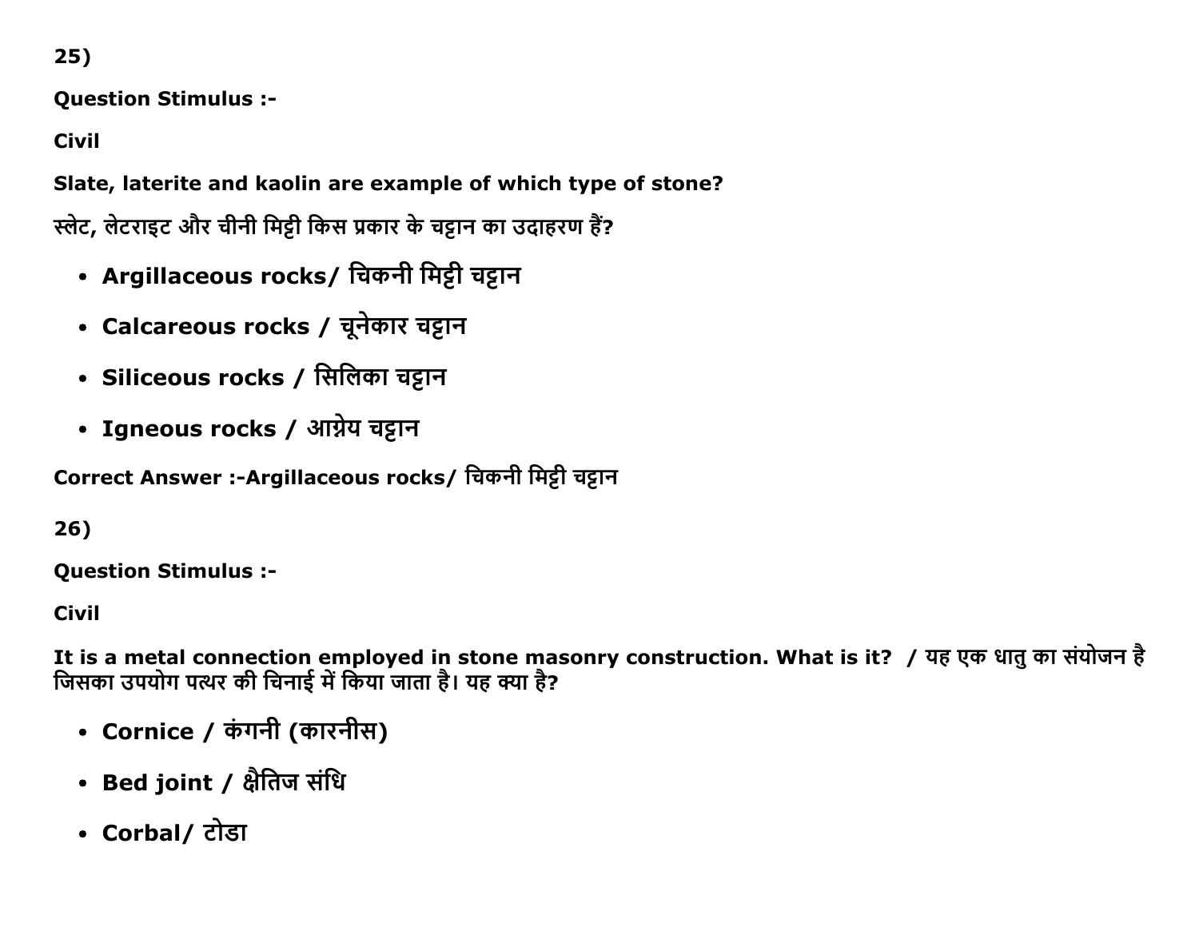25)

**Question Stimulus :-**

**Civil**

**Slate, laterite and kaolin are example of which type of stone?**

**स्लेट, लेटराइट और चीनी मिट्टी किस प्रकार के चट्टान का उदाहरण हैं?**

- **Argillaceous rocks/ चिकनी मिट्टी चट्टान**
- **Calcareous rocks / चूनेकार चट्टान**
- **Siliceous rocks / सिलिका चट्टान**
- **Igneous rocks / आग्नेय चट्टान**

**Correct Answer :-Argillaceous rocks/ चिकनी मिट्टी चट्टान**

26)

**Question Stimulus :-**

**Civil**

**It is a metal connection employed in stone masonry construction. What is it? / यह एक धातु का संयोजन है जिसका उपयोग पत्थर की चिनाई में किया जाता है। यह क्या है?**

- **Cornice / कंगनी (कारनीस)**
- **Bed joint / क्षैतिज संधि**
- **Corbal/ टोडा**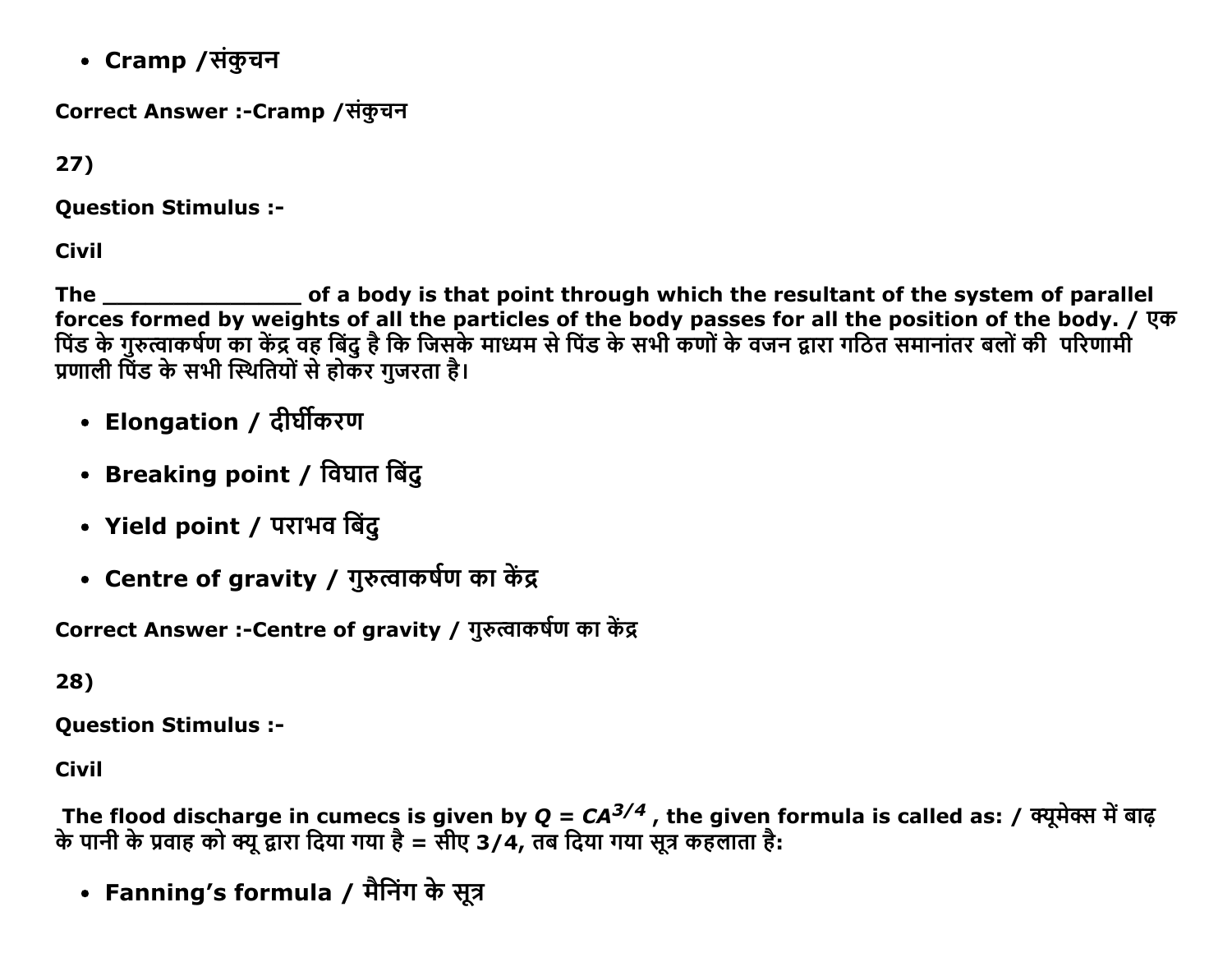- **Cramp /संकुचन**

**Correct Answer :-Cramp /संकुचन**

**27)**

**Question Stimulus :-**

**Civil**

**The _______________ of a body is that point through which the resultant of the system of parallel forces formed by weights of all the particles of the body passes for all the position of the body. / एक पिंड के गुरुत्वाकर्षण का केंद्र वह बिंदु है कि जिसके माध्यम से पिंड के सभी कणों के वजन द्वारा गठित समानांतर बलों की परिणामी प्रणाली पिंड के सभी स्थितियों से होकर गुजरता है।**

- **Elongation / दीर्घीकरण**
- **Breaking point / विघात बिंदु**
- **Yield point / पराभव बिंदु**
- **Centre of gravity / गुरुत्वाकर्षण का केंद्र**

**Correct Answer :-Centre of gravity / गुरुत्वाकर्षण का केंद्र**

**28)**

**Question Stimulus :-**

**Civil**

**The flood discharge in cumecs is given by $Q = CA^{3/4}$ , the given formula is called as: / क्यूमेक्स में बाढ़ के पानी के प्रवाह को क्यू द्वारा दिया गया है = सीए 3/4, तब दिया गया सूत्र कहलाता है:**

- **Fanning's formula / मैनिंग के सूत्र**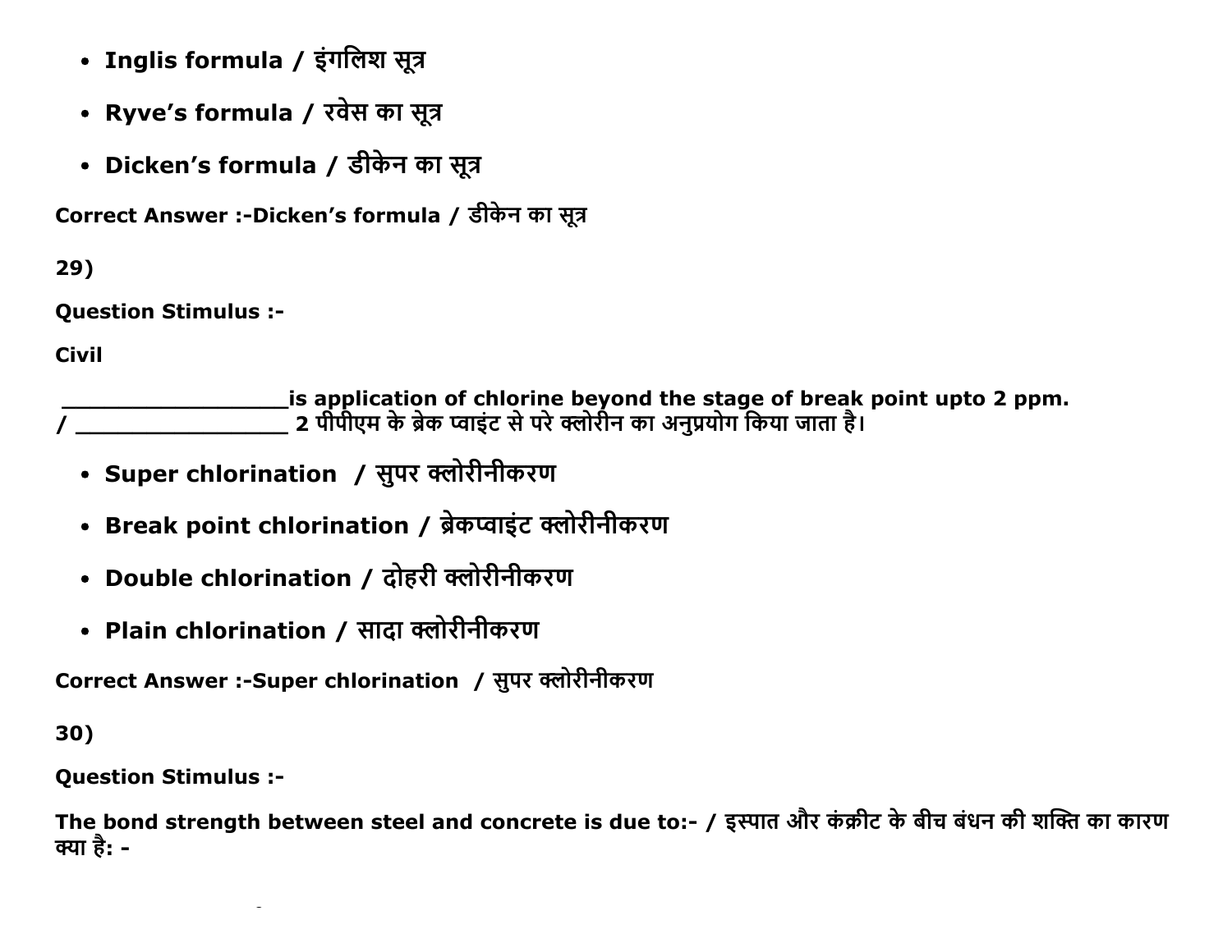- **Inglis formula / इंगलिश सूत्र**
- **Ryve's formula / रवेस का सूत्र**
- **Dicken's formula / डीकेन का सूत्र**

**Correct Answer :-Dicken's formula / डीकेन का सूत्र**

**29)**

**Question Stimulus :-**

**Civil**

**__________________is application of chlorine beyond the stage of break point upto 2 ppm. / _________________ 2 पीपीएम के ब्रेक प्वाइंट से परे क्लोरीन का अनुप्रयोग किया जाता है।**

- **Super chlorination / सुपर क्लोरीनीकरण**
- **Break point chlorination / ब्रेकप्वाइंट क्लोरीनीकरण**
- **Double chlorination / दोहरी क्लोरीनीकरण**
- **Plain chlorination / सादा क्लोरीनीकरण**

**Correct Answer :-Super chlorination / सुपर क्लोरीनीकरण**

**30)**

**Question Stimulus :-**

**The bond strength between steel and concrete is due to:- / इस्पात और कंक्रीट के बीच बंधन की शक्ति का कारण क्या है: -**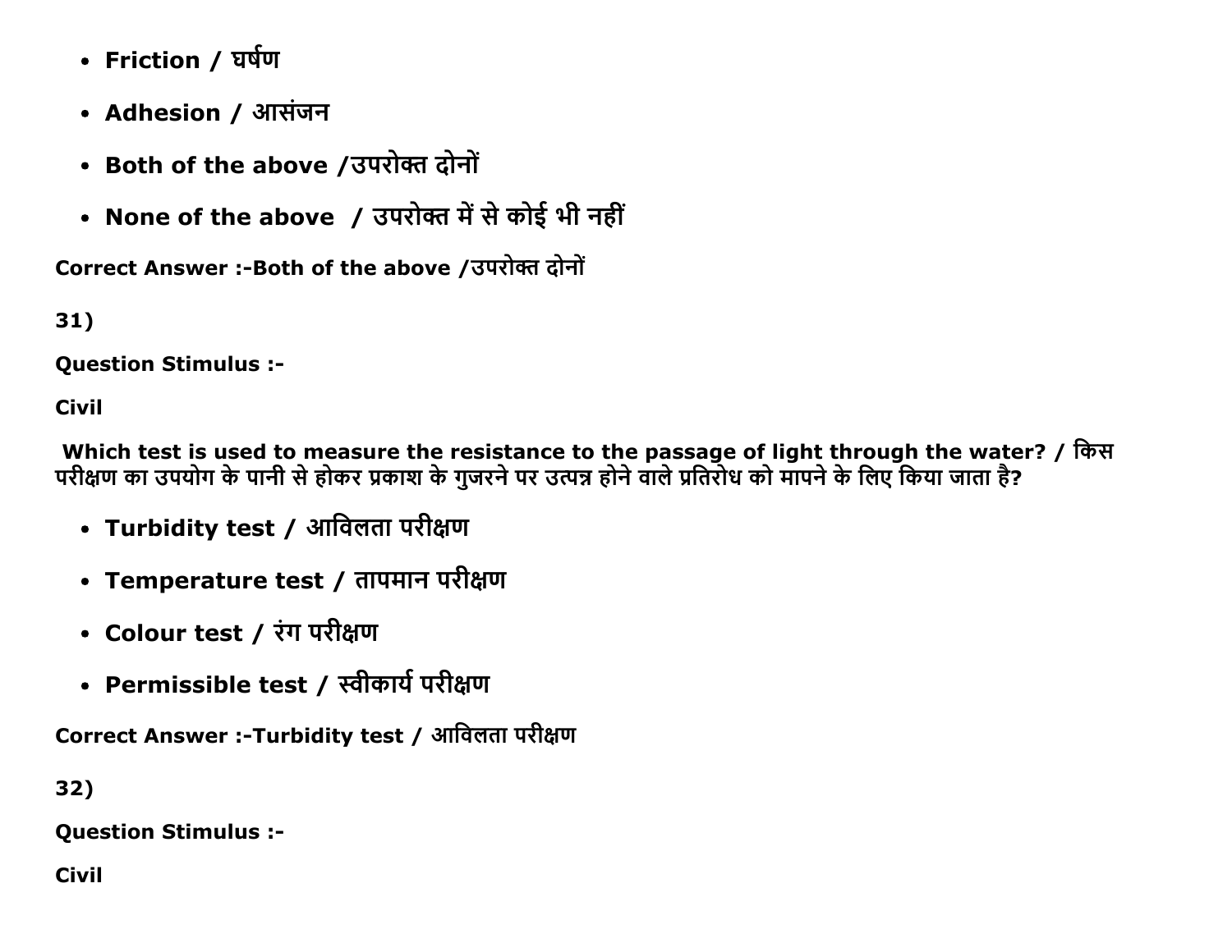- **Friction / घर्षण**
- **Adhesion / आसंजन**
- **Both of the above /उपरोक्त दोनों**
- **None of the above / उपरोक्त में से कोई भी नहीं**

**Correct Answer :-Both of the above /उपरोक्त दोनों**

**31)**

**Question Stimulus :-**

**Civil**

**Which test is used to measure the resistance to the passage of light through the water? / किस परीक्षण का उपयोग के पानी से होकर प्रकाश के गुजरने पर उत्पन्न होने वाले प्रतिरोध को मापने के लिए किया जाता है?**

- **Turbidity test / आविलता परीक्षण**
- **Temperature test / तापमान परीक्षण**
- **Colour test / रंग परीक्षण**
- **Permissible test / स्वीकार्य परीक्षण**

**Correct Answer :-Turbidity test / आविलता परीक्षण**

**32)**

**Question Stimulus :-**

**Civil**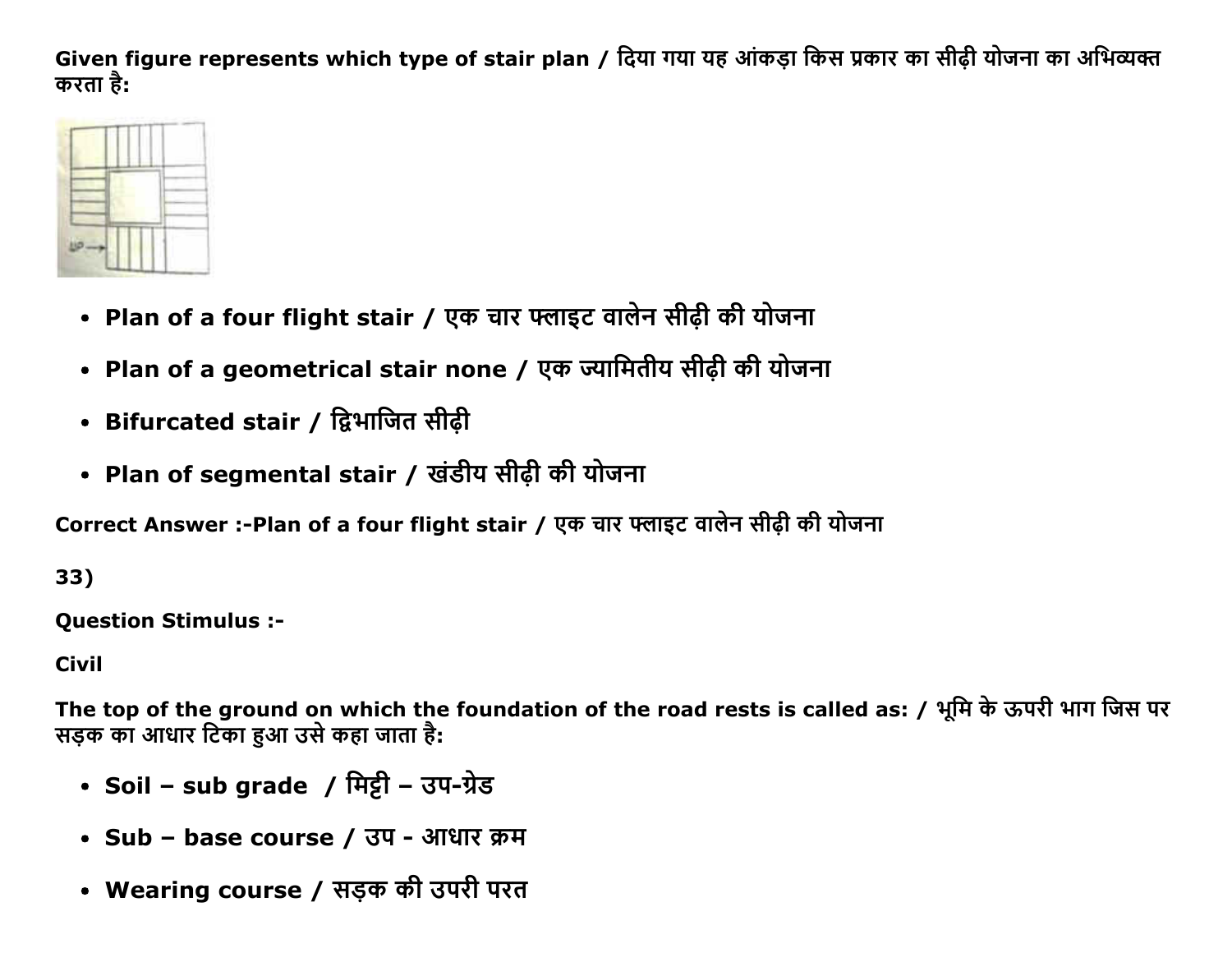**Given figure represents which type of stair plan / दिया गया यह आंकड़ा किस प्रकार का सीढ़ी योजना का अभिव्यक्त करता है:**

- **Plan of a four flight stair / एक चार फ्लाइट वालेन सीढ़ी की योजना**
- **Plan of a geometrical stair none / एक ज्यामितीय सीढ़ी की योजना**
- **Bifurcated stair / द्विभाजित सीढ़ी**
- **Plan of segmental stair / खंडीय सीढ़ी की योजना**

**Correct Answer :-Plan of a four flight stair / एक चार फ्लाइट वालेन सीढ़ी की योजना**

**33)**

**Question Stimulus :-**

**Civil**

**The top of the ground on which the foundation of the road rests is called as: / भूमि के ऊपरी भाग जिस पर सड़क का आधार टिका हुआ उसे कहा जाता है:**

- **Soil – sub grade / मिट्टी – उप-ग्रेड**
- **Sub – base course / उप - आधार क्रम**
- **Wearing course / सड़क की उपरी परत**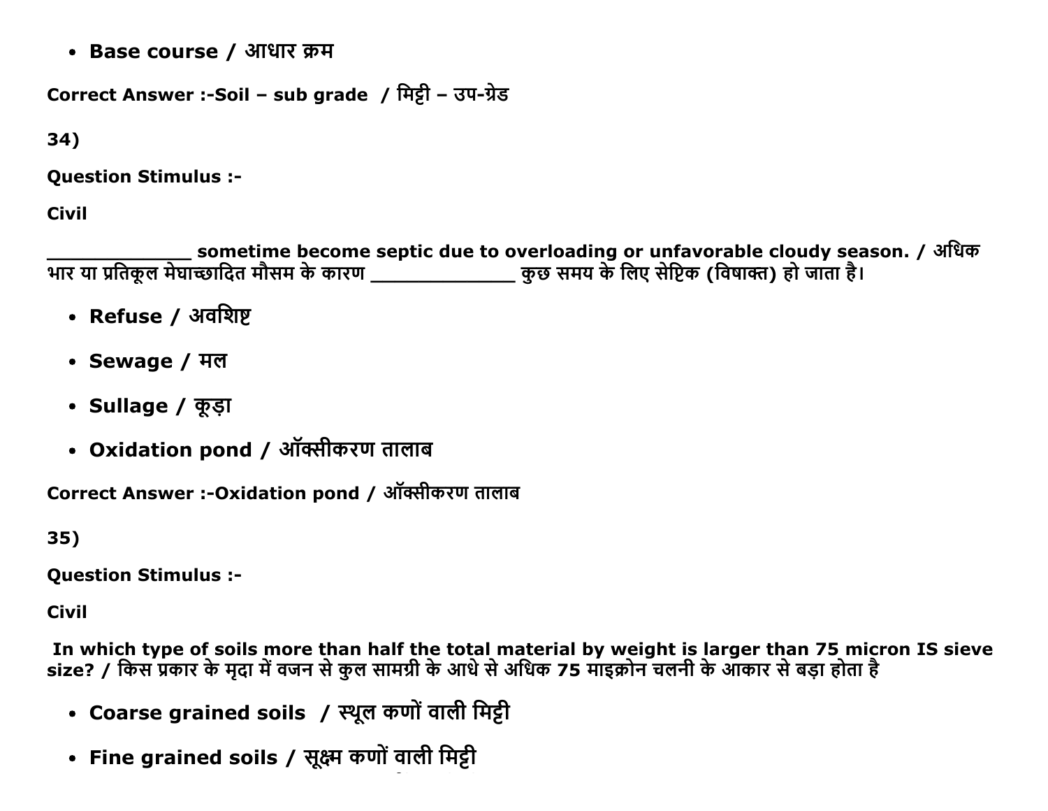- **Base course / आधार क्रम**

**Correct Answer :-Soil – sub grade / मिट्टी – उप-ग्रेड**

**34)**

**Question Stimulus :-**

**Civil**

**_____________ sometime become septic due to overloading or unfavorable cloudy season. / अधिक भार या प्रतिकूल मेघाच्छादित मौसम के कारण _____________ कुछ समय के लिए सेप्टिक (विषाक्त) हो जाता है।**

- **Refuse / अवशिष्ट**
- **Sewage / मल**
- **Sullage / कूड़ा**
- **Oxidation pond / ऑक्सीकरण तालाब**

**Correct Answer :-Oxidation pond / ऑक्सीकरण तालाब**

**35)**

**Question Stimulus :-**

**Civil**

**In which type of soils more than half the total material by weight is larger than 75 micron IS sieve size? / किस प्रकार के मृदा में वजन से कुल सामग्री के आधे से अधिक 75 माइक्रोन चलनी के आकार से बड़ा होता है**

- **Coarse grained soils / स्थूल कणों वाली मिट्टी**
- **Fine grained soils / सूक्ष्म कणों वाली मिट्टी**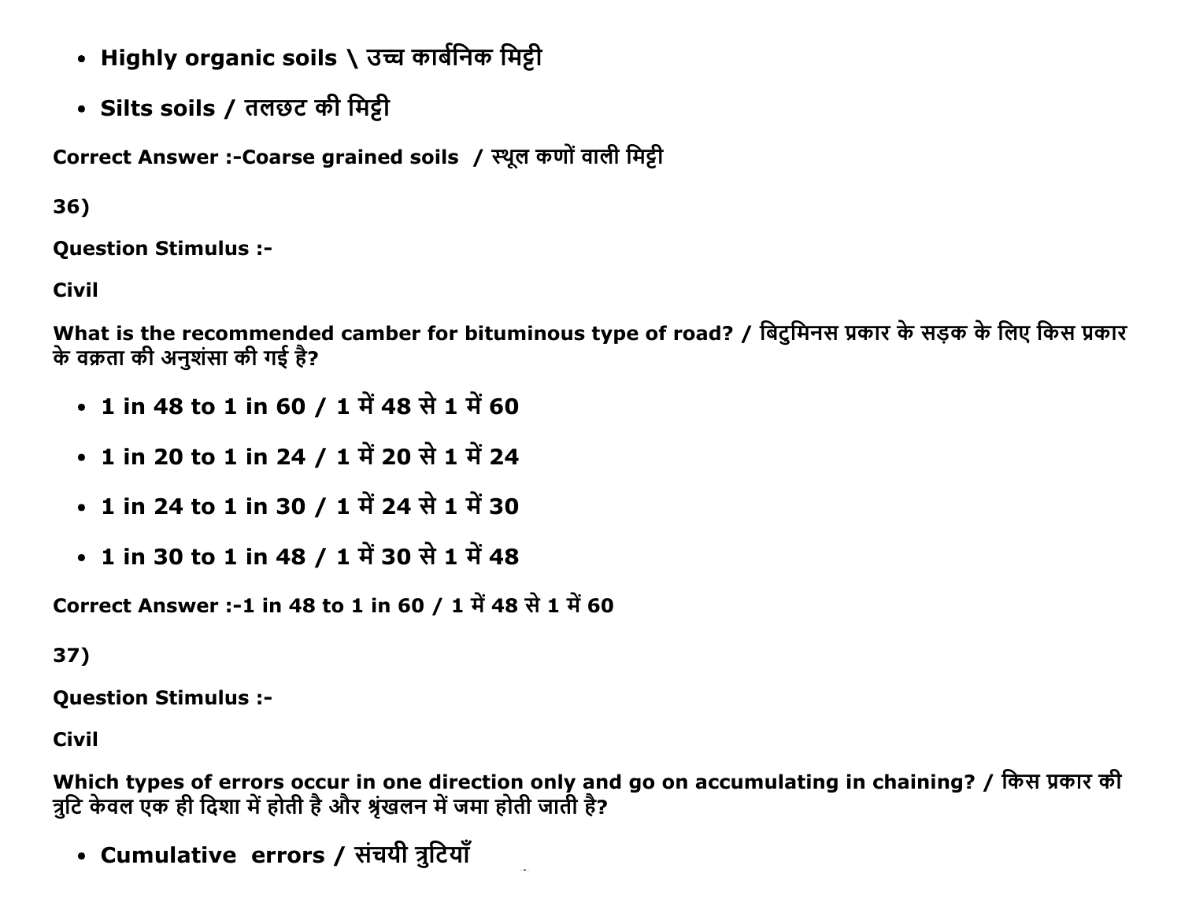- **Highly organic soils \ उच्च कार्बनिक मिट्टी**
- **Silts soils / तलछट की मिट्टी**

**Correct Answer :-Coarse grained soils  / स्थूल कणों वाली मिट्टी**

**36)**

**Question Stimulus :-**

**Civil**

**What is the recommended camber for bituminous type of road? / बिटुमिनस प्रकार के सड़क के लिए किस प्रकार के वक्रता की अनुशंसा की गई है?**

- **1 in 48 to 1 in 60 / 1 में 48 से 1 में 60**
- **1 in 20 to 1 in 24 / 1 में 20 से 1 में 24**
- **1 in 24 to 1 in 30 / 1 में 24 से 1 में 30**
- **1 in 30 to 1 in 48 / 1 में 30 से 1 में 48**

**Correct Answer :-1 in 48 to 1 in 60 / 1 में 48 से 1 में 60**

**37)**

**Question Stimulus :-**

**Civil**

**Which types of errors occur in one direction only and go on accumulating in chaining? / किस प्रकार की त्रुटि केवल एक ही दिशा में होती है और श्रृंखलन में जमा होती जाती है?**

- **Cumulative  errors / संचयी त्रुटियाँ**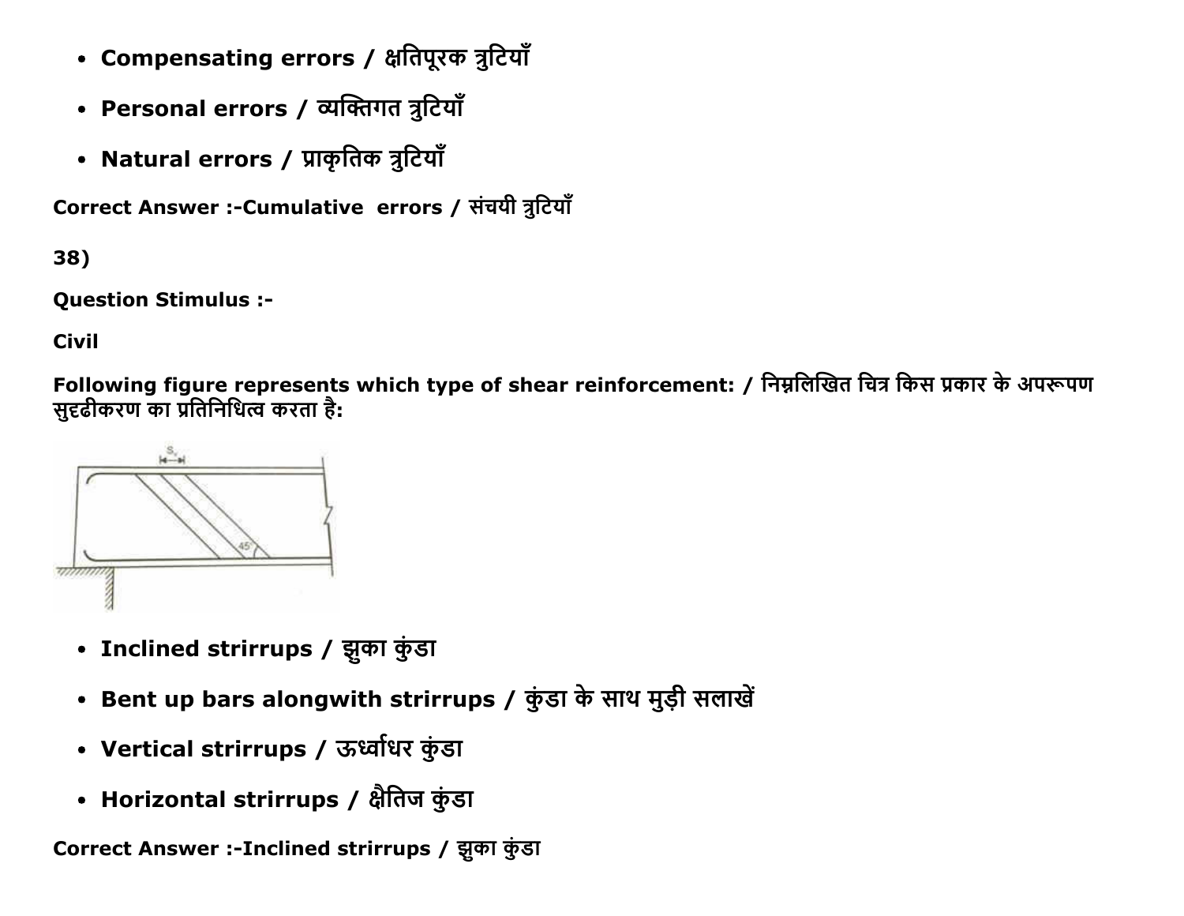- Compensating errors / क्षतिपूरक त्रुटियाँ
- Personal errors / व्यक्तिगत त्रुटियाँ
- Natural errors / प्राकृतिक त्रुटियाँ

**Correct Answer :-Cumulative errors / संचयी त्रुटियाँ**

**38)**

**Question Stimulus :-**

**Civil**

**Following figure represents which type of shear reinforcement: / निम्नलिखित चित्र किस प्रकार के अपरूपण सुदृढीकरण का प्रतिनिधित्व करता है:**

- Inclined strirrups / झुका कुंडा
- Bent up bars alongwith strirrups / कुंडा के साथ मुड़ी सलाखें
- Vertical strirrups / ऊर्ध्वाधर कुंडा
- Horizontal strirrups / क्षैतिज कुंडा

**Correct Answer :-Inclined strirrups / झुका कुंडा**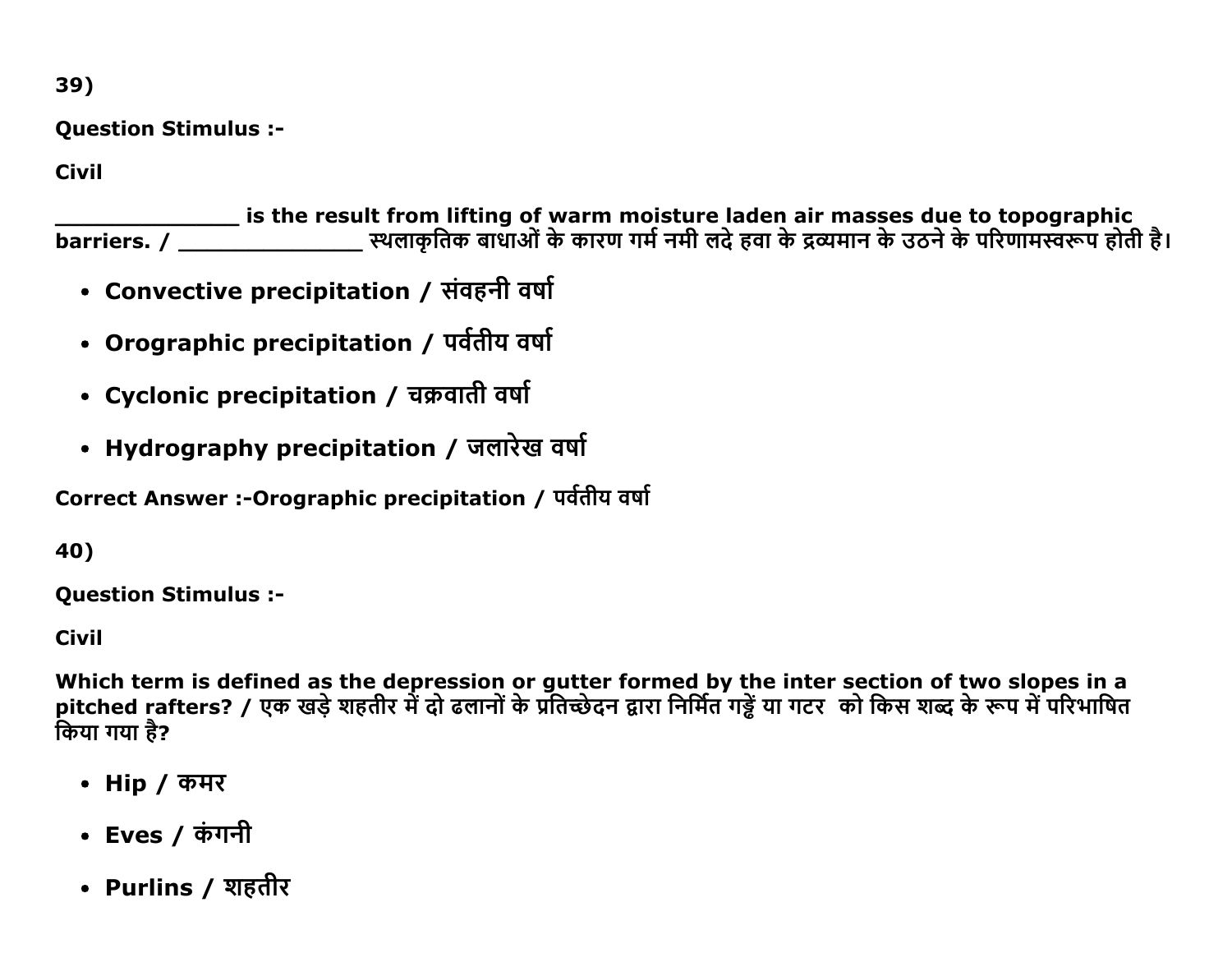39)

**Question Stimulus :-**

**Civil**

**______________ is the result from lifting of warm moisture laden air masses due to topographic barriers. / ______________ स्थलाकृतिक बाधाओं के कारण गर्म नमी लदे हवा के द्रव्यमान के उठने के परिणामस्वरूप होती है।**

- **Convective precipitation / संवहनी वर्षा**
- **Orographic precipitation / पर्वतीय वर्षा**
- **Cyclonic precipitation / चक्रवाती वर्षा**
- **Hydrography precipitation / जलारेख वर्षा**

**Correct Answer :-Orographic precipitation / पर्वतीय वर्षा**

40)

**Question Stimulus :-**

**Civil**

**Which term is defined as the depression or gutter formed by the inter section of two slopes in a pitched rafters? / एक खड़े शहतीर में दो ढलानों के प्रतिच्छेदन द्वारा निर्मित गड्ढें या गटर को किस शब्द के रूप में परिभाषित किया गया है?**

- **Hip / कमर**
- **Eves / कंगनी**
- **Purlins / शहतीर**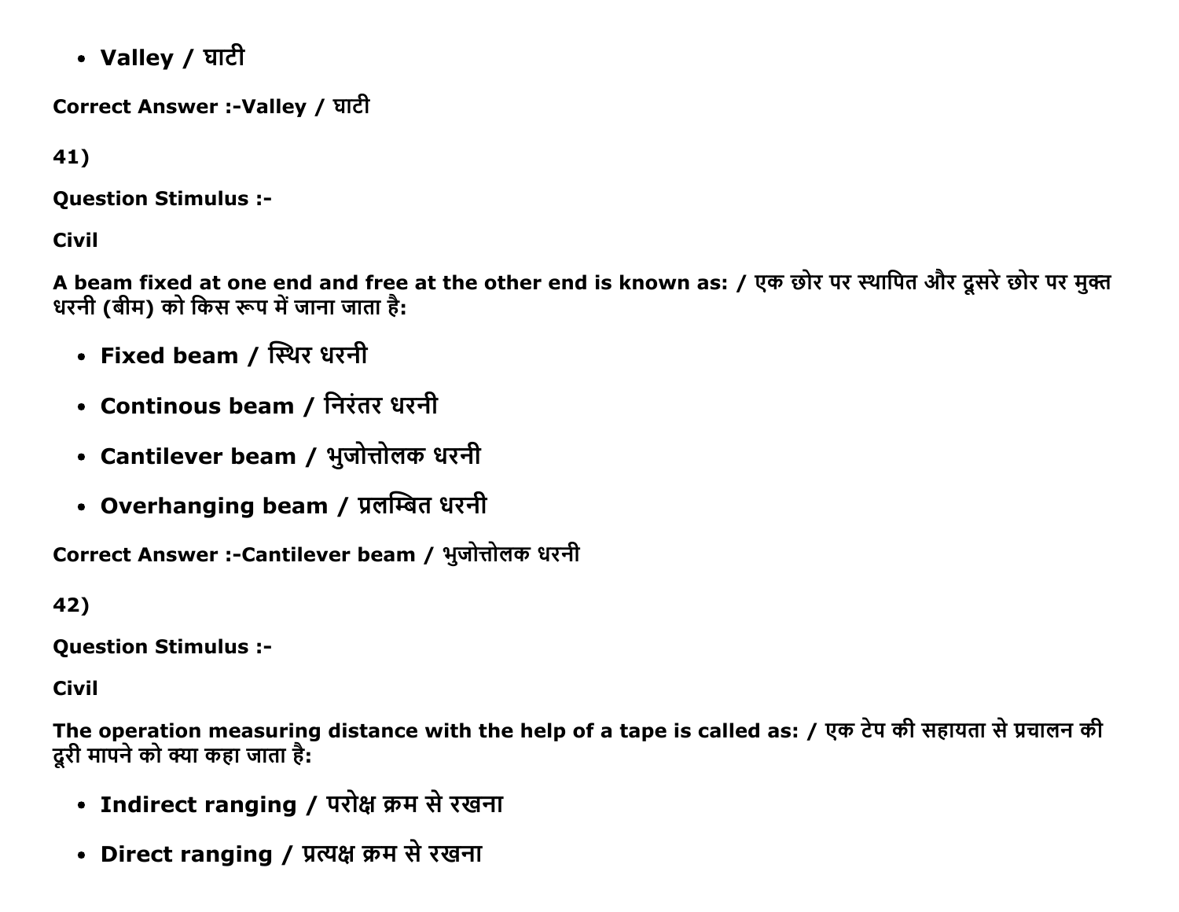- **Valley / घाटी**

**Correct Answer :-Valley / घाटी**

**41)**

**Question Stimulus :-**

**Civil**

**A beam fixed at one end and free at the other end is known as: / एक छोर पर स्थापित और दूसरे छोर पर मुक्त धरनी (बीम) को किस रूप में जाना जाता है:**

- **Fixed beam / स्थिर धरनी**
- **Continous beam / निरंतर धरनी**
- **Cantilever beam / भुजोत्तोलक धरनी**
- **Overhanging beam / प्रलम्बित धरनी**

**Correct Answer :-Cantilever beam / भुजोत्तोलक धरनी**

**42)**

**Question Stimulus :-**

**Civil**

**The operation measuring distance with the help of a tape is called as: / एक टेप की सहायता से प्रचालन की दूरी मापने को क्या कहा जाता है:**

- **Indirect ranging / परोक्ष क्रम से रखना**
- **Direct ranging / प्रत्यक्ष क्रम से रखना**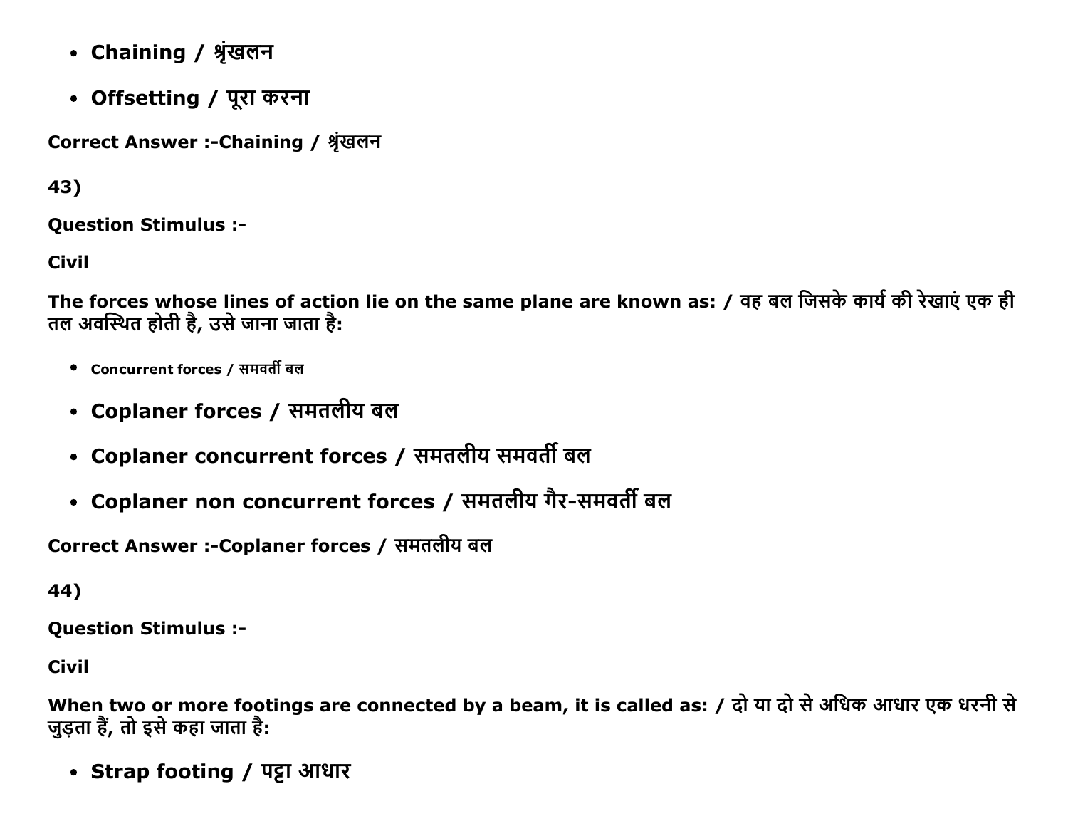- Chaining / श्रृंखलन
- Offsetting / पूरा करना

Correct Answer :-Chaining / श्रृंखलन

43)

Question Stimulus :-

Civil

**The forces whose lines of action lie on the same plane are known as: / वह बल जिसके कार्य की रेखाएं एक ही तल अवस्थित होती है, उसे जाना जाता है:**

- Concurrent forces / समवर्ती बल
- Coplaner forces / समतलीय बल
- Coplaner concurrent forces / समतलीय समवर्ती बल
- Coplaner non concurrent forces / समतलीय गैर-समवर्ती बल

Correct Answer :-Coplaner forces / समतलीय बल

44)

Question Stimulus :-

Civil

**When two or more footings are connected by a beam, it is called as: / दो या दो से अधिक आधार एक धरनी से जुड़ता हैं, तो इसे कहा जाता है:**

- Strap footing / पट्टा आधार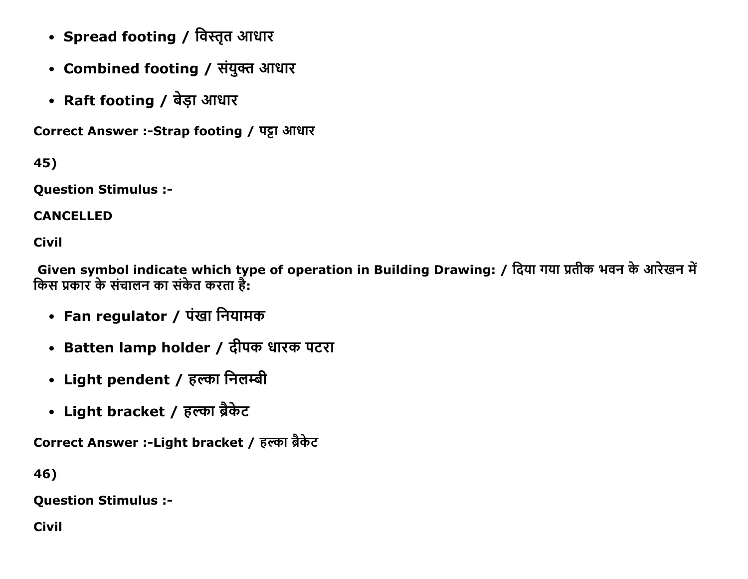- **Spread footing / विस्तृत आधार**
- **Combined footing / संयुक्त आधार**
- **Raft footing / बेड़ा आधार**

**Correct Answer :-Strap footing / पट्टा आधार**

**45)**

**Question Stimulus :-**

**CANCELLED**

**Civil**

**Given symbol indicate which type of operation in Building Drawing: / दिया गया प्रतीक भवन के आरेखन में किस प्रकार के संचालन का संकेत करता है:**

- **Fan regulator / पंखा नियामक**
- **Batten lamp holder / दीपक धारक पटरा**
- **Light pendent / हल्का निलम्बी**
- **Light bracket / हल्का ब्रैकेट**

**Correct Answer :-Light bracket / हल्का ब्रैकेट**

**46)**

**Question Stimulus :-**

**Civil**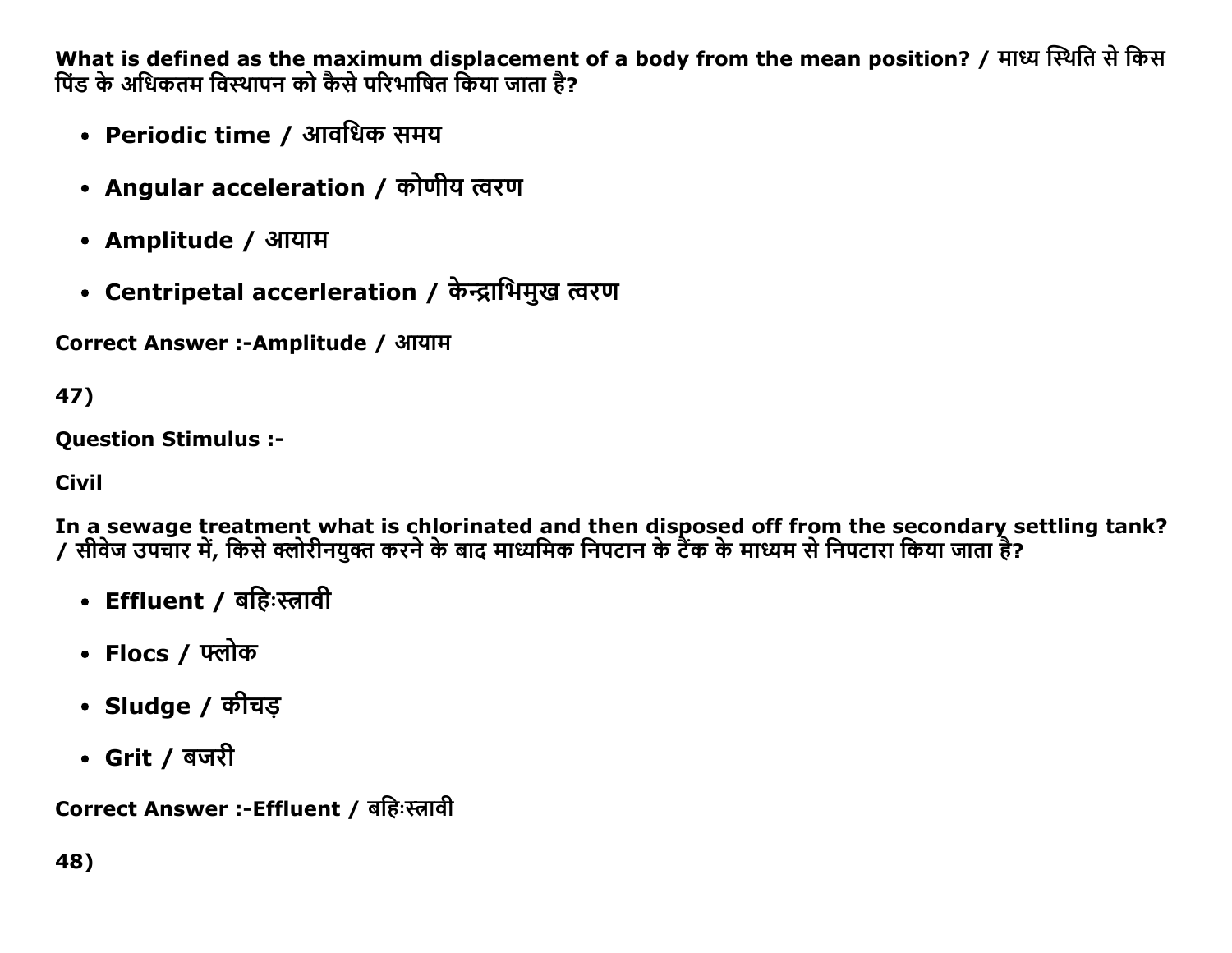**What is defined as the maximum displacement of a body from the mean position? / माध्य स्थिति से किस पिंड के अधिकतम विस्थापन को कैसे परिभाषित किया जाता है?**

- **Periodic time / आवधिक समय**
- **Angular acceleration / कोणीय त्वरण**
- **Amplitude / आयाम**
- **Centripetal accerleration / केन्द्राभिमुख त्वरण**

**Correct Answer :-Amplitude / आयाम**

**47)**

**Question Stimulus :-**

**Civil**

**In a sewage treatment what is chlorinated and then disposed off from the secondary settling tank? / सीवेज उपचार में, किसे क्लोरीनयुक्त करने के बाद माध्यमिक निपटान के टैंक के माध्यम से निपटारा किया जाता है?**

- **Effluent / बहिःस्त्रावी**
- **Flocs / फ्लोक**
- **Sludge / कीचड़**
- **Grit / बजरी**

**Correct Answer :-Effluent / बहिःस्त्रावी**

**48)**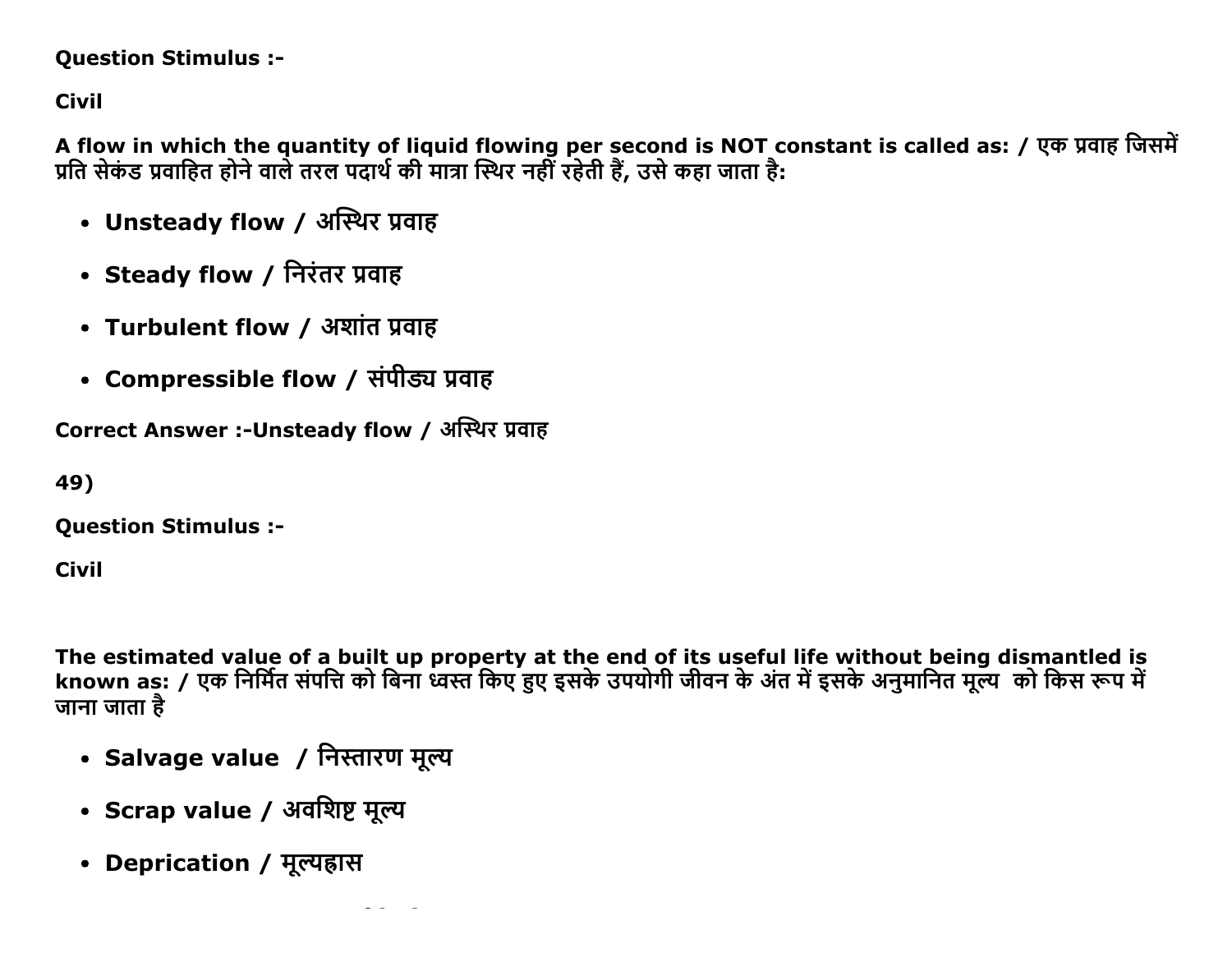**Question Stimulus :-**

**Civil**

**A flow in which the quantity of liquid flowing per second is NOT constant is called as: / एक प्रवाह जिसमें प्रति सेकंड प्रवाहित होने वाले तरल पदार्थ की मात्रा स्थिर नहीं रहेती हैं, उसे कहा जाता है:**

- **Unsteady flow / अस्थिर प्रवाह**
- **Steady flow / निरंतर प्रवाह**
- **Turbulent flow / अशांत प्रवाह**
- **Compressible flow / संपीड्य प्रवाह**

**Correct Answer :-Unsteady flow / अस्थिर प्रवाह**

**49)**

**Question Stimulus :-**

**Civil**

**The estimated value of a built up property at the end of its useful life without being dismantled is known as: / एक निर्मित संपत्ति को बिना ध्वस्त किए हुए इसके उपयोगी जीवन के अंत में इसके अनुमानित मूल्य को किस रूप में जाना जाता है**

- **Salvage value / निस्तारण मूल्य**
- **Scrap value / अवशिष्ट मूल्य**
- **Deprication / मूल्यह्रास**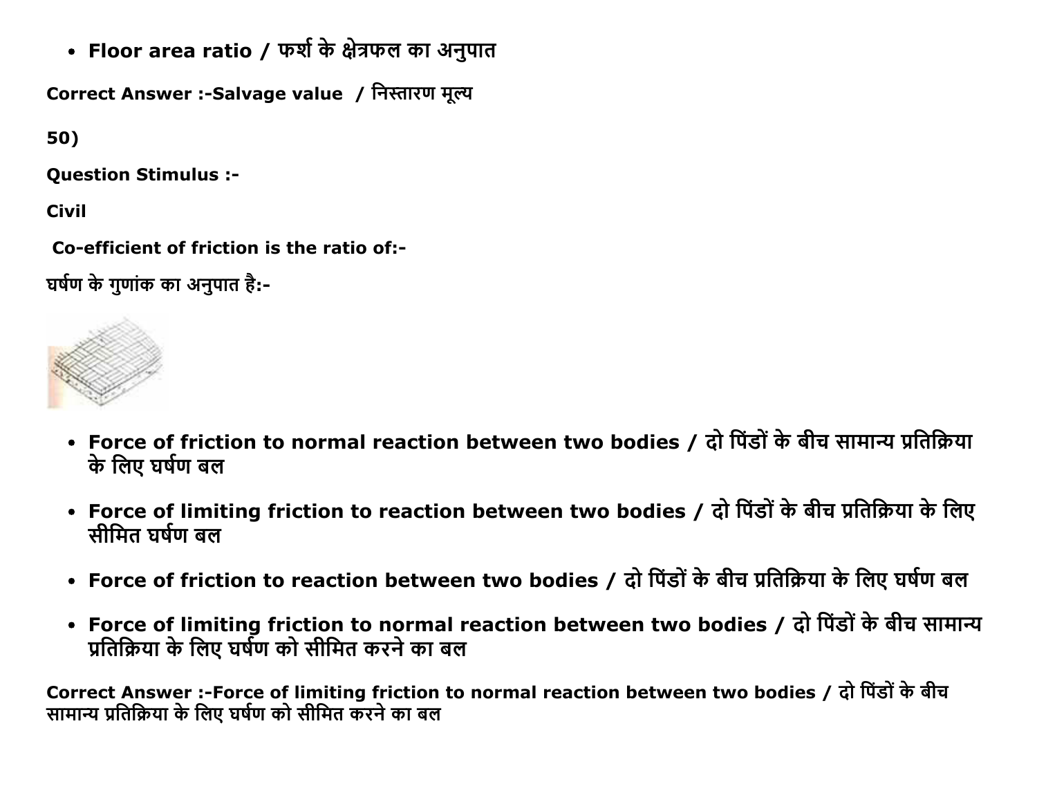- Floor area ratio / फर्श के क्षेत्रफल का अनुपात

Correct Answer :-Salvage value / निस्तारण मूल्य

50)

Question Stimulus :-

Civil

Co-efficient of friction is the ratio of:-

घर्षण के गुणांक का अनुपात है:-

- Force of friction to normal reaction between two bodies / दो पिंडों के बीच सामान्य प्रतिक्रिया के लिए घर्षण बल
- Force of limiting friction to reaction between two bodies / दो पिंडों के बीच प्रतिक्रिया के लिए सीमित घर्षण बल
- Force of friction to reaction between two bodies / दो पिंडों के बीच प्रतिक्रिया के लिए घर्षण बल
- Force of limiting friction to normal reaction between two bodies / दो पिंडों के बीच सामान्य प्रतिक्रिया के लिए घर्षण को सीमित करने का बल

Correct Answer :-Force of limiting friction to normal reaction between two bodies / दो पिंडों के बीच सामान्य प्रतिक्रिया के लिए घर्षण को सीमित करने का बल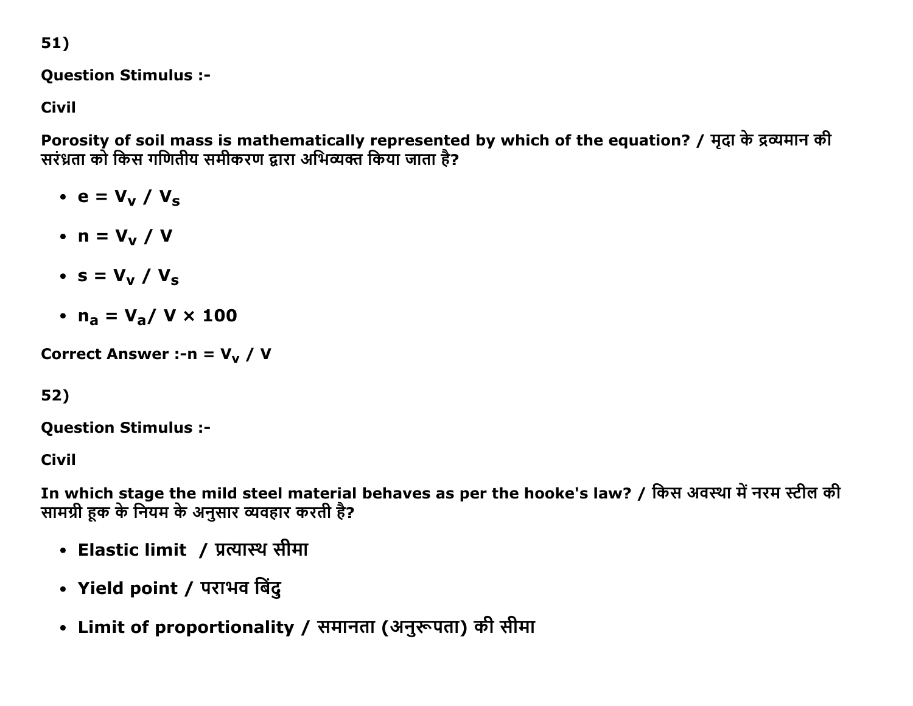51)

**Question Stimulus :-**

**Civil**

**Porosity of soil mass is mathematically represented by which of the equation? / मृदा के द्रव्यमान की सरंध्रता को किस गणितीय समीकरण द्वारा अभिव्यक्त किया जाता है?**

- $e = V_v / V_s$
- $n = V_v / V$
- $s = V_v / V_s$
- $n_a = V_a / V \times 100$

**Correct Answer :-** $n = V_v / V$

52)

**Question Stimulus :-**

**Civil**

**In which stage the mild steel material behaves as per the hooke's law? / किस अवस्था में नरम स्टील की सामग्री हूक के नियम के अनुसार व्यवहार करती है?**

- **Elastic limit / प्रत्यास्थ सीमा**
- **Yield point / पराभव बिंदु**
- **Limit of proportionality / समानता (अनुरूपता) की सीमा**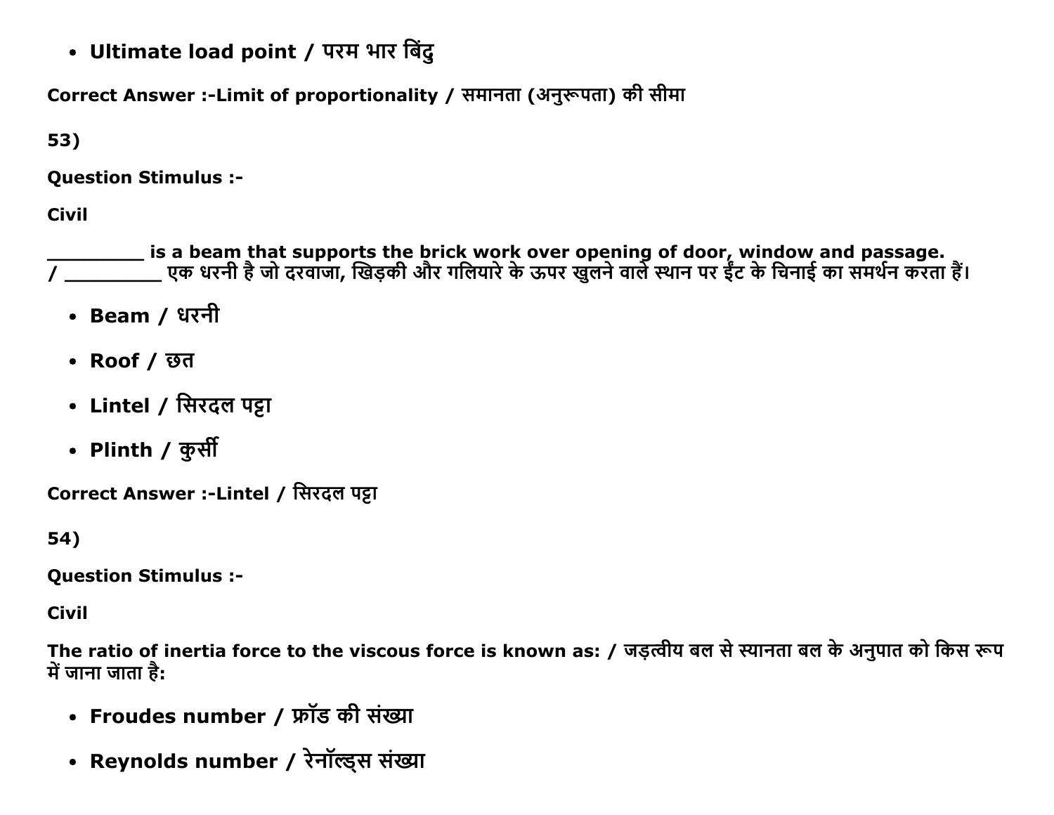- **Ultimate load point / परम भार बिंदु**

**Correct Answer :-Limit of proportionality / समानता (अनुरूपता) की सीमा**

**53)**

**Question Stimulus :-**

**Civil**

**_________ is a beam that supports the brick work over opening of door, window and passage. / _________ एक धरनी है जो दरवाजा, खिड़की और गलियारे के ऊपर खुलने वाले स्थान पर ईंट के चिनाई का समर्थन करता हैं।**

- **Beam / धरनी**
- **Roof / छत**
- **Lintel / सिरदल पट्टा**
- **Plinth / कुर्सी**

**Correct Answer :-Lintel / सिरदल पट्टा**

**54)**

**Question Stimulus :-**

**Civil**

**The ratio of inertia force to the viscous force is known as: / जड़त्वीय बल से स्यानता बल के अनुपात को किस रूप में जाना जाता है:**

- **Froudes number / फ्रॉड की संख्या**
- **Reynolds number / रेनॉल्ड्स संख्या**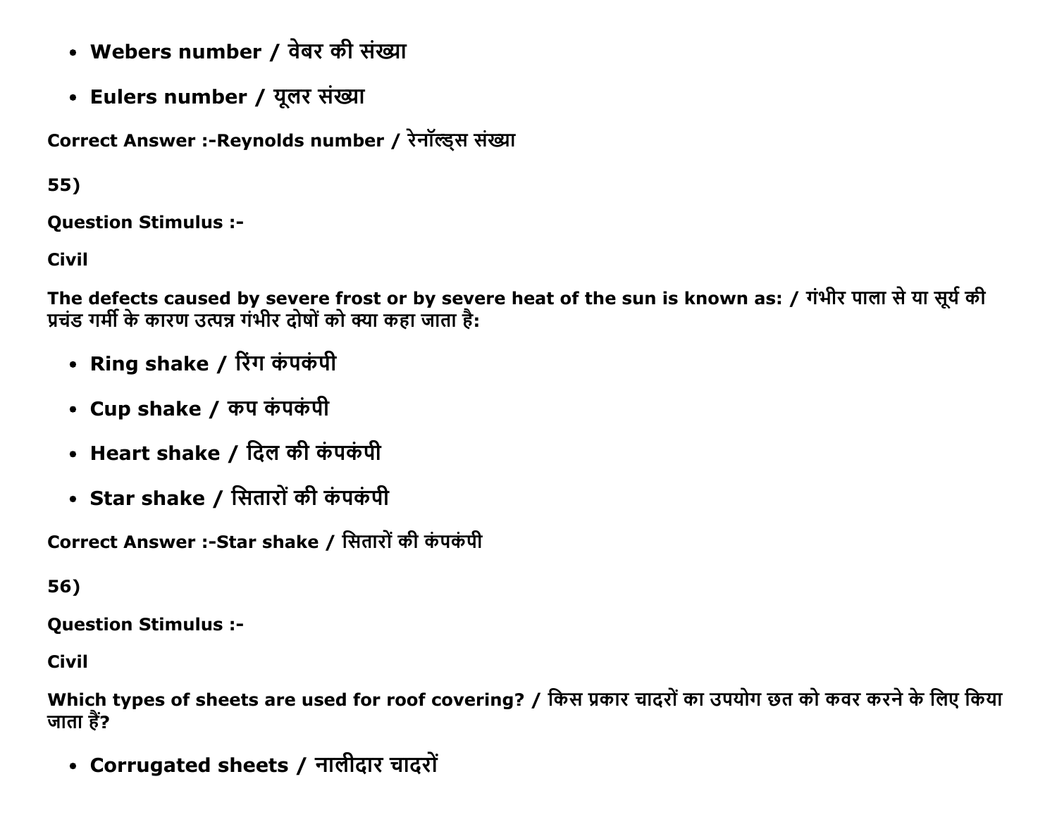- **Webers number / वेबर की संख्या**
- **Eulers number / यूलर संख्या**

**Correct Answer :-Reynolds number / रेनॉल्ड्स संख्या**

**55)**

**Question Stimulus :-**

**Civil**

**The defects caused by severe frost or by severe heat of the sun is known as: / गंभीर पाला से या सूर्य की प्रचंड गर्मी के कारण उत्पन्न गंभीर दोषों को क्या कहा जाता है:**

- **Ring shake / रिंग कंपकंपी**
- **Cup shake / कप कंपकंपी**
- **Heart shake / दिल की कंपकंपी**
- **Star shake / सितारों की कंपकंपी**

**Correct Answer :-Star shake / सितारों की कंपकंपी**

**56)**

**Question Stimulus :-**

**Civil**

**Which types of sheets are used for roof covering? / किस प्रकार चादरों का उपयोग छत को कवर करने के लिए किया जाता हैं?**

- **Corrugated sheets / नालीदार चादरों**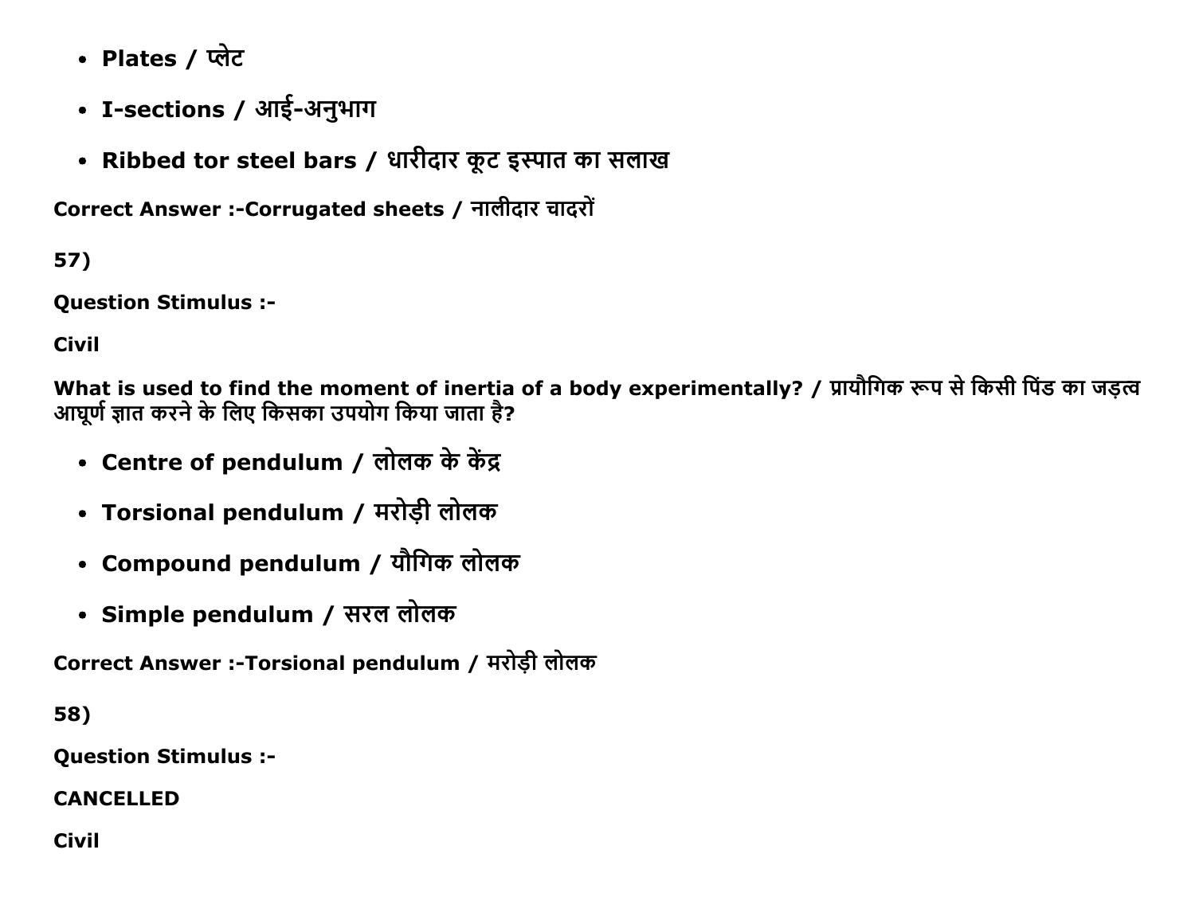- Plates / प्लेट
- I-sections / आई-अनुभाग
- Ribbed tor steel bars / धारीदार कूट इस्पात का सलाख

Correct Answer :-Corrugated sheets / नालीदार चादरों

57)

Question Stimulus :-

Civil

What is used to find the moment of inertia of a body experimentally? / प्रायौगिक रूप से किसी पिंड का जड़त्व आघूर्ण ज्ञात करने के लिए किसका उपयोग किया जाता है?

- Centre of pendulum / लोलक के केंद्र
- Torsional pendulum / मरोड़ी लोलक
- Compound pendulum / यौगिक लोलक
- Simple pendulum / सरल लोलक

Correct Answer :-Torsional pendulum / मरोड़ी लोलक

58)

Question Stimulus :-

CANCELLED

Civil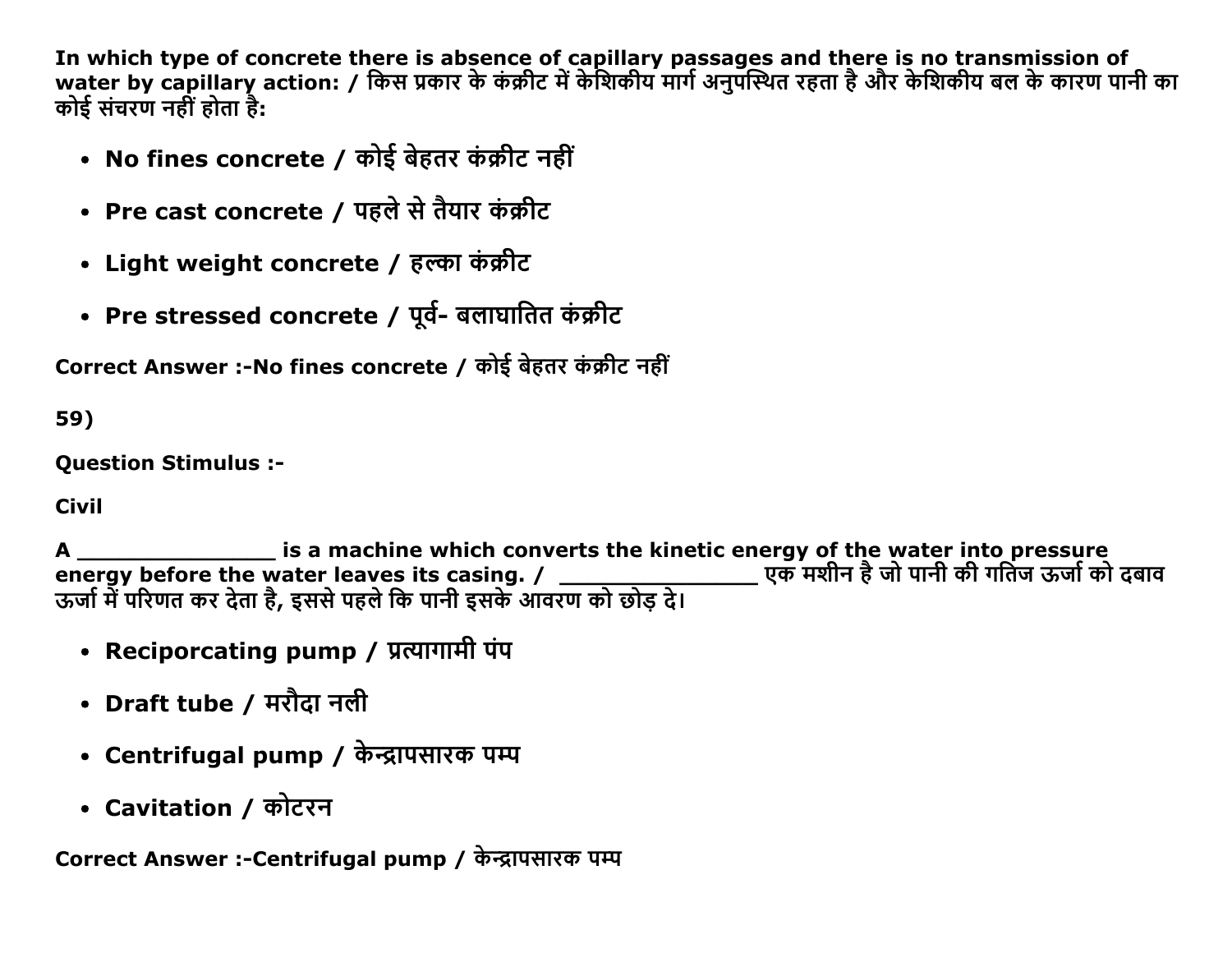**In which type of concrete there is absence of capillary passages and there is no transmission of water by capillary action: / किस प्रकार के कंक्रीट में केशिकीय मार्ग अनुपस्थित रहता है और केशिकीय बल के कारण पानी का कोई संचरण नहीं होता है:**

- **No fines concrete / कोई बेहतर कंक्रीट नहीं**
- **Pre cast concrete / पहले से तैयार कंक्रीट**
- **Light weight concrete / हल्का कंक्रीट**
- **Pre stressed concrete / पूर्व- बलाघातित कंक्रीट**

**Correct Answer :-No fines concrete / कोई बेहतर कंक्रीट नहीं**

**59)**

**Question Stimulus :-**

**Civil**

**A _______________ is a machine which converts the kinetic energy of the water into pressure energy before the water leaves its casing. / _______________ एक मशीन है जो पानी की गतिज ऊर्जा को दबाव ऊर्जा में परिणत कर देता है, इससे पहले कि पानी इसके आवरण को छोड़ दे।**

- **Reciporcating pump / प्रत्यागामी पंप**
- **Draft tube / मरौदा नली**
- **Centrifugal pump / केन्द्रापसारक पम्प**
- **Cavitation / कोटरन**

**Correct Answer :-Centrifugal pump / केन्द्रापसारक पम्प**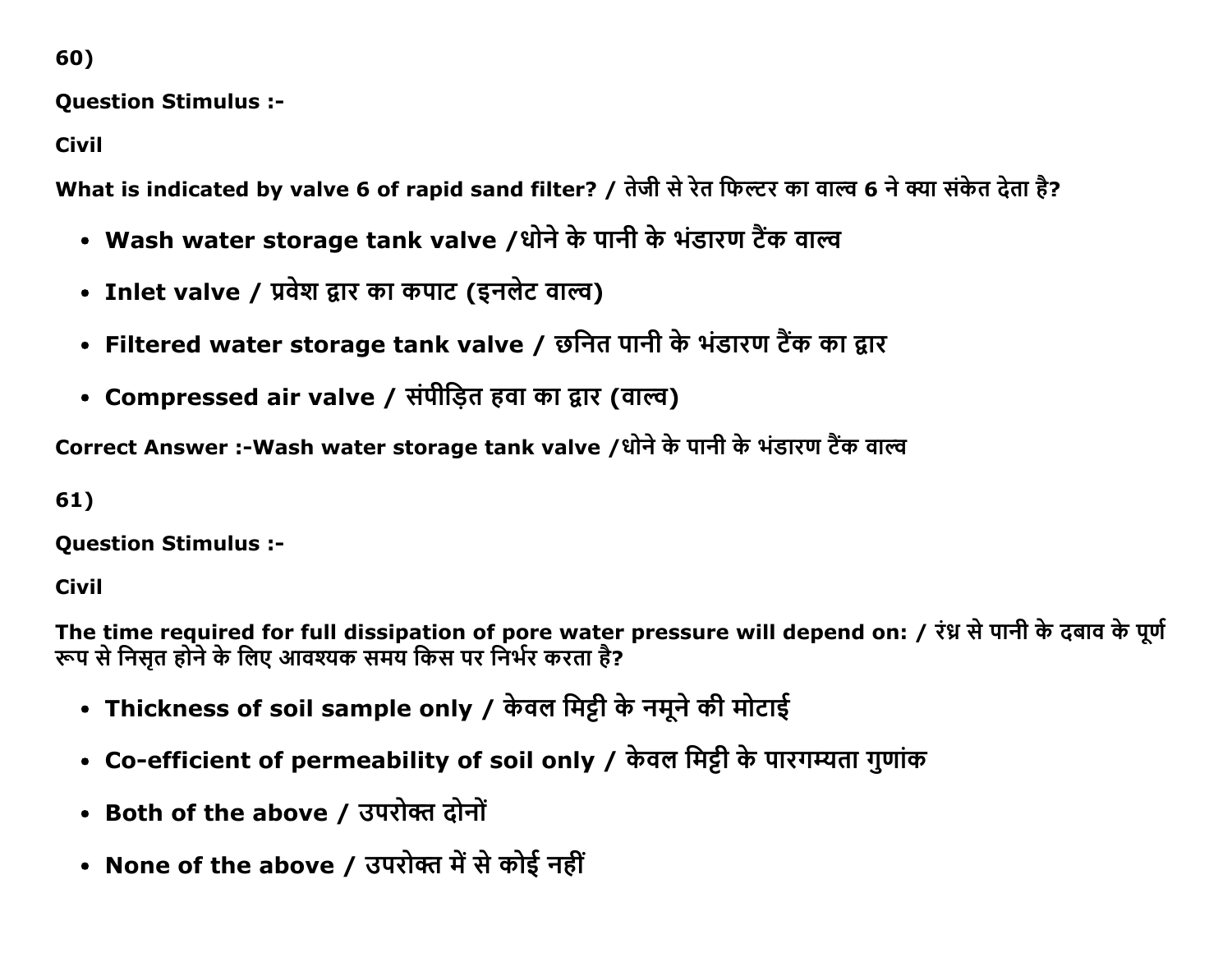60)

**Question Stimulus :-**

**Civil**

**What is indicated by valve 6 of rapid sand filter? / तेजी से रेत फिल्टर का वाल्व 6 ने क्या संकेत देता है?**

- **Wash water storage tank valve /धोने के पानी के भंडारण टैंक वाल्व**
- **Inlet valve / प्रवेश द्वार का कपाट (इनलेट वाल्व)**
- **Filtered water storage tank valve / छनित पानी के भंडारण टैंक का द्वार**
- **Compressed air valve / संपीड़ित हवा का द्वार (वाल्व)**

**Correct Answer :-Wash water storage tank valve /धोने के पानी के भंडारण टैंक वाल्व**

61)

**Question Stimulus :-**

**Civil**

**The time required for full dissipation of pore water pressure will depend on: / रंध्र से पानी के दबाव के पूर्ण रूप से निसृत होने के लिए आवश्यक समय किस पर निर्भर करता है?**

- **Thickness of soil sample only / केवल मिट्टी के नमूने की मोटाई**
- **Co-efficient of permeability of soil only / केवल मिट्टी के पारगम्यता गुणांक**
- **Both of the above / उपरोक्त दोनों**
- **None of the above / उपरोक्त में से कोई नहीं**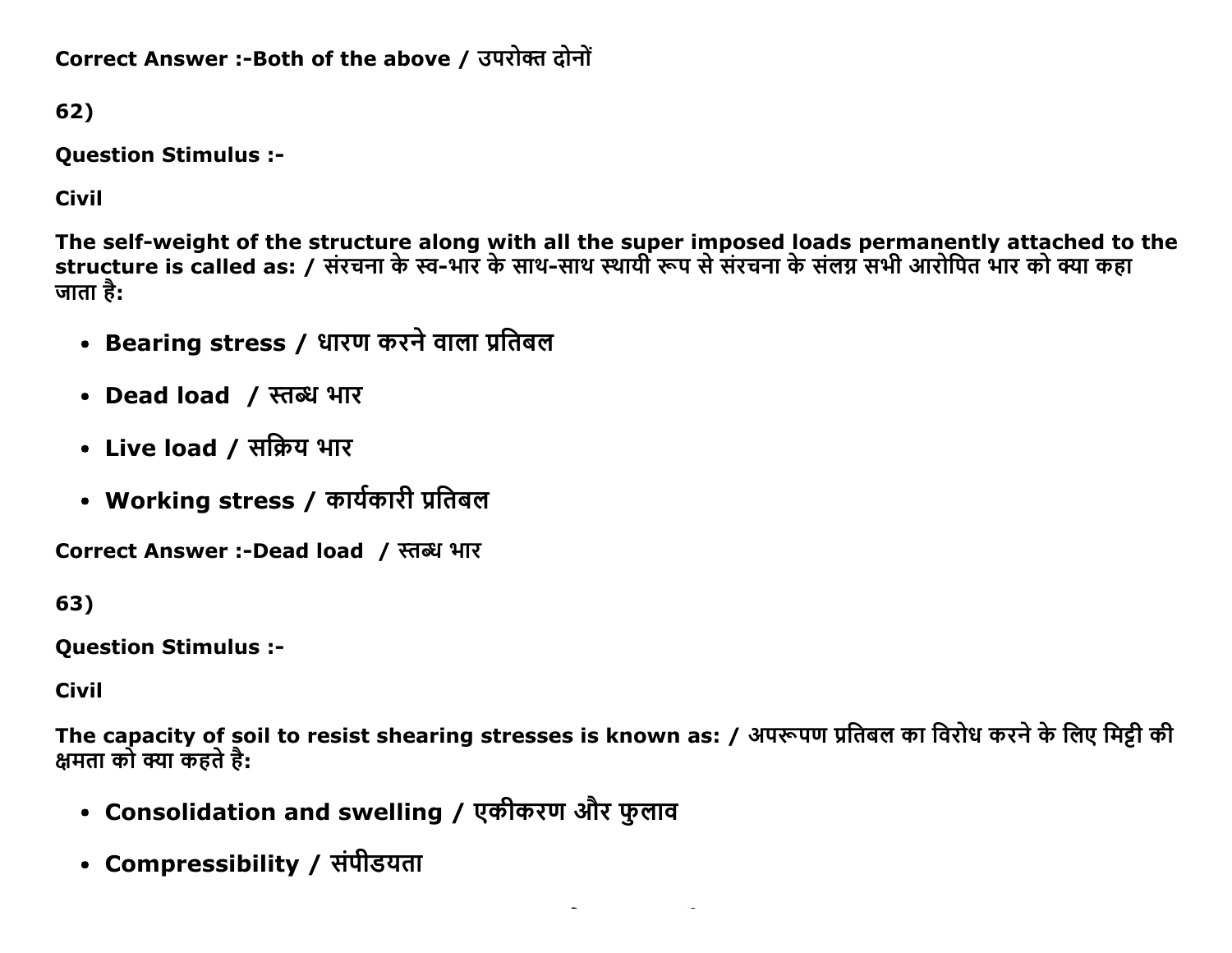**Correct Answer :-Both of the above / उपरोक्त दोनों**

**62)**

**Question Stimulus :-**

**Civil**

**The self-weight of the structure along with all the super imposed loads permanently attached to the structure is called as: / संरचना के स्व-भार के साथ-साथ स्थायी रूप से संरचना के संलग्न सभी आरोपित भार को क्या कहा जाता है:**

- **Bearing stress / धारण करने वाला प्रतिबल**
- **Dead load / स्तब्ध भार**
- **Live load / सक्रिय भार**
- **Working stress / कार्यकारी प्रतिबल**

**Correct Answer :-Dead load / स्तब्ध भार**

**63)**

**Question Stimulus :-**

**Civil**

**The capacity of soil to resist shearing stresses is known as: / अपरूपण प्रतिबल का विरोध करने के लिए मिट्टी की क्षमता को क्या कहते है:**

- **Consolidation and swelling / एकीकरण और फुलाव**
- **Compressibility / संपीडयता**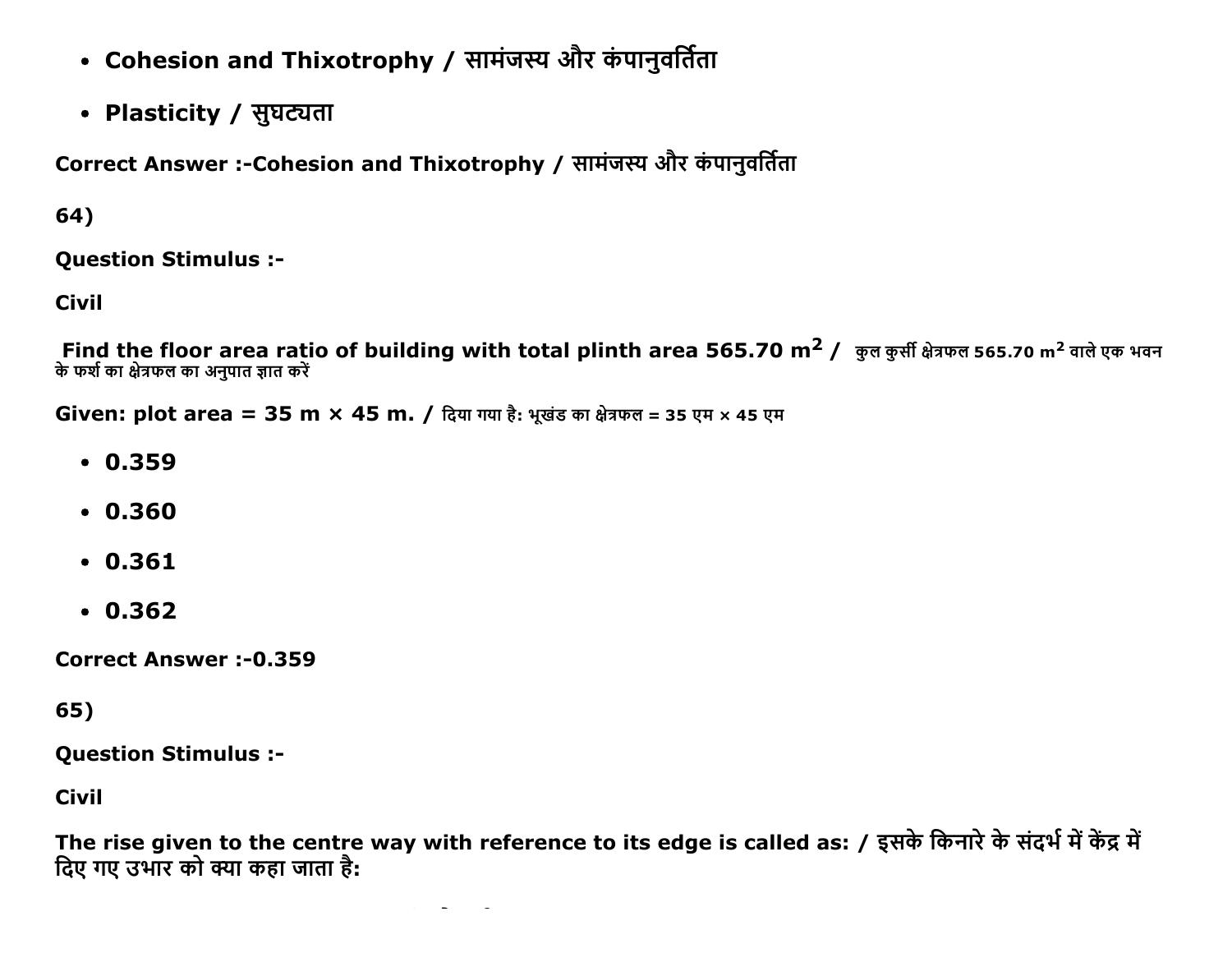- Cohesion and Thixotrophy / सामंजस्य और कंपानुवर्तिता
- Plasticity / सुघट्यता

**Correct Answer :-Cohesion and Thixotrophy / सामंजस्य और कंपानुवर्तिता**

**64)**

**Question Stimulus :-**

**Civil**

**Find the floor area ratio of building with total plinth area 565.70 $m^2$ /** कुल कुर्सी क्षेत्रफल 565.70 $m^2$ वाले एक भवन के फर्श का क्षेत्रफल का अनुपात ज्ञात करें

**Given: plot area = 35 m × 45 m. /** दिया गया है: भूखंड का क्षेत्रफल = 35 एम × 45 एम

- 0.359
- 0.360
- 0.361
- 0.362

**Correct Answer :-0.359**

**65)**

**Question Stimulus :-**

**Civil**

**The rise given to the centre way with reference to its edge is called as: / इसके किनारे के संदर्भ में केंद्र में दिए गए उभार को क्या कहा जाता है:**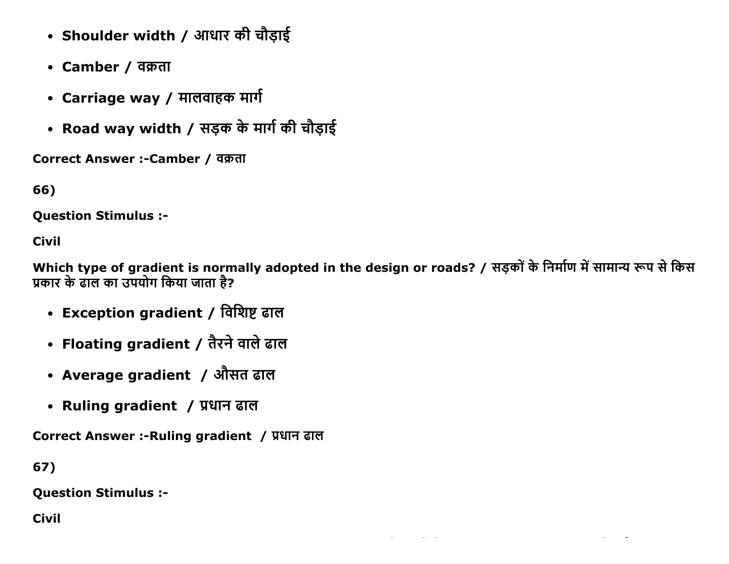- **Shoulder width / आधार की चौड़ाई**
- **Camber / वक्रता**
- **Carriage way / मालवाहक मार्ग**
- **Road way width / सड़क के मार्ग की चौड़ाई**

**Correct Answer :-Camber / वक्रता**

**66)**

**Question Stimulus :-**

**Civil**

**Which type of gradient is normally adopted in the design or roads? / सड़कों के निर्माण में सामान्य रूप से किस प्रकार के ढाल का उपयोग किया जाता है?**

- **Exception gradient / विशिष्ट ढाल**
- **Floating gradient / तैरने वाले ढाल**
- **Average gradient / औसत ढाल**
- **Ruling gradient / प्रधान ढाल**

**Correct Answer :-Ruling gradient / प्रधान ढाल**

**67)**

**Question Stimulus :-**

**Civil**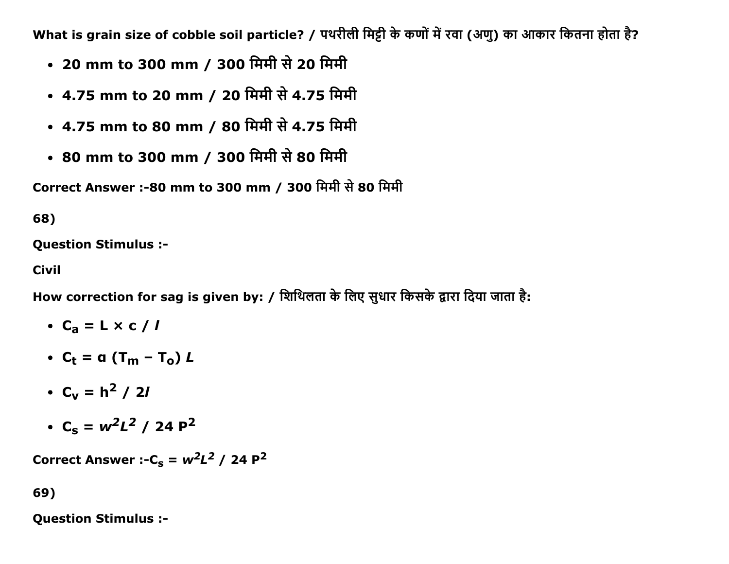What is grain size of cobble soil particle? / पथरीली मिट्टी के कणों में रवा (अणु) का आकार कितना होता है?

- 20 mm to 300 mm / 300 मिमी से 20 मिमी
- 4.75 mm to 20 mm / 20 मिमी से 4.75 मिमी
- 4.75 mm to 80 mm / 80 मिमी से 4.75 मिमी
- 80 mm to 300 mm / 300 मिमी से 80 मिमी

Correct Answer :-80 mm to 300 mm / 300 मिमी से 80 मिमी

68)

Question Stimulus :-

Civil

How correction for sag is given by: / शिथिलता के लिए सुधार किसके द्वारा दिया जाता है:

- $C_a = L \times c / l$
- $C_t = \alpha (T_m - T_o) L$
- $C_v = h^2 / 2l$
- $C_s = w^2L^2 / 24 P^2$

Correct Answer :-$C_s = w^2L^2 / 24 P^2$

69)

Question Stimulus :-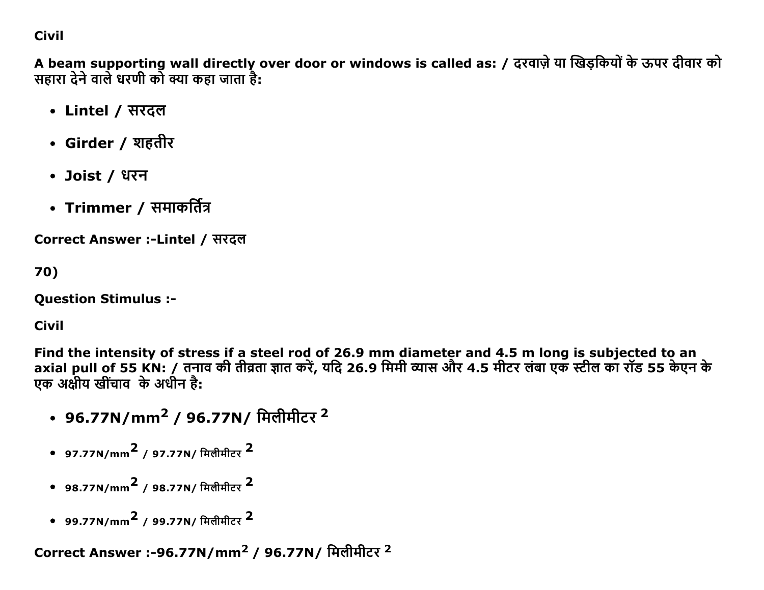**Civil**

**A beam supporting wall directly over door or windows is called as: / दरवाज़े या खिड़कियों के ऊपर दीवार को सहारा देने वाले धरणी को क्या कहा जाता है:**

- **Lintel / सरदल**
- **Girder / शहतीर**
- **Joist / धरन**
- **Trimmer / समाकर्तित्र**

**Correct Answer :-Lintel / सरदल**

**70)**

**Question Stimulus :-**

**Civil**

**Find the intensity of stress if a steel rod of 26.9 mm diameter and 4.5 m long is subjected to an axial pull of 55 KN: / तनाव की तीव्रता ज्ञात करें, यदि 26.9 मिमी व्यास और 4.5 मीटर लंबा एक स्टील का रॉड 55 केएन के एक अक्षीय खींचाव के अधीन है:**

- **96.77N/mm$^2$ / 96.77N/ मिलीमीटर $^2$**
- 97.77N/mm$^2$ / 97.77N/ मिलीमीटर $^2$
- 98.77N/mm$^2$ / 98.77N/ मिलीमीटर $^2$
- 99.77N/mm$^2$ / 99.77N/ मिलीमीटर $^2$

**Correct Answer :-96.77N/mm$^2$ / 96.77N/ मिलीमीटर $^2$**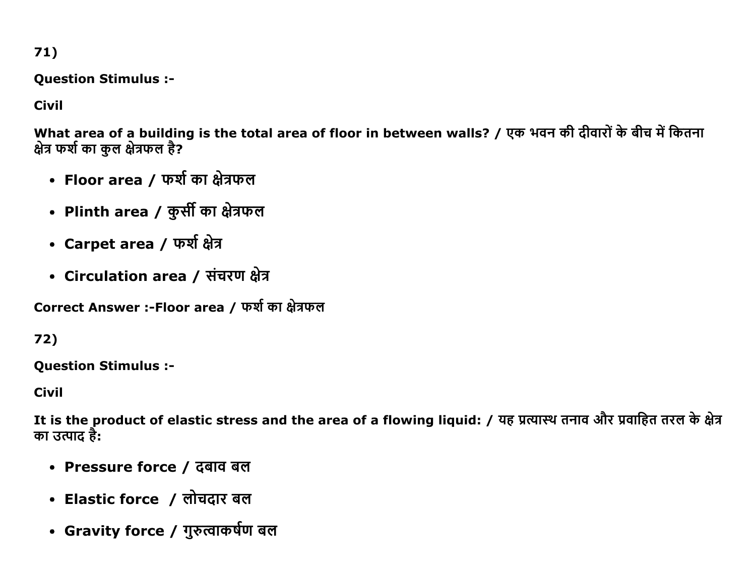71)

**Question Stimulus :-**

**Civil**

**What area of a building is the total area of floor in between walls? / एक भवन की दीवारों के बीच में कितना क्षेत्र फर्श का कुल क्षेत्रफल है?**

- **Floor area / फर्श का क्षेत्रफल**
- **Plinth area / कुर्सी का क्षेत्रफल**
- **Carpet area / फर्श क्षेत्र**
- **Circulation area / संचरण क्षेत्र**

**Correct Answer :-Floor area / फर्श का क्षेत्रफल**

72)

**Question Stimulus :-**

**Civil**

**It is the product of elastic stress and the area of a flowing liquid: / यह प्रत्यास्थ तनाव और प्रवाहित तरल के क्षेत्र का उत्पाद है:**

- **Pressure force / दबाव बल**
- **Elastic force / लोचदार बल**
- **Gravity force / गुरुत्वाकर्षण बल**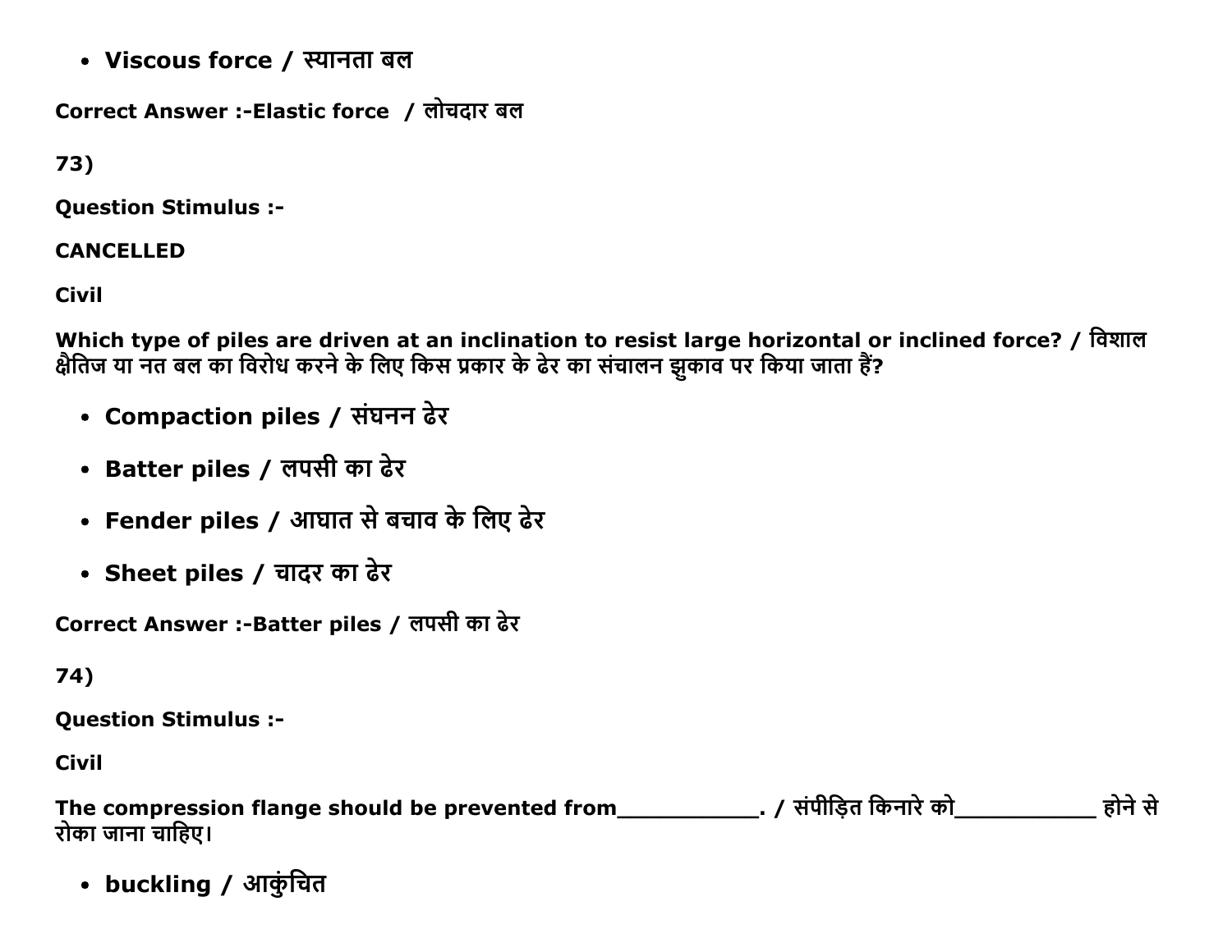- **Viscous force / स्यानता बल**

**Correct Answer :-Elastic force / लोचदार बल**

**73)**

**Question Stimulus :-**

**CANCELLED**

**Civil**

**Which type of piles are driven at an inclination to resist large horizontal or inclined force? / विशाल क्षैतिज या नत बल का विरोध करने के लिए किस प्रकार के ढेर का संचालन झुकाव पर किया जाता हैं?**

- **Compaction piles / संघनन ढेर**
- **Batter piles / लपसी का ढेर**
- **Fender piles / आघात से बचाव के लिए ढेर**
- **Sheet piles / चादर का ढेर**

**Correct Answer :-Batter piles / लपसी का ढेर**

**74)**

**Question Stimulus :-**

**Civil**

**The compression flange should be prevented from___________. / संपीड़ित किनारे को___________ होने से रोका जाना चाहिए।**

- **buckling / आकुंचित**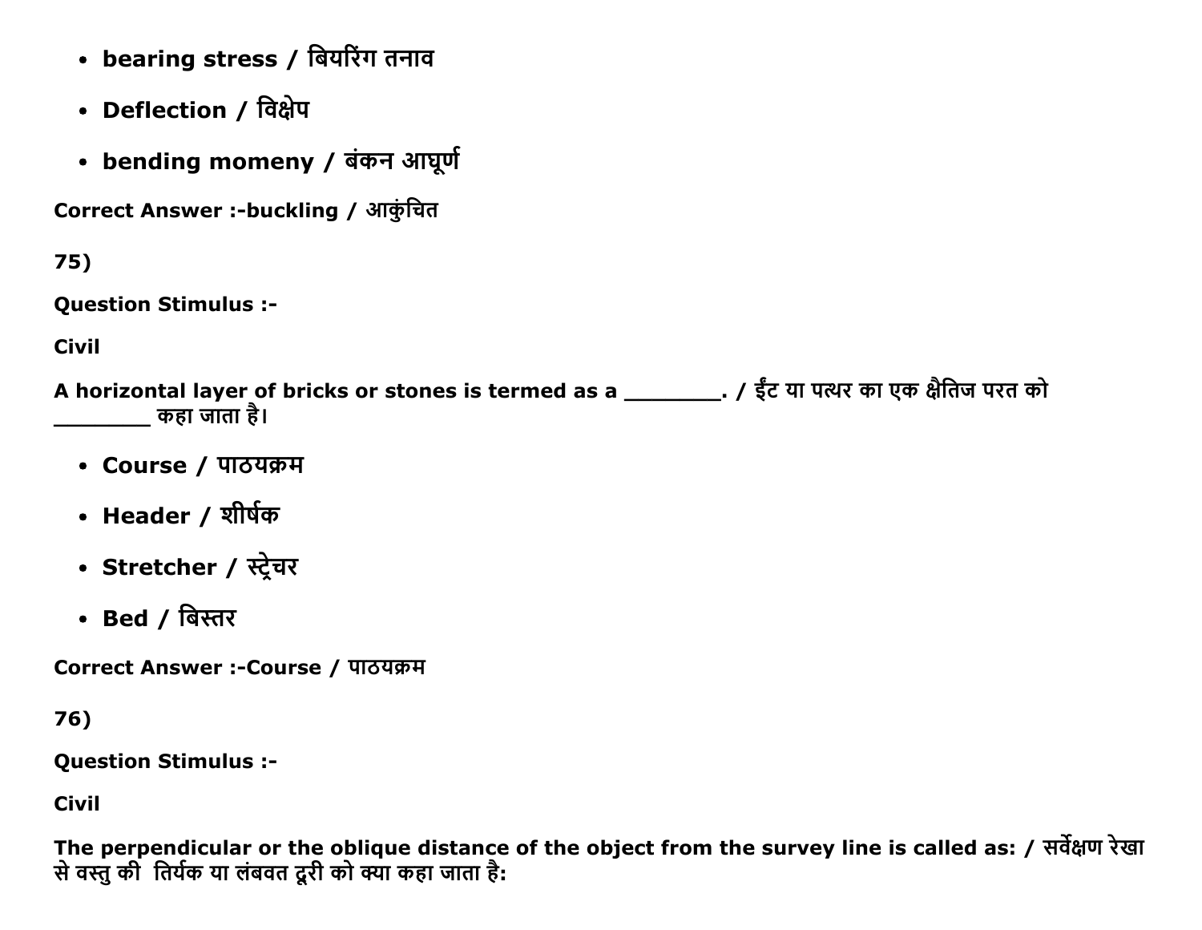- **bearing stress / बियरिंग तनाव**
- **Deflection / विक्षेप**
- **bending momeny / बंकन आघूर्ण**

**Correct Answer :-buckling / आकुंचित**

**75)**

**Question Stimulus :-**

**Civil**

**A horizontal layer of bricks or stones is termed as a ________. / ईंट या पत्थर का एक क्षैतिज परत को ________ कहा जाता है।**

- **Course / पाठयक्रम**
- **Header / शीर्षक**
- **Stretcher / स्ट्रेचर**
- **Bed / बिस्तर**

**Correct Answer :-Course / पाठयक्रम**

**76)**

**Question Stimulus :-**

**Civil**

**The perpendicular or the oblique distance of the object from the survey line is called as: / सर्वेक्षण रेखा से वस्तु की  तिर्यक या लंबवत दूरी को क्या कहा जाता है:**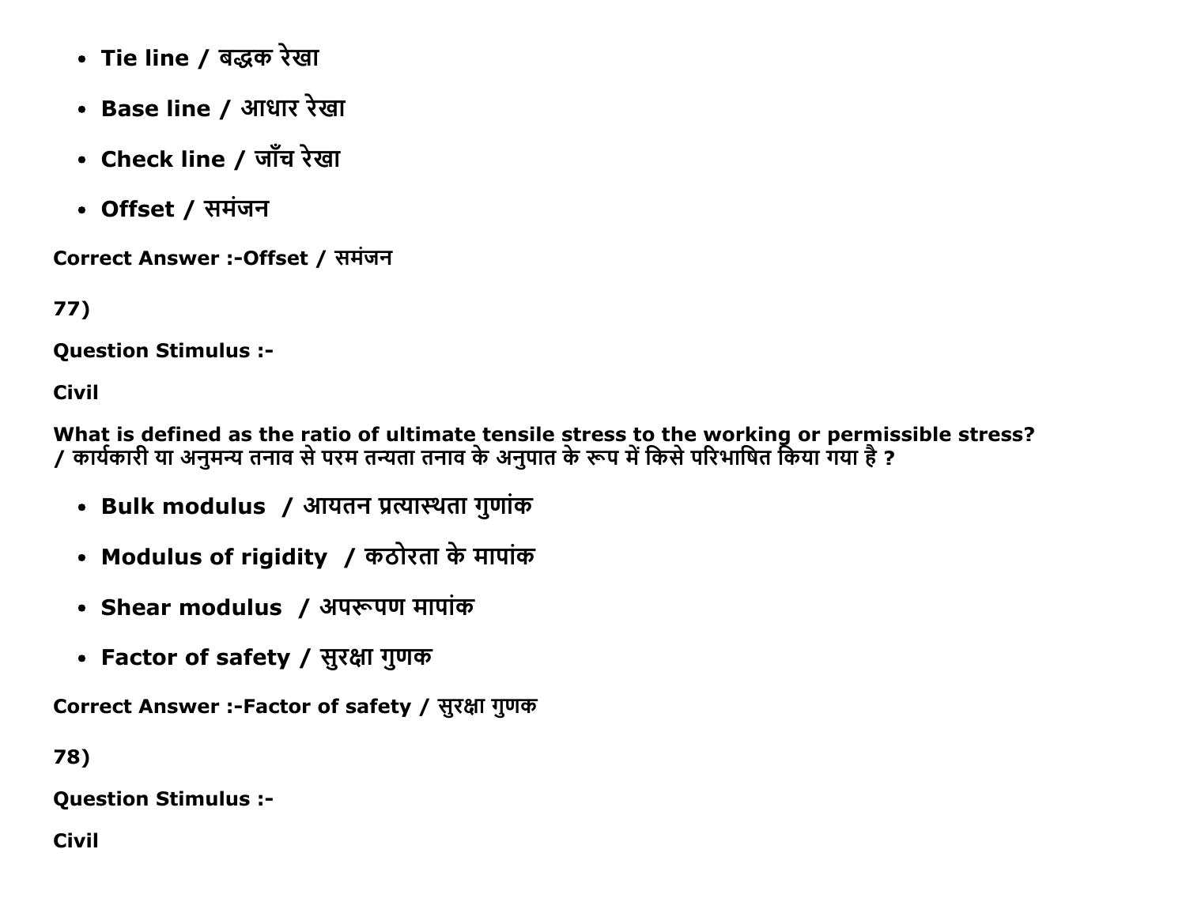- Tie line / बद्धक रेखा
- Base line / आधार रेखा
- Check line / जाँच रेखा
- Offset / समंजन

Correct Answer :-Offset / समंजन

77)

Question Stimulus :-

Civil

What is defined as the ratio of ultimate tensile stress to the working or permissible stress? / कार्यकारी या अनुमन्य तनाव से परम तन्यता तनाव के अनुपात के रूप में किसे परिभाषित किया गया है ?

- Bulk modulus / आयतन प्रत्यास्थता गुणांक
- Modulus of rigidity / कठोरता के मापांक
- Shear modulus / अपरूपण मापांक
- Factor of safety / सुरक्षा गुणक

Correct Answer :-Factor of safety / सुरक्षा गुणक

78)

Question Stimulus :-

Civil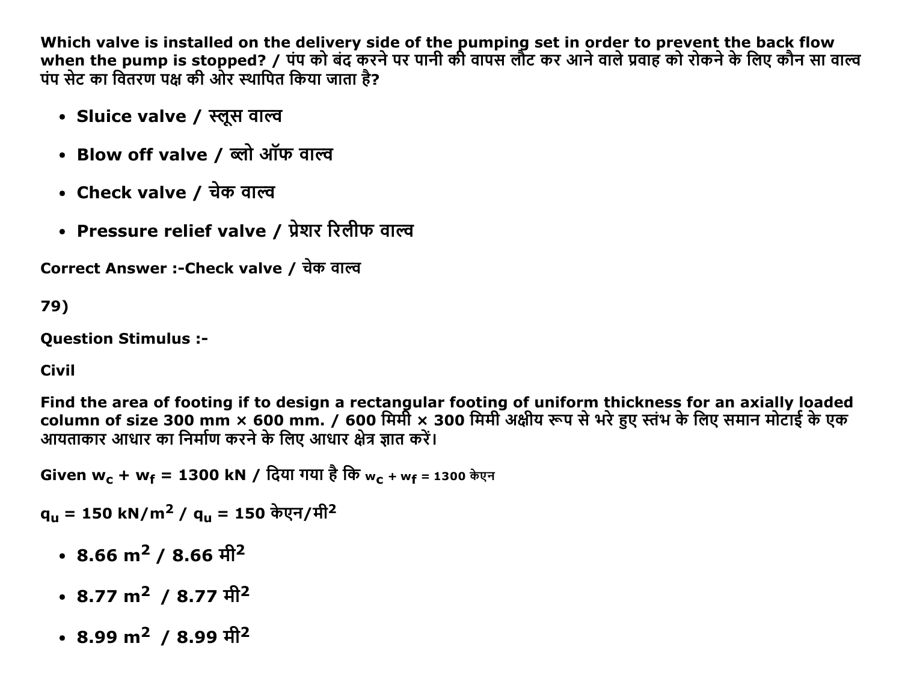**Which valve is installed on the delivery side of the pumping set in order to prevent the back flow when the pump is stopped? / पंप को बंद करने पर पानी की वापस लौट कर आने वाले प्रवाह को रोकने के लिए कौन सा वाल्व पंप सेट का वितरण पक्ष की ओर स्थापित किया जाता है?**

- **Sluice valve / स्लूस वाल्व**
- **Blow off valve / ब्लो ऑफ वाल्व**
- **Check valve / चेक वाल्व**
- **Pressure relief valve / प्रेशर रिलीफ वाल्व**

**Correct Answer :-Check valve / चेक वाल्व**

**79)**

**Question Stimulus :-**

**Civil**

**Find the area of footing if to design a rectangular footing of uniform thickness for an axially loaded column of size 300 mm × 600 mm. / 600 मिमी × 300 मिमी अक्षीय रूप से भरे हुए स्तंभ के लिए समान मोटाई के एक आयताकार आधार का निर्माण करने के लिए आधार क्षेत्र ज्ञात करें।**

**Given $w_c + w_f = 1300$ kN / दिया गया है कि $w_c + w_f = 1300$ केएन**

**$q_u = 150$ kN/m$^2$ / $q_u = 150$ केएन/मी$^2$**

- **8.66 m$^2$ / 8.66 मी$^2$**
- **8.77 m$^2$ / 8.77 मी$^2$**
- **8.99 m$^2$ / 8.99 मी$^2$**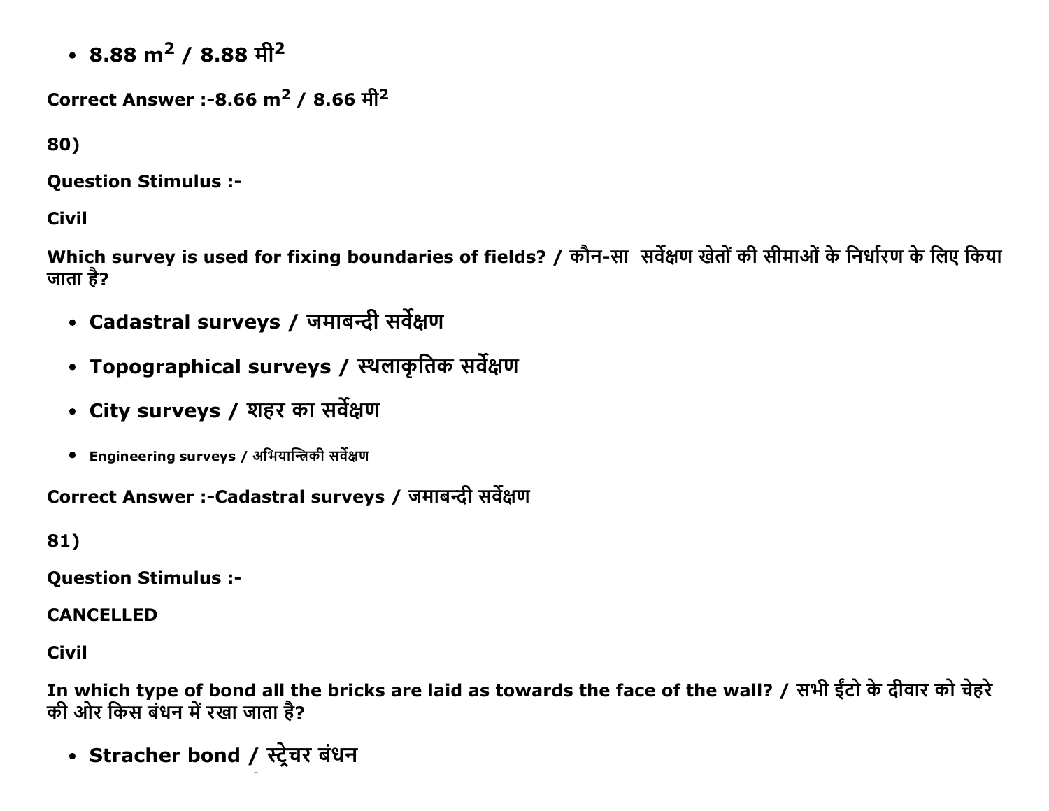- **8.88 $m^2$ / 8.88 मी$^2$**

**Correct Answer :-8.66 $m^2$ / 8.66 मी$^2$**

**80)**

**Question Stimulus :-**

**Civil**

**Which survey is used for fixing boundaries of fields? / कौन-सा सर्वेक्षण खेतों की सीमाओं के निर्धारण के लिए किया जाता है?**

- **Cadastral surveys / जमाबन्दी सर्वेक्षण**
- **Topographical surveys / स्थलाकृतिक सर्वेक्षण**
- **City surveys / शहर का सर्वेक्षण**
- **Engineering surveys / अभियान्त्रिकी सर्वेक्षण**

**Correct Answer :-Cadastral surveys / जमाबन्दी सर्वेक्षण**

**81)**

**Question Stimulus :-**

**CANCELLED**

**Civil**

**In which type of bond all the bricks are laid as towards the face of the wall? / सभी ईंटो के दीवार को चेहरे की ओर किस बंधन में रखा जाता है?**

- **Stracher bond / स्ट्रेचर बंधन**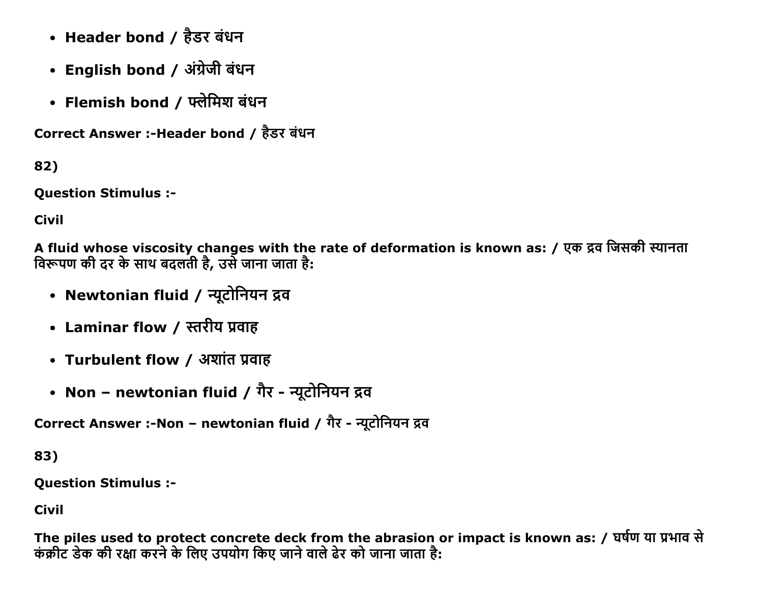- **Header bond / हैडर बंधन**
- **English bond / अंग्रेजी बंधन**
- **Flemish bond / फ्लेमिश बंधन**

**Correct Answer :-Header bond / हैडर बंधन**

**82)**

**Question Stimulus :-**

**Civil**

**A fluid whose viscosity changes with the rate of deformation is known as: / एक द्रव जिसकी स्यानता विरूपण की दर के साथ बदलती है, उसे जाना जाता है:**

- **Newtonian fluid / न्यूटोनियन द्रव**
- **Laminar flow / स्तरीय प्रवाह**
- **Turbulent flow / अशांत प्रवाह**
- **Non – newtonian fluid / गैर - न्यूटोनियन द्रव**

**Correct Answer :-Non – newtonian fluid / गैर - न्यूटोनियन द्रव**

**83)**

**Question Stimulus :-**

**Civil**

**The piles used to protect concrete deck from the abrasion or impact is known as: / घर्षण या प्रभाव से कंक्रीट डेक की रक्षा करने के लिए उपयोग किए जाने वाले ढेर को जाना जाता है:**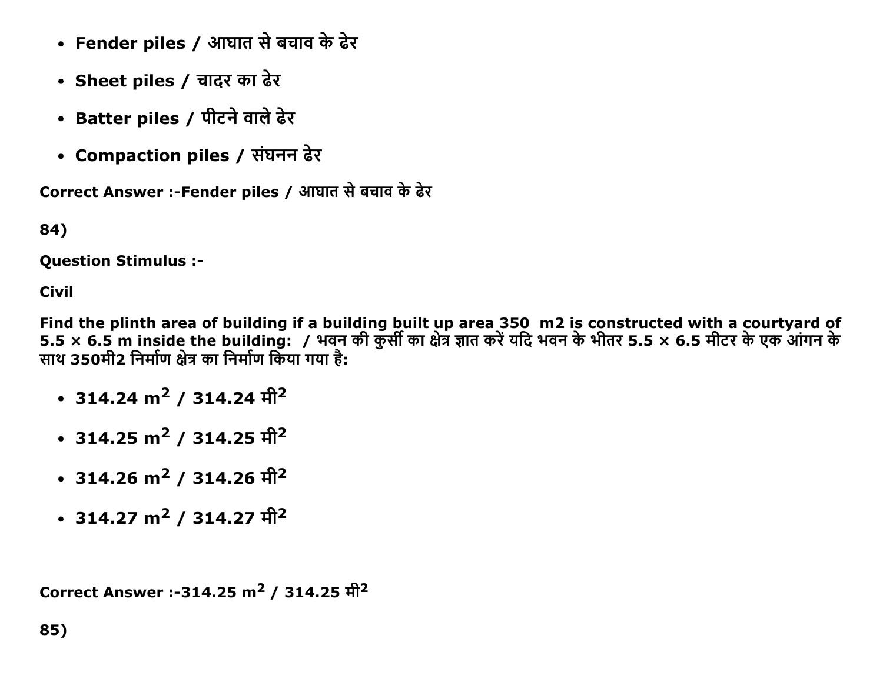- **Fender piles / आघात से बचाव के ढेर**
- **Sheet piles / चादर का ढेर**
- **Batter piles / पीटने वाले ढेर**
- **Compaction piles / संघनन ढेर**

**Correct Answer :-Fender piles / आघात से बचाव के ढेर**

**84)**

**Question Stimulus :-**

**Civil**

**Find the plinth area of building if a building built up area 350  m2 is constructed with a courtyard of 5.5 × 6.5 m inside the building:  / भवन की कुर्सी का क्षेत्र ज्ञात करें यदि भवन के भीतर 5.5 × 6.5 मीटर के एक आंगन के साथ 350मी2 निर्माण क्षेत्र का निर्माण किया गया है:**

- **314.24 $m^2$ / 314.24 मी$^2$**
- **314.25 $m^2$ / 314.25 मी$^2$**
- **314.26 $m^2$ / 314.26 मी$^2$**
- **314.27 $m^2$ / 314.27 मी$^2$**

**Correct Answer :-314.25 $m^2$ / 314.25 मी$^2$**

**85)**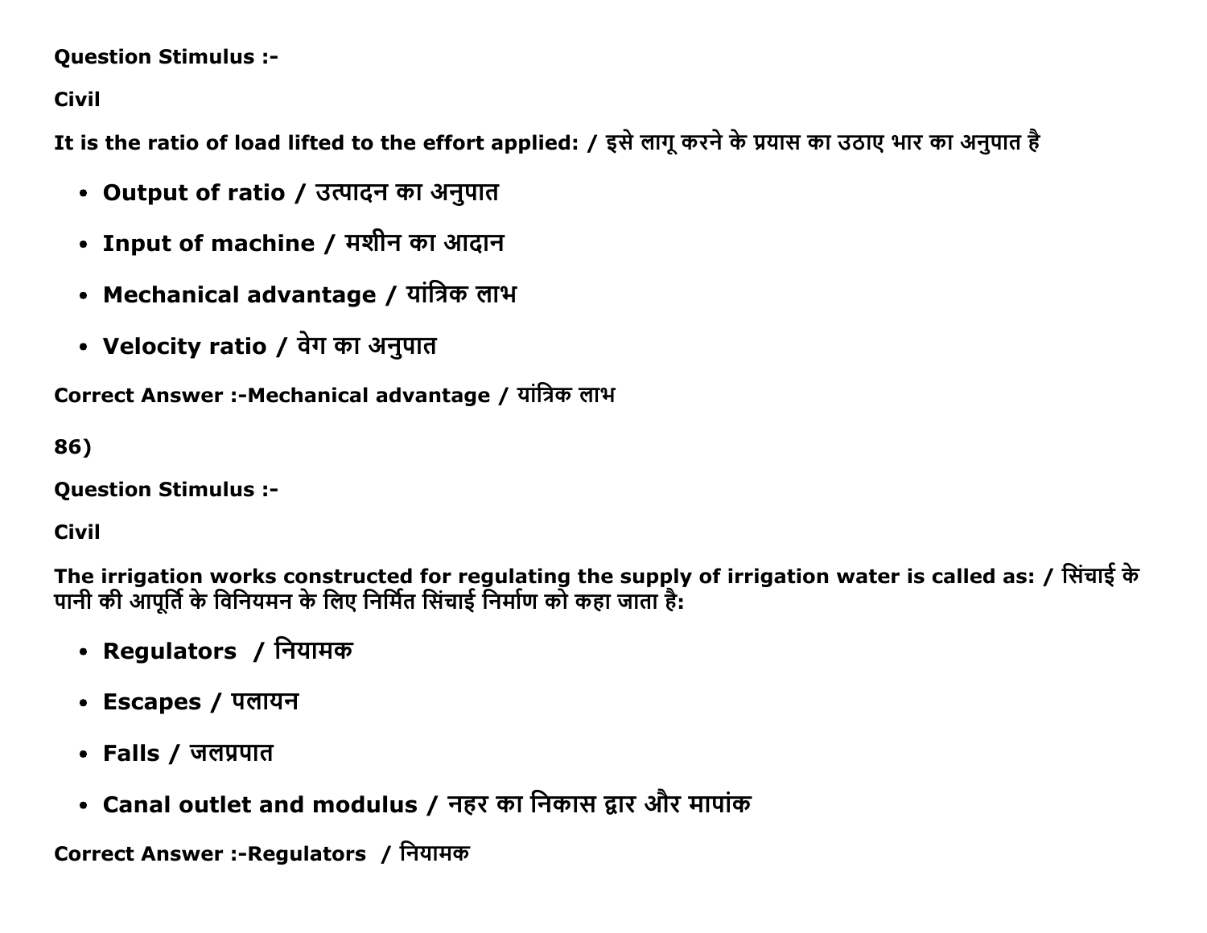**Question Stimulus :-**

**Civil**

**It is the ratio of load lifted to the effort applied: / इसे लागू करने के प्रयास का उठाए भार का अनुपात है**

- **Output of ratio / उत्पादन का अनुपात**
- **Input of machine / मशीन का आदान**
- **Mechanical advantage / यांत्रिक लाभ**
- **Velocity ratio / वेग का अनुपात**

**Correct Answer :-Mechanical advantage / यांत्रिक लाभ**

**86)**

**Question Stimulus :-**

**Civil**

**The irrigation works constructed for regulating the supply of irrigation water is called as: / सिंचाई के पानी की आपूर्ति के विनियमन के लिए निर्मित सिंचाई निर्माण को कहा जाता है:**

- **Regulators / नियामक**
- **Escapes / पलायन**
- **Falls / जलप्रपात**
- **Canal outlet and modulus / नहर का निकास द्वार और मापांक**

**Correct Answer :-Regulators / नियामक**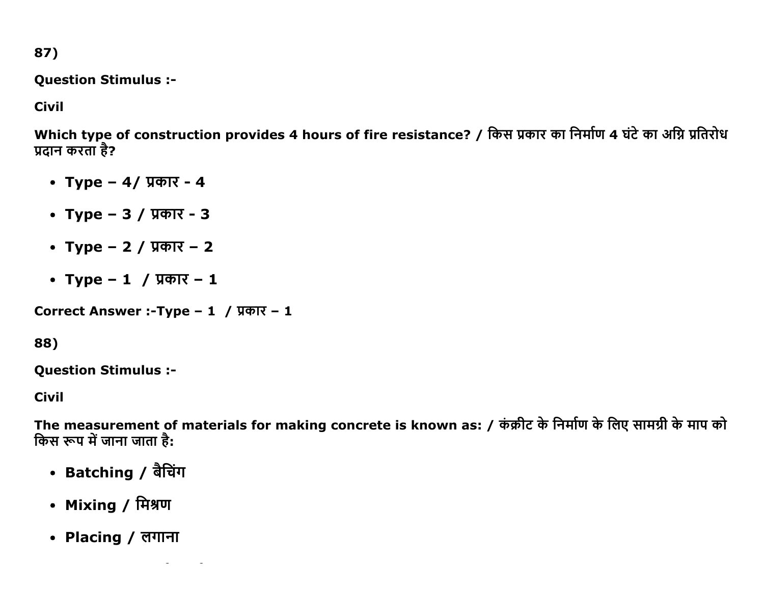87)

**Question Stimulus :-**

**Civil**

**Which type of construction provides 4 hours of fire resistance? / किस प्रकार का निर्माण 4 घंटे का अग्नि प्रतिरोध प्रदान करता है?**

- **Type – 4/ प्रकार - 4**
- **Type – 3 / प्रकार - 3**
- **Type – 2 / प्रकार – 2**
- **Type – 1 / प्रकार – 1**

**Correct Answer :-Type – 1 / प्रकार – 1**

88)

**Question Stimulus :-**

**Civil**

**The measurement of materials for making concrete is known as: / कंक्रीट के निर्माण के लिए सामग्री के माप को किस रूप में जाना जाता है:**

- **Batching / बैचिंग**
- **Mixing / मिश्रण**
- **Placing / लगाना**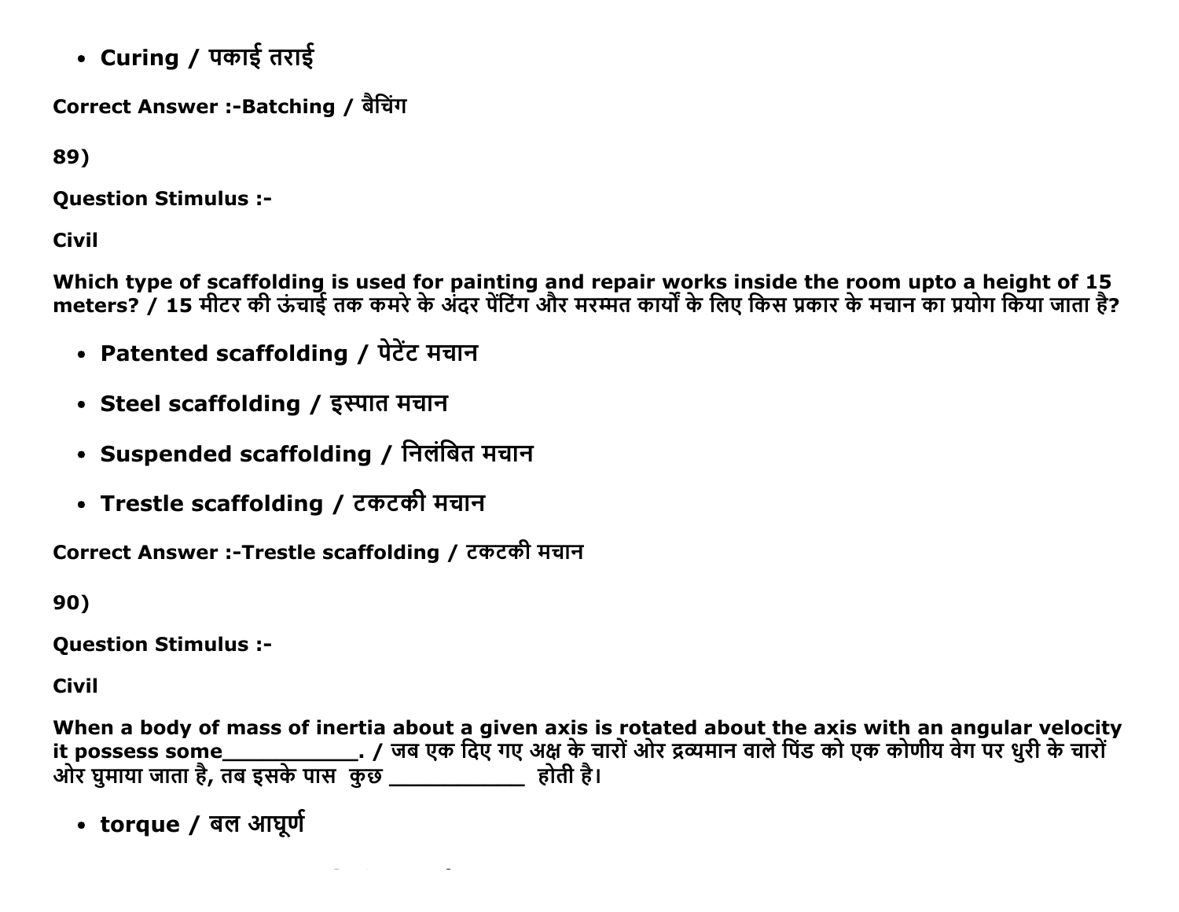- Curing / पकाई तराई

Correct Answer :-Batching / बैचिंग

89)

Question Stimulus :-

Civil

Which type of scaffolding is used for painting and repair works inside the room upto a height of 15 meters? / 15 मीटर की ऊंचाई तक कमरे के अंदर पेंटिंग और मरम्मत कार्यों के लिए किस प्रकार के मचान का प्रयोग किया जाता है?

- Patented scaffolding / पेटेंट मचान
- Steel scaffolding / इस्पात मचान
- Suspended scaffolding / निलंबित मचान
- Trestle scaffolding / टकटकी मचान

Correct Answer :-Trestle scaffolding / टकटकी मचान

90)

Question Stimulus :-

Civil

When a body of mass of inertia about a given axis is rotated about the axis with an angular velocity it possess some___________. / जब एक दिए गए अक्ष के चारों ओर द्रव्यमान वाले पिंड को एक कोणीय वेग पर धुरी के चारों ओर घुमाया जाता है, तब इसके पास कुछ ___________ होती है।

- torque / बल आघूर्ण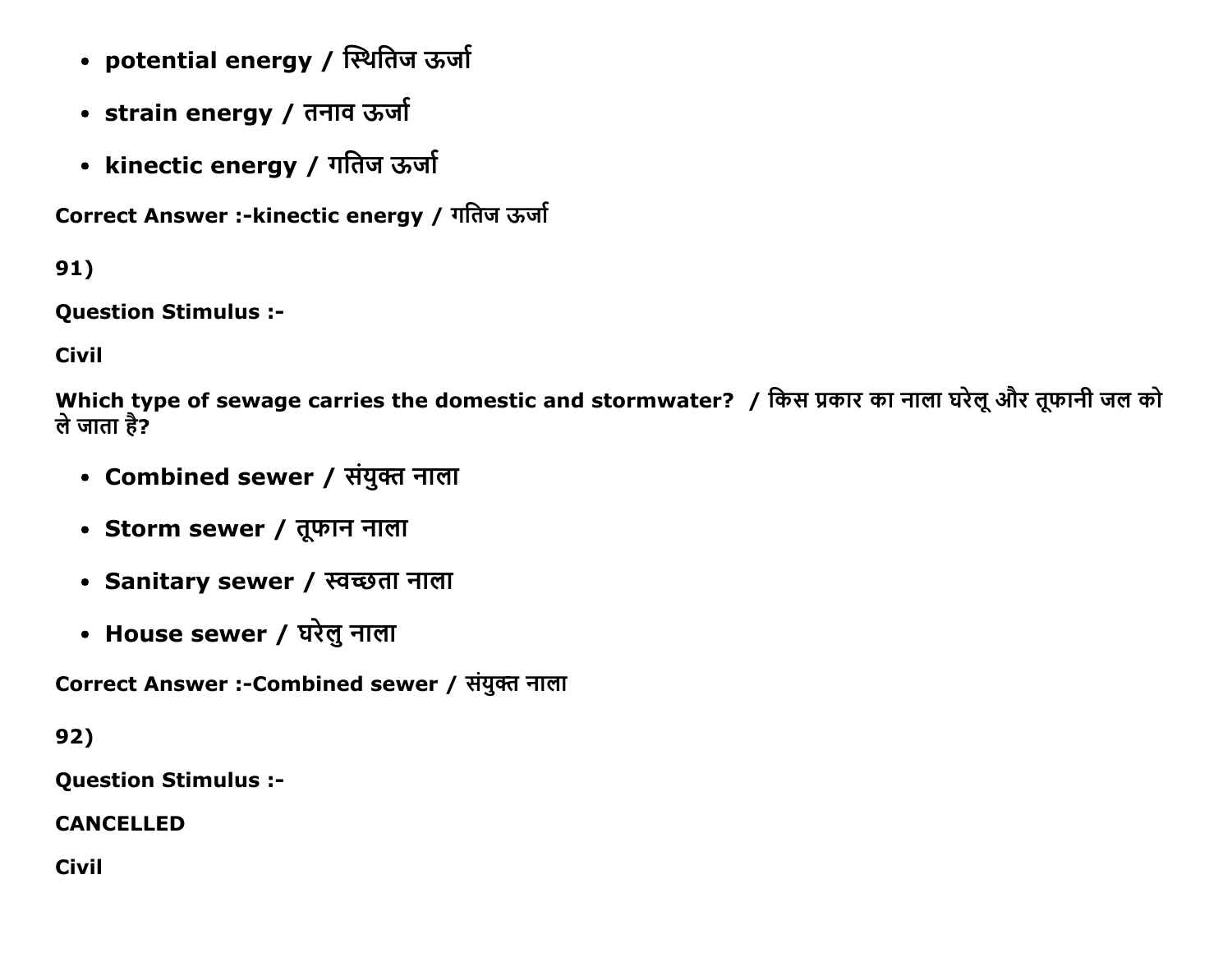- **potential energy / स्थितिज ऊर्जा**
- **strain energy / तनाव ऊर्जा**
- **kinectic energy / गतिज ऊर्जा**

**Correct Answer :-kinectic energy / गतिज ऊर्जा**

**91)**

**Question Stimulus :-**

**Civil**

**Which type of sewage carries the domestic and stormwater? / किस प्रकार का नाला घरेलू और तूफानी जल को ले जाता है?**

- **Combined sewer / संयुक्त नाला**
- **Storm sewer / तूफान नाला**
- **Sanitary sewer / स्वच्छता नाला**
- **House sewer / घरेलु नाला**

**Correct Answer :-Combined sewer / संयुक्त नाला**

**92)**

**Question Stimulus :-**

**CANCELLED**

**Civil**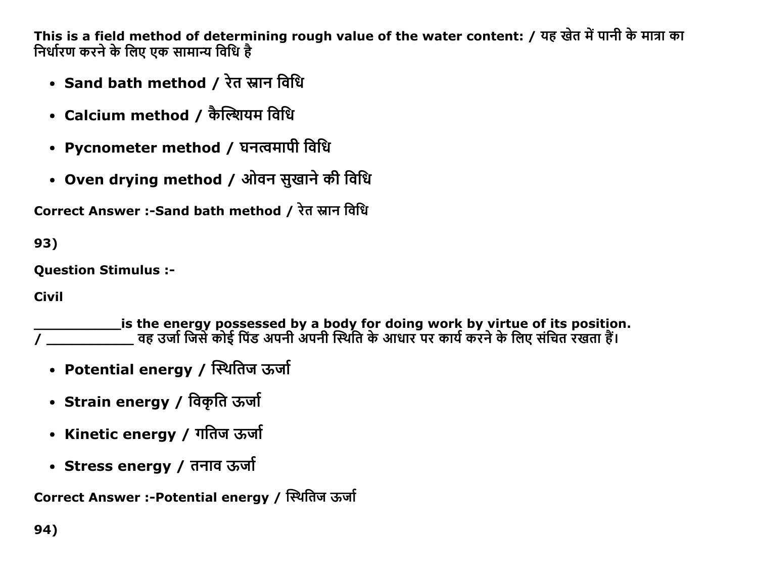This is a field method of determining rough value of the water content: / यह खेत में पानी के मात्रा का निर्धारण करने के लिए एक सामान्य विधि है

- Sand bath method / रेत स्नान विधि
- Calcium method / कैल्शियम विधि
- Pycnometer method / घनत्वमापी विधि
- Oven drying method / ओवन सुखाने की विधि

Correct Answer :-Sand bath method / रेत स्नान विधि

93)

Question Stimulus :-

Civil

___________is the energy possessed by a body for doing work by virtue of its position. / ___________ वह उर्जा जिसे कोई पिंड अपनी अपनी स्थिति के आधार पर कार्य करने के लिए संचित रखता हैं।

- Potential energy / स्थितिज ऊर्जा
- Strain energy / विकृति ऊर्जा
- Kinetic energy / गतिज ऊर्जा
- Stress energy / तनाव ऊर्जा

Correct Answer :-Potential energy / स्थितिज ऊर्जा

94)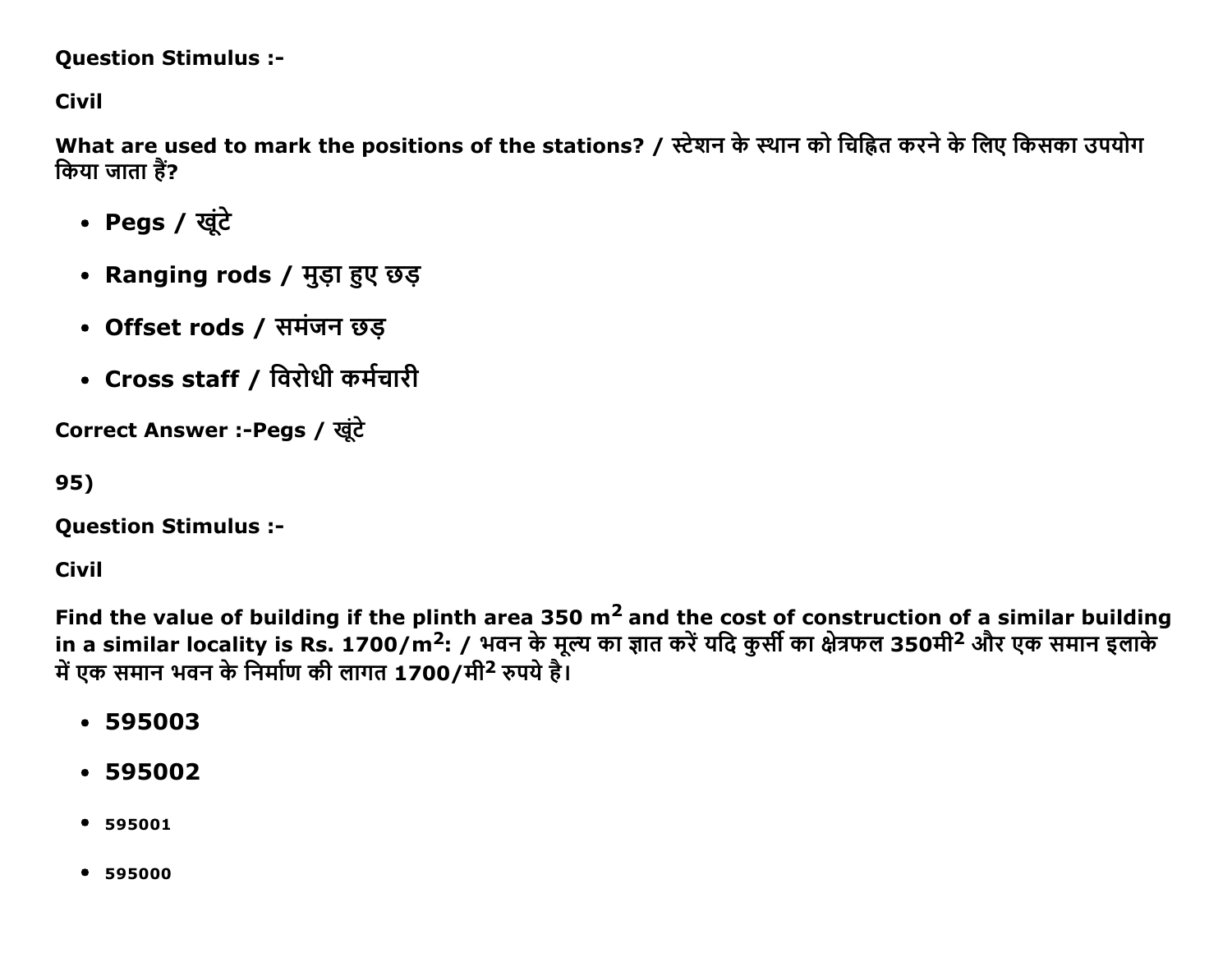Question Stimulus :-

Civil

**What are used to mark the positions of the stations? / स्टेशन के स्थान को चिह्नित करने के लिए किसका उपयोग किया जाता हैं?**

- **Pegs / खूंटे**
- **Ranging rods / मुड़ा हुए छड़**
- **Offset rods / समंजन छड़**
- **Cross staff / विरोधी कर्मचारी**

**Correct Answer :-Pegs / खूंटे**

95)

**Question Stimulus :-**

**Civil**

**Find the value of building if the plinth area 350 $m^2$ and the cost of construction of a similar building in a similar locality is Rs. 1700/$m^2$: / भवन के मूल्य का ज्ञात करें यदि कुर्सी का क्षेत्रफल 350मी$^2$ और एक समान इलाके में एक समान भवन के निर्माण की लागत 1700/मी$^2$ रुपये है।**

- **595003**
- **595002**
- 595001
- 595000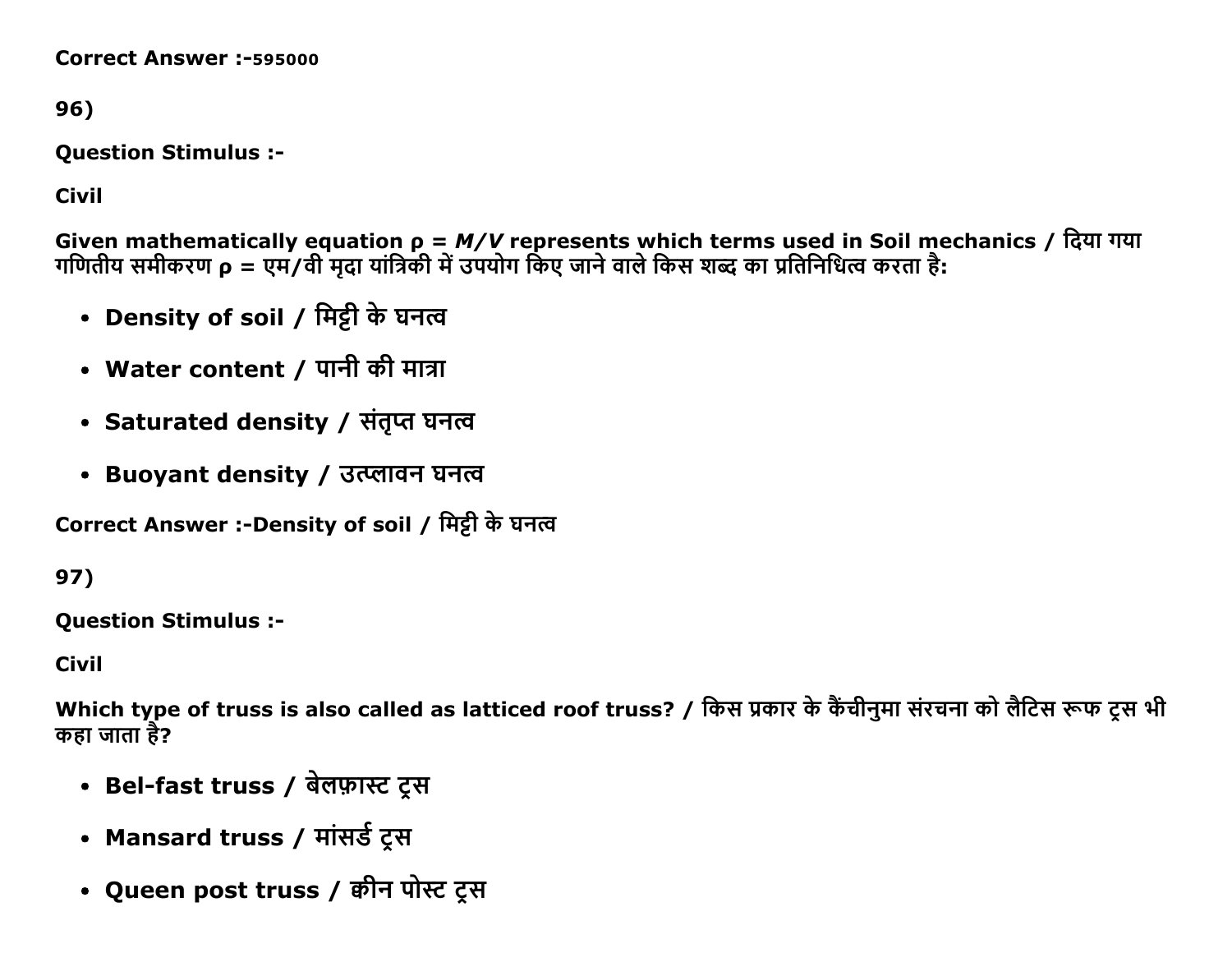**Correct Answer :-**595000

96)

**Question Stimulus :-**

**Civil**

**Given mathematically equation $\rho = M/V$ represents which terms used in Soil mechanics / दिया गया गणितीय समीकरण $\rho$ = एम/वी मृदा यांत्रिकी में उपयोग किए जाने वाले किस शब्द का प्रतिनिधित्व करता है:**

- **Density of soil / मिट्टी के घनत्व**
- **Water content / पानी की मात्रा**
- **Saturated density / संतृप्त घनत्व**
- **Buoyant density / उत्प्लावन घनत्व**

**Correct Answer :-Density of soil / मिट्टी के घनत्व**

97)

**Question Stimulus :-**

**Civil**

**Which type of truss is also called as latticed roof truss? / किस प्रकार के कैंचीनुमा संरचना को लैटिस रूफ ट्रस भी कहा जाता है?**

- **Bel-fast truss / बेलफ़ास्ट ट्रस**
- **Mansard truss / मांसर्ड ट्रस**
- **Queen post truss / क्वीन पोस्ट ट्रस**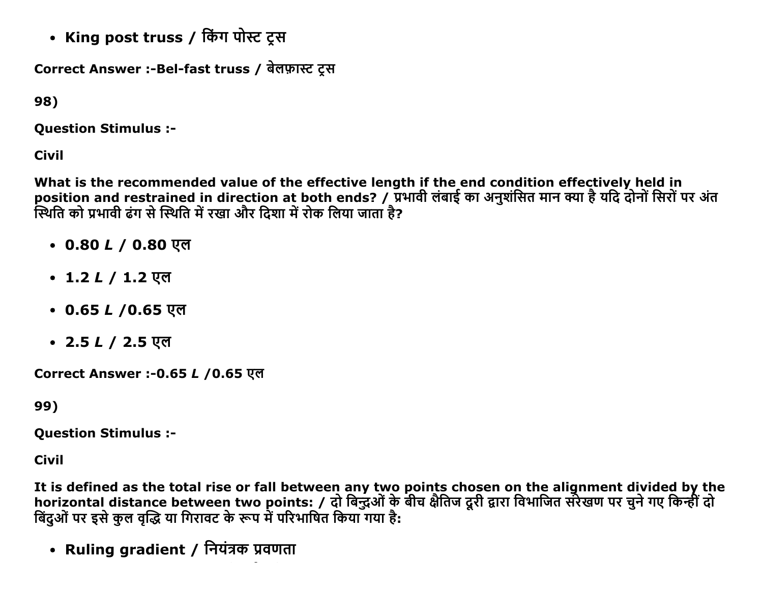- **King post truss / किंग पोस्ट ट्रस**

**Correct Answer :-Bel-fast truss / बेलफ़ास्ट ट्रस**

**98)**

**Question Stimulus :-**

**Civil**

**What is the recommended value of the effective length if the end condition effectively held in position and restrained in direction at both ends? / प्रभावी लंबाई का अनुशंसित मान क्या है यदि दोनों सिरों पर अंत स्थिति को प्रभावी ढंग से स्थिति में रखा और दिशा में रोक लिया जाता है?**

- **0.80 *L* / 0.80 एल**
- **1.2 *L* / 1.2 एल**
- **0.65 *L* /0.65 एल**
- **2.5 *L* / 2.5 एल**

**Correct Answer :-0.65 *L* /0.65 एल**

**99)**

**Question Stimulus :-**

**Civil**

**It is defined as the total rise or fall between any two points chosen on the alignment divided by the horizontal distance between two points: / दो बिन्दुओं के बीच क्षैतिज दूरी द्वारा विभाजित संरेखण पर चुने गए किन्हीं दो बिंदुओं पर इसे कुल वृद्धि या गिरावट के रूप में परिभाषित किया गया है:**

- **Ruling gradient / नियंत्रक प्रवणता**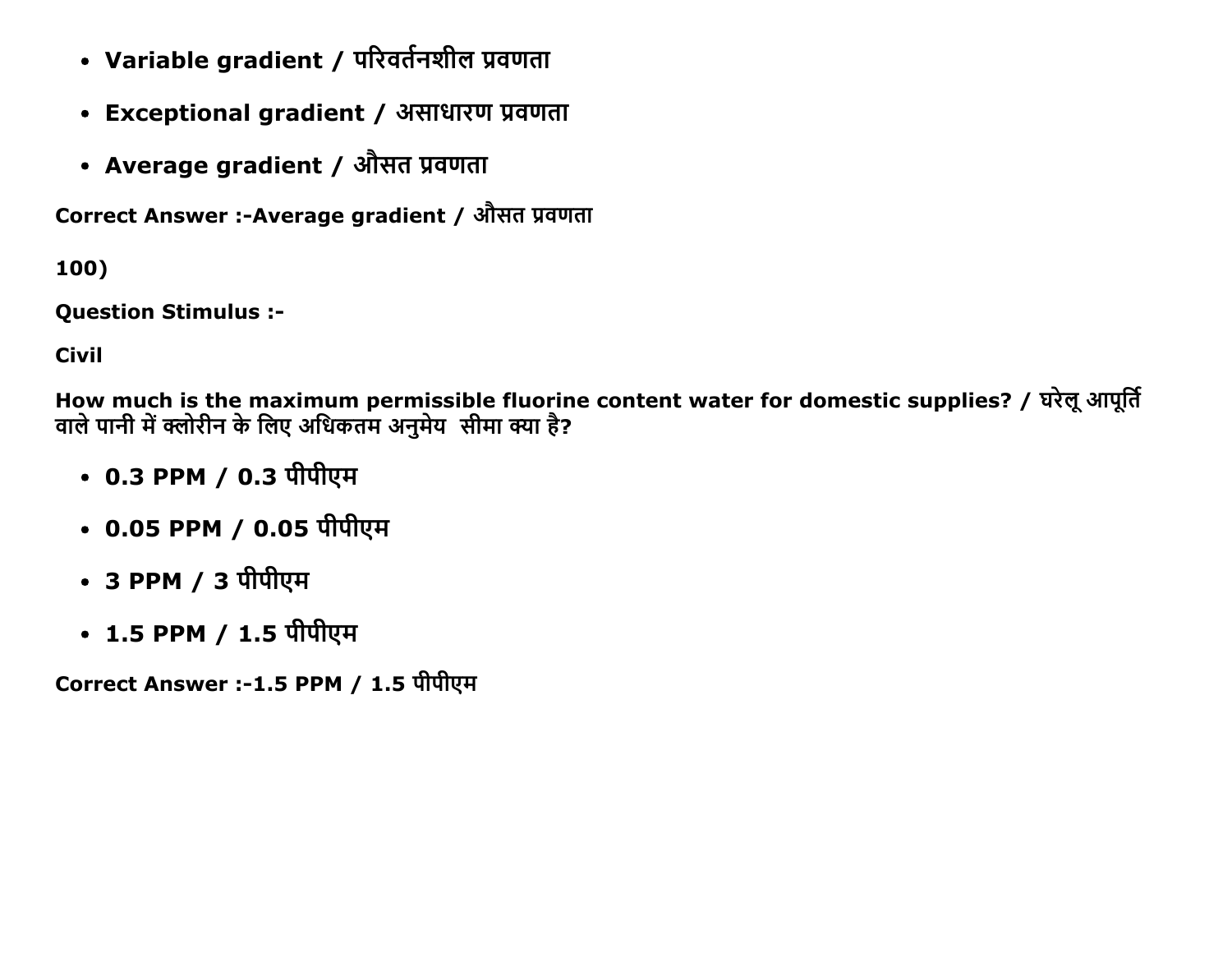- **Variable gradient / परिवर्तनशील प्रवणता**
- **Exceptional gradient / असाधारण प्रवणता**
- **Average gradient / औसत प्रवणता**

**Correct Answer :-Average gradient / औसत प्रवणता**

**100)**

**Question Stimulus :-**

**Civil**

**How much is the maximum permissible fluorine content water for domestic supplies? / घरेलू आपूर्ति वाले पानी में क्लोरीन के लिए अधिकतम अनुमेय  सीमा क्या है?**

- **0.3 PPM / 0.3 पीपीएम**
- **0.05 PPM / 0.05 पीपीएम**
- **3 PPM / 3 पीपीएम**
- **1.5 PPM / 1.5 पीपीएम**

**Correct Answer :-1.5 PPM / 1.5 पीपीएम**